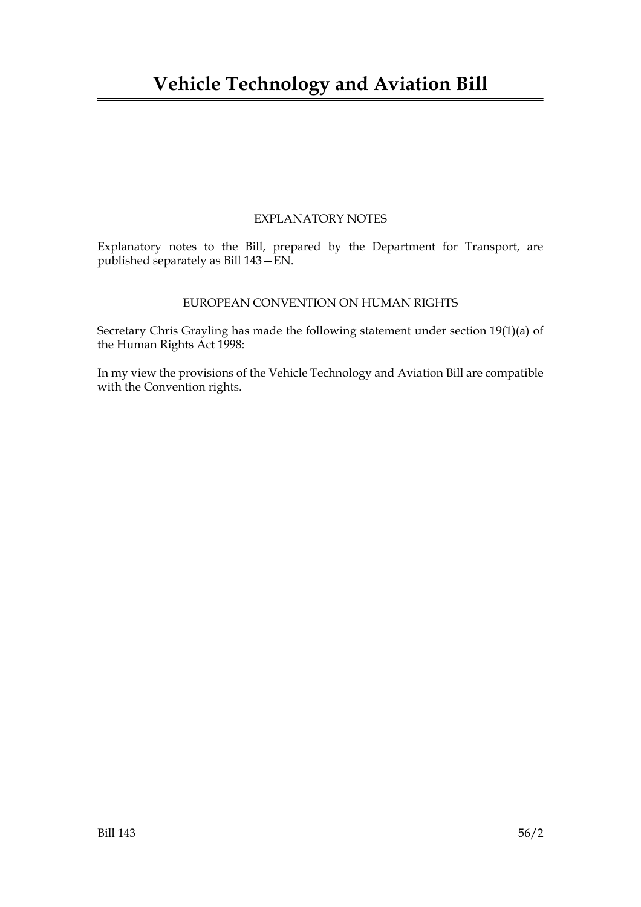# Vehicle Technology and Aviation Bill

## EXPLANATORY NOTES

Explanatory notes to the Bill, prepared by the Department for Transport, are published separately as Bill 143—EN.

## EUROPEAN CONVENTION ON HUMAN RIGHTS

Secretary Chris Grayling has made the following statement under section 19(1)(a) of the Human Rights Act 1998:

In my view the provisions of the Vehicle Technology and Aviation Bill are compatible with the Convention rights.

Bill 143 56/2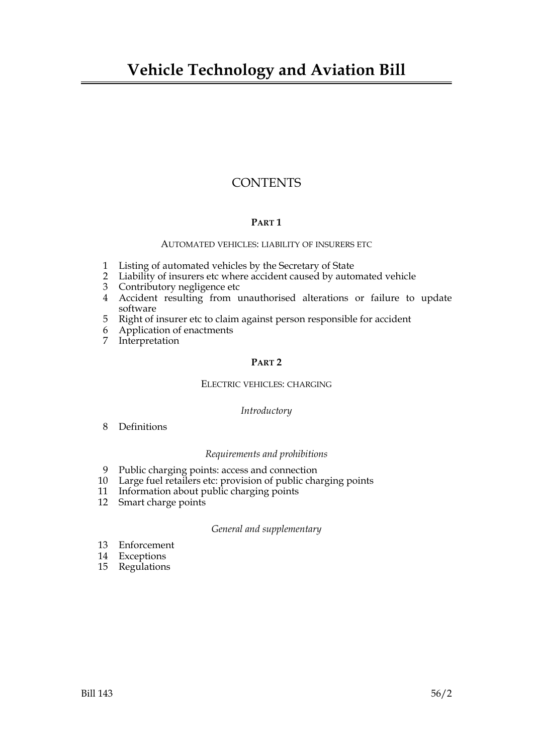# Vehicle Technology and Aviation Bill

## CONTENTS

### PART 1

AUTOMATED VEHICLES: LIABILITY OF INSURERS ETC

1 Listing of automated vehicles by the Secretary of State
2 Liability of insurers etc where accident caused by automated vehicle
3 Contributory negligence etc
4 Accident resulting from unauthorised alterations or failure to update software
5 Right of insurer etc to claim against person responsible for accident
6 Application of enactments
7 Interpretation

### PART 2

ELECTRIC VEHICLES: CHARGING

*Introductory*

8 Definitions

*Requirements and prohibitions*

9 Public charging points: access and connection
10 Large fuel retailers etc: provision of public charging points
11 Information about public charging points
12 Smart charge points

*General and supplementary*

13 Enforcement
14 Exceptions
15 Regulations

Bill 143 56/2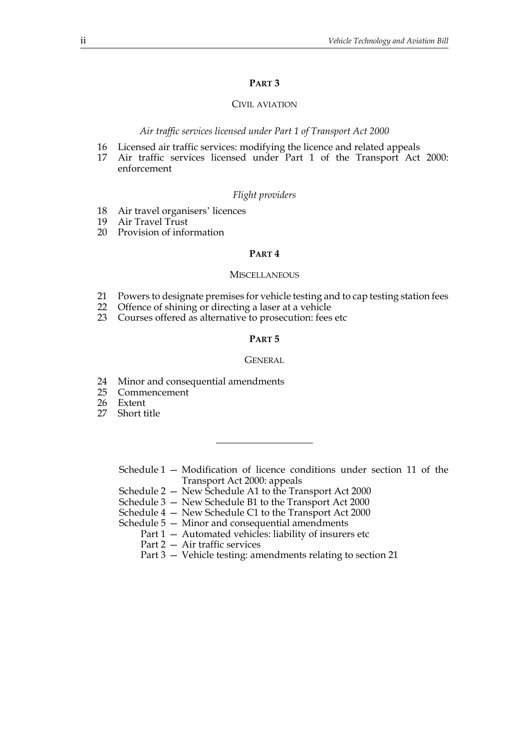## PART 3

### CIVIL AVIATION

*Air traffic services licensed under Part 1 of Transport Act 2000*

16 Licensed air traffic services: modifying the licence and related appeals
17 Air traffic services licensed under Part 1 of the Transport Act 2000: enforcement

*Flight providers*

18 Air travel organisers' licences
19 Air Travel Trust
20 Provision of information

## PART 4

### MISCELLANEOUS

21 Powers to designate premises for vehicle testing and to cap testing station fees
22 Offence of shining or directing a laser at a vehicle
23 Courses offered as alternative to prosecution: fees etc

## PART 5

### GENERAL

24 Minor and consequential amendments
25 Commencement
26 Extent
27 Short title

---

Schedule 1 — Modification of licence conditions under section 11 of the Transport Act 2000: appeals
Schedule 2 — New Schedule A1 to the Transport Act 2000
Schedule 3 — New Schedule B1 to the Transport Act 2000
Schedule 4 — New Schedule C1 to the Transport Act 2000
Schedule 5 — Minor and consequential amendments
  Part 1 — Automated vehicles: liability of insurers etc
  Part 2 — Air traffic services
  Part 3 — Vehicle testing: amendments relating to section 21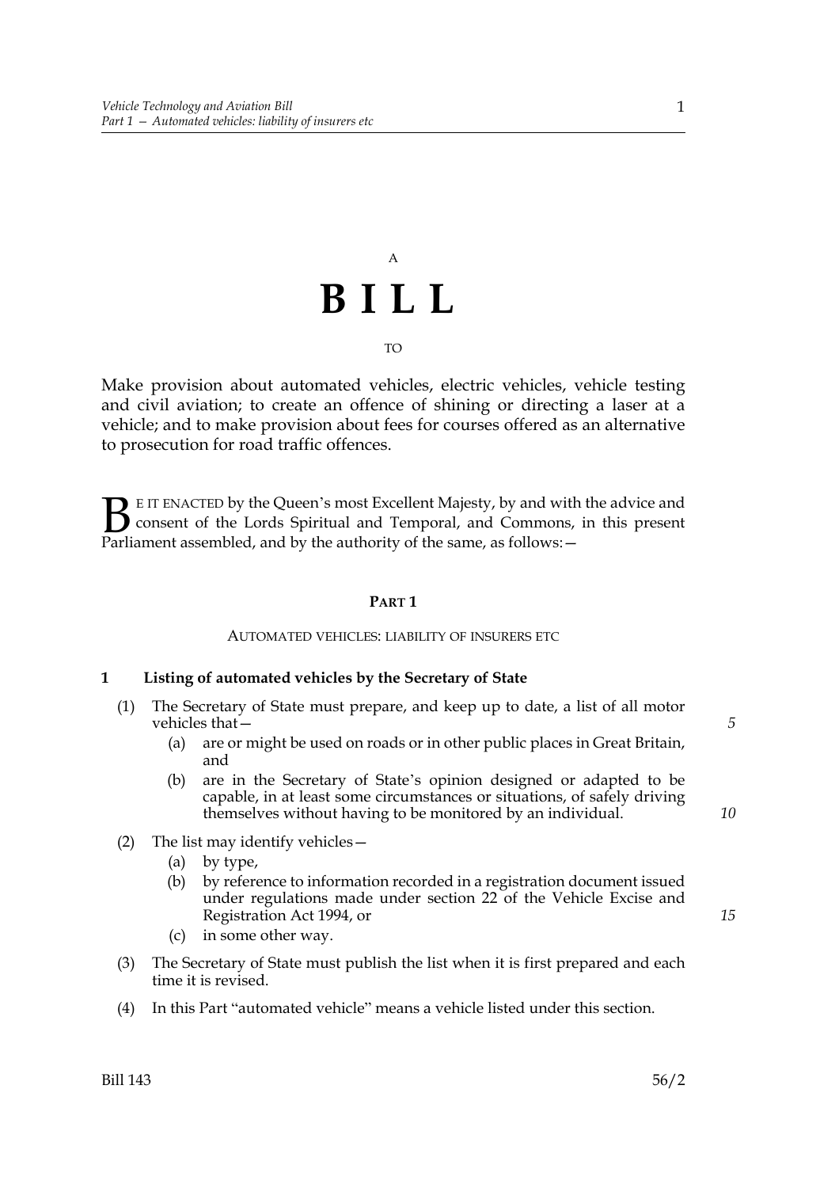A

# BILL

TO

Make provision about automated vehicles, electric vehicles, vehicle testing and civil aviation; to create an offence of shining or directing a laser at a vehicle; and to make provision about fees for courses offered as an alternative to prosecution for road traffic offences.

BE IT ENACTED by the Queen's most Excellent Majesty, by and with the advice and consent of the Lords Spiritual and Temporal, and Commons, in this present Parliament assembled, and by the authority of the same, as follows:—

## PART 1

### AUTOMATED VEHICLES: LIABILITY OF INSURERS ETC

**1 Listing of automated vehicles by the Secretary of State**

(1) The Secretary of State must prepare, and keep up to date, a list of all motor vehicles that—

  (a) are or might be used on roads or in other public places in Great Britain, and

  (b) are in the Secretary of State's opinion designed or adapted to be capable, in at least some circumstances or situations, of safely driving themselves without having to be monitored by an individual.

(2) The list may identify vehicles—

  (a) by type,

  (b) by reference to information recorded in a registration document issued under regulations made under section 22 of the Vehicle Excise and Registration Act 1994, or

  (c) in some other way.

(3) The Secretary of State must publish the list when it is first prepared and each time it is revised.

(4) In this Part "automated vehicle" means a vehicle listed under this section.

Bill 143 56/2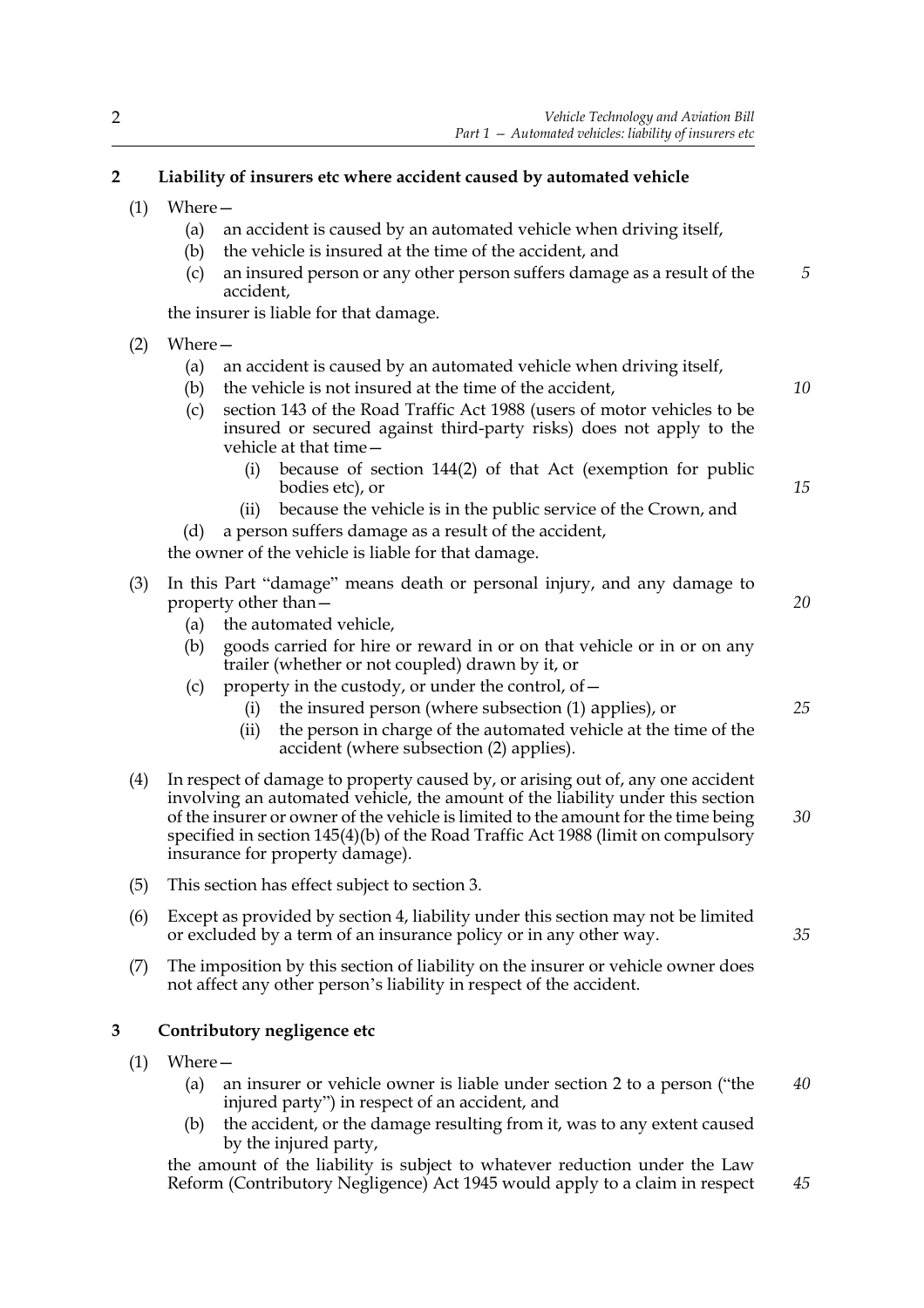## 2 Liability of insurers etc where accident caused by automated vehicle

(1) Where—

  (a) an accident is caused by an automated vehicle when driving itself,

  (b) the vehicle is insured at the time of the accident, and

  (c) an insured person or any other person suffers damage as a result of the accident,

the insurer is liable for that damage.

(2) Where—

  (a) an accident is caused by an automated vehicle when driving itself,

  (b) the vehicle is not insured at the time of the accident,

  (c) section 143 of the Road Traffic Act 1988 (users of motor vehicles to be insured or secured against third-party risks) does not apply to the vehicle at that time—

    (i) because of section 144(2) of that Act (exemption for public bodies etc), or

    (ii) because the vehicle is in the public service of the Crown, and

  (d) a person suffers damage as a result of the accident,

the owner of the vehicle is liable for that damage.

(3) In this Part "damage" means death or personal injury, and any damage to property other than—

  (a) the automated vehicle,

  (b) goods carried for hire or reward in or on that vehicle or in or on any trailer (whether or not coupled) drawn by it, or

  (c) property in the custody, or under the control, of—

    (i) the insured person (where subsection (1) applies), or

    (ii) the person in charge of the automated vehicle at the time of the accident (where subsection (2) applies).

(4) In respect of damage to property caused by, or arising out of, any one accident involving an automated vehicle, the amount of the liability under this section of the insurer or owner of the vehicle is limited to the amount for the time being specified in section 145(4)(b) of the Road Traffic Act 1988 (limit on compulsory insurance for property damage).

(5) This section has effect subject to section 3.

(6) Except as provided by section 4, liability under this section may not be limited or excluded by a term of an insurance policy or in any other way.

(7) The imposition by this section of liability on the insurer or vehicle owner does not affect any other person's liability in respect of the accident.

## 3 Contributory negligence etc

(1) Where—

  (a) an insurer or vehicle owner is liable under section 2 to a person ("the injured party") in respect of an accident, and

  (b) the accident, or the damage resulting from it, was to any extent caused by the injured party,

the amount of the liability is subject to whatever reduction under the Law Reform (Contributory Negligence) Act 1945 would apply to a claim in respect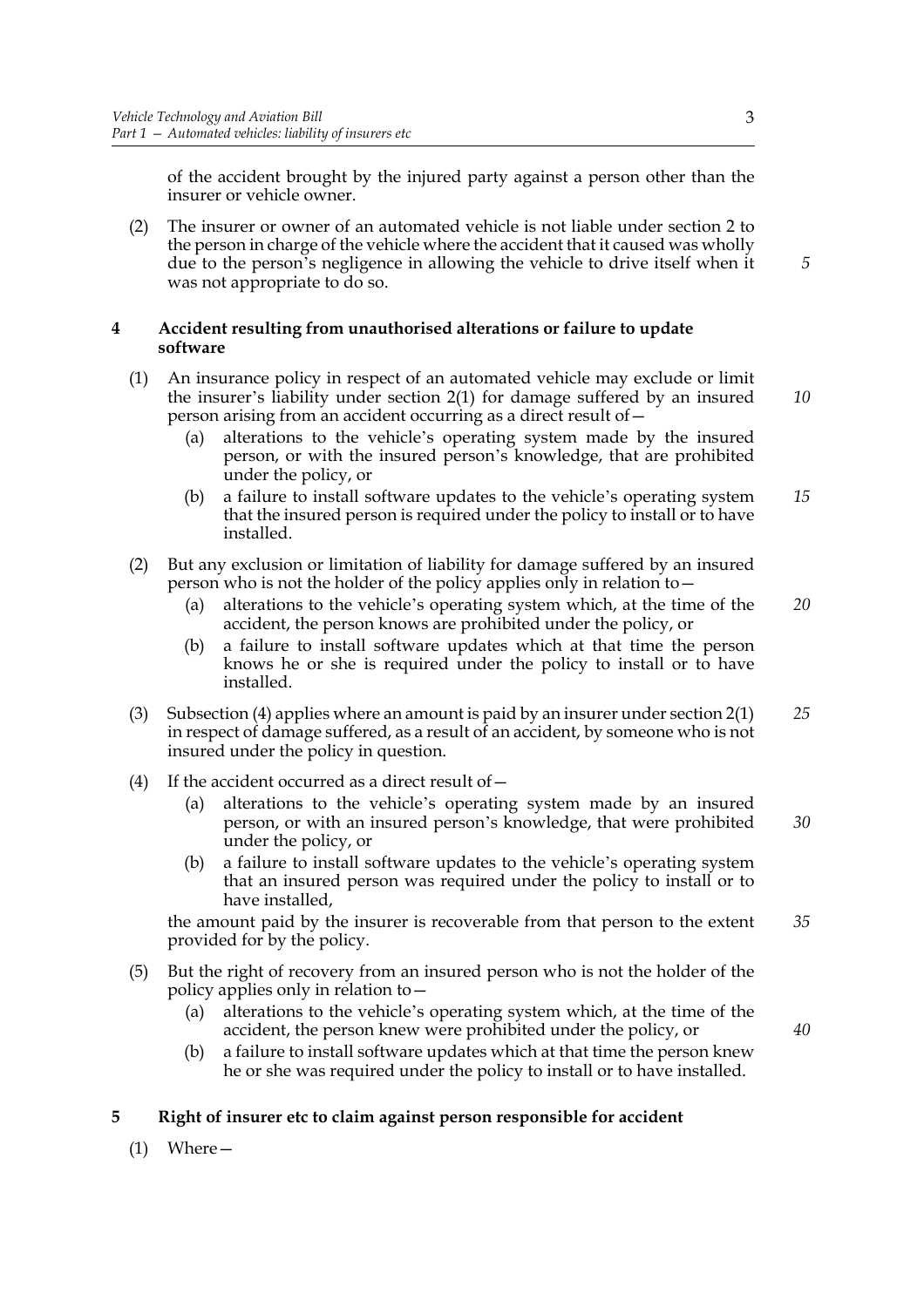of the accident brought by the injured party against a person other than the insurer or vehicle owner.

(2) The insurer or owner of an automated vehicle is not liable under section 2 to the person in charge of the vehicle where the accident that it caused was wholly due to the person's negligence in allowing the vehicle to drive itself when it was not appropriate to do so.

### 4 Accident resulting from unauthorised alterations or failure to update software

(1) An insurance policy in respect of an automated vehicle may exclude or limit the insurer's liability under section 2(1) for damage suffered by an insured person arising from an accident occurring as a direct result of—

(a) alterations to the vehicle's operating system made by the insured person, or with the insured person's knowledge, that are prohibited under the policy, or

(b) a failure to install software updates to the vehicle's operating system that the insured person is required under the policy to install or to have installed.

(2) But any exclusion or limitation of liability for damage suffered by an insured person who is not the holder of the policy applies only in relation to—

(a) alterations to the vehicle's operating system which, at the time of the accident, the person knows are prohibited under the policy, or

(b) a failure to install software updates which at that time the person knows he or she is required under the policy to install or to have installed.

(3) Subsection (4) applies where an amount is paid by an insurer under section 2(1) in respect of damage suffered, as a result of an accident, by someone who is not insured under the policy in question.

(4) If the accident occurred as a direct result of—

(a) alterations to the vehicle's operating system made by an insured person, or with an insured person's knowledge, that were prohibited under the policy, or

(b) a failure to install software updates to the vehicle's operating system that an insured person was required under the policy to install or to have installed,

the amount paid by the insurer is recoverable from that person to the extent provided for by the policy.

(5) But the right of recovery from an insured person who is not the holder of the policy applies only in relation to—

(a) alterations to the vehicle's operating system which, at the time of the accident, the person knew were prohibited under the policy, or

(b) a failure to install software updates which at that time the person knew he or she was required under the policy to install or to have installed.

### 5 Right of insurer etc to claim against person responsible for accident

(1) Where—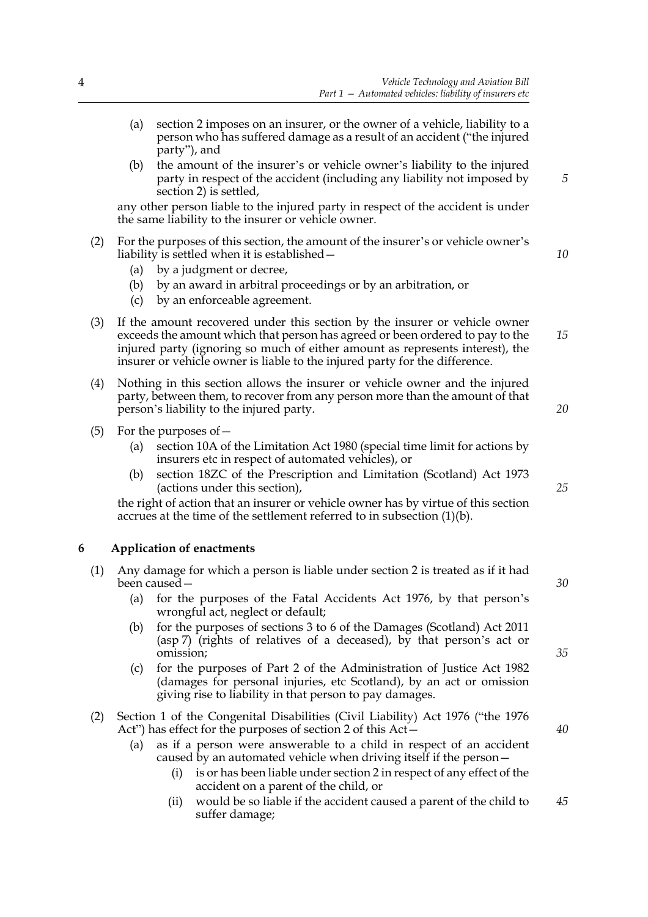(a) section 2 imposes on an insurer, or the owner of a vehicle, liability to a person who has suffered damage as a result of an accident ("the injured party"), and

(b) the amount of the insurer's or vehicle owner's liability to the injured party in respect of the accident (including any liability not imposed by section 2) is settled,

any other person liable to the injured party in respect of the accident is under the same liability to the insurer or vehicle owner.

(2) For the purposes of this section, the amount of the insurer's or vehicle owner's liability is settled when it is established—

(a) by a judgment or decree,

(b) by an award in arbitral proceedings or by an arbitration, or

(c) by an enforceable agreement.

(3) If the amount recovered under this section by the insurer or vehicle owner exceeds the amount which that person has agreed or been ordered to pay to the injured party (ignoring so much of either amount as represents interest), the insurer or vehicle owner is liable to the injured party for the difference.

(4) Nothing in this section allows the insurer or vehicle owner and the injured party, between them, to recover from any person more than the amount of that person's liability to the injured party.

(5) For the purposes of—

(a) section 10A of the Limitation Act 1980 (special time limit for actions by insurers etc in respect of automated vehicles), or

(b) section 18ZC of the Prescription and Limitation (Scotland) Act 1973 (actions under this section),

the right of action that an insurer or vehicle owner has by virtue of this section accrues at the time of the settlement referred to in subsection (1)(b).

## 6 Application of enactments

(1) Any damage for which a person is liable under section 2 is treated as if it had been caused—

(a) for the purposes of the Fatal Accidents Act 1976, by that person's wrongful act, neglect or default;

(b) for the purposes of sections 3 to 6 of the Damages (Scotland) Act 2011 (asp 7) (rights of relatives of a deceased), by that person's act or omission;

(c) for the purposes of Part 2 of the Administration of Justice Act 1982 (damages for personal injuries, etc Scotland), by an act or omission giving rise to liability in that person to pay damages.

(2) Section 1 of the Congenital Disabilities (Civil Liability) Act 1976 ("the 1976 Act") has effect for the purposes of section 2 of this Act—

(a) as if a person were answerable to a child in respect of an accident caused by an automated vehicle when driving itself if the person—

(i) is or has been liable under section 2 in respect of any effect of the accident on a parent of the child, or

(ii) would be so liable if the accident caused a parent of the child to suffer damage;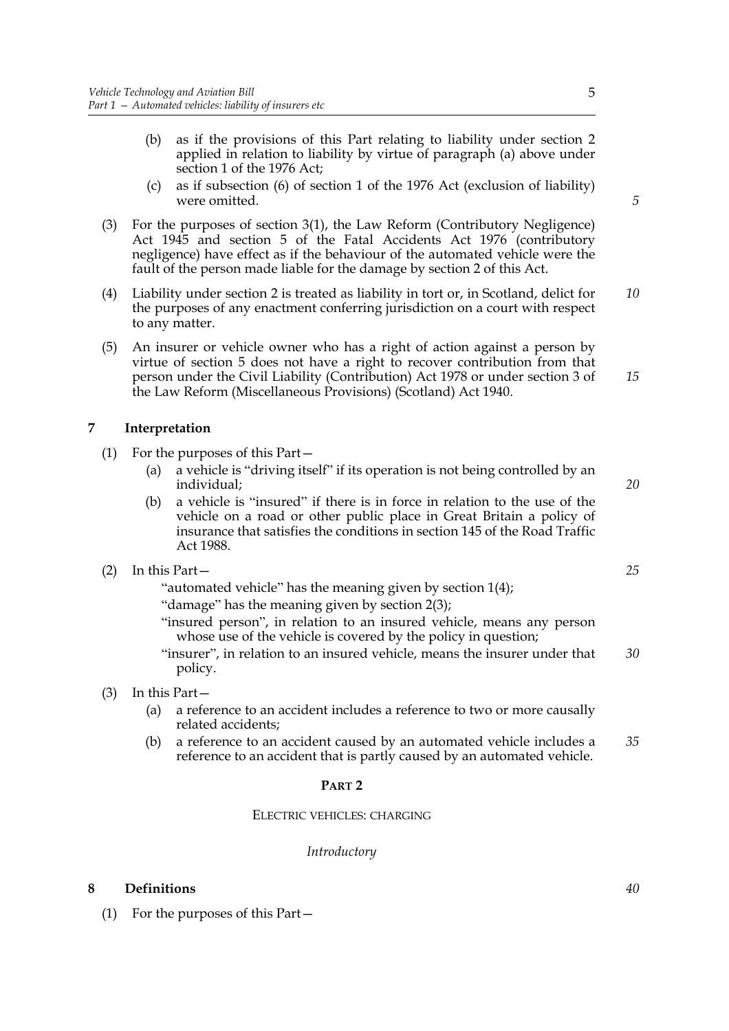(b) as if the provisions of this Part relating to liability under section 2 applied in relation to liability by virtue of paragraph (a) above under section 1 of the 1976 Act;

(c) as if subsection (6) of section 1 of the 1976 Act (exclusion of liability) were omitted.

(3) For the purposes of section 3(1), the Law Reform (Contributory Negligence) Act 1945 and section 5 of the Fatal Accidents Act 1976 (contributory negligence) have effect as if the behaviour of the automated vehicle were the fault of the person made liable for the damage by section 2 of this Act.

(4) Liability under section 2 is treated as liability in tort or, in Scotland, delict for the purposes of any enactment conferring jurisdiction on a court with respect to any matter.

(5) An insurer or vehicle owner who has a right of action against a person by virtue of section 5 does not have a right to recover contribution from that person under the Civil Liability (Contribution) Act 1978 or under section 3 of the Law Reform (Miscellaneous Provisions) (Scotland) Act 1940.

## 7 Interpretation

(1) For the purposes of this Part—

(a) a vehicle is "driving itself" if its operation is not being controlled by an individual;

(b) a vehicle is "insured" if there is in force in relation to the use of the vehicle on a road or other public place in Great Britain a policy of insurance that satisfies the conditions in section 145 of the Road Traffic Act 1988.

(2) In this Part—

"automated vehicle" has the meaning given by section 1(4);

"damage" has the meaning given by section 2(3);

"insured person", in relation to an insured vehicle, means any person whose use of the vehicle is covered by the policy in question;

"insurer", in relation to an insured vehicle, means the insurer under that policy.

(3) In this Part—

(a) a reference to an accident includes a reference to two or more causally related accidents;

(b) a reference to an accident caused by an automated vehicle includes a reference to an accident that is partly caused by an automated vehicle.

# PART 2

## ELECTRIC VEHICLES: CHARGING

### *Introductory*

## 8 Definitions

(1) For the purposes of this Part—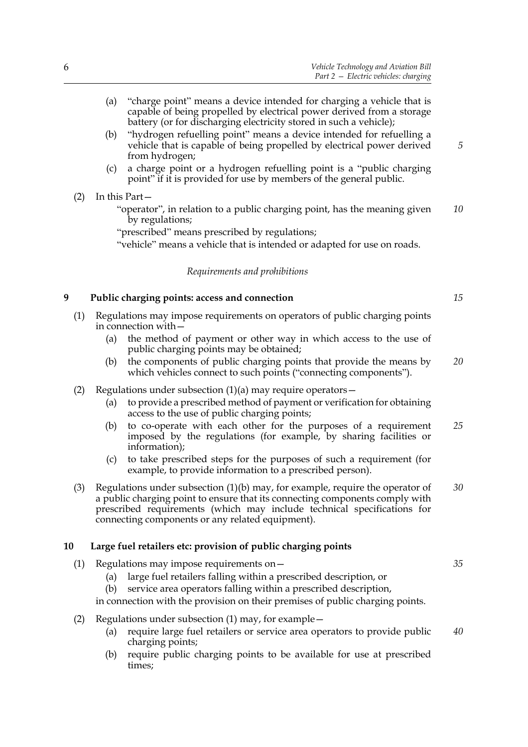(a) "charge point" means a device intended for charging a vehicle that is capable of being propelled by electrical power derived from a storage battery (or for discharging electricity stored in such a vehicle);

(b) "hydrogen refuelling point" means a device intended for refuelling a vehicle that is capable of being propelled by electrical power derived from hydrogen;

(c) a charge point or a hydrogen refuelling point is a "public charging point" if it is provided for use by members of the general public.

(2) In this Part—

"operator", in relation to a public charging point, has the meaning given by regulations;

"prescribed" means prescribed by regulations;

"vehicle" means a vehicle that is intended or adapted for use on roads.

*Requirements and prohibitions*

### 9 Public charging points: access and connection

(1) Regulations may impose requirements on operators of public charging points in connection with—

(a) the method of payment or other way in which access to the use of public charging points may be obtained;

(b) the components of public charging points that provide the means by which vehicles connect to such points ("connecting components").

(2) Regulations under subsection (1)(a) may require operators—

(a) to provide a prescribed method of payment or verification for obtaining access to the use of public charging points;

(b) to co-operate with each other for the purposes of a requirement imposed by the regulations (for example, by sharing facilities or information);

(c) to take prescribed steps for the purposes of such a requirement (for example, to provide information to a prescribed person).

(3) Regulations under subsection (1)(b) may, for example, require the operator of a public charging point to ensure that its connecting components comply with prescribed requirements (which may include technical specifications for connecting components or any related equipment).

### 10 Large fuel retailers etc: provision of public charging points

(1) Regulations may impose requirements on—

(a) large fuel retailers falling within a prescribed description, or

(b) service area operators falling within a prescribed description,

in connection with the provision on their premises of public charging points.

(2) Regulations under subsection (1) may, for example—

(a) require large fuel retailers or service area operators to provide public charging points;

(b) require public charging points to be available for use at prescribed times;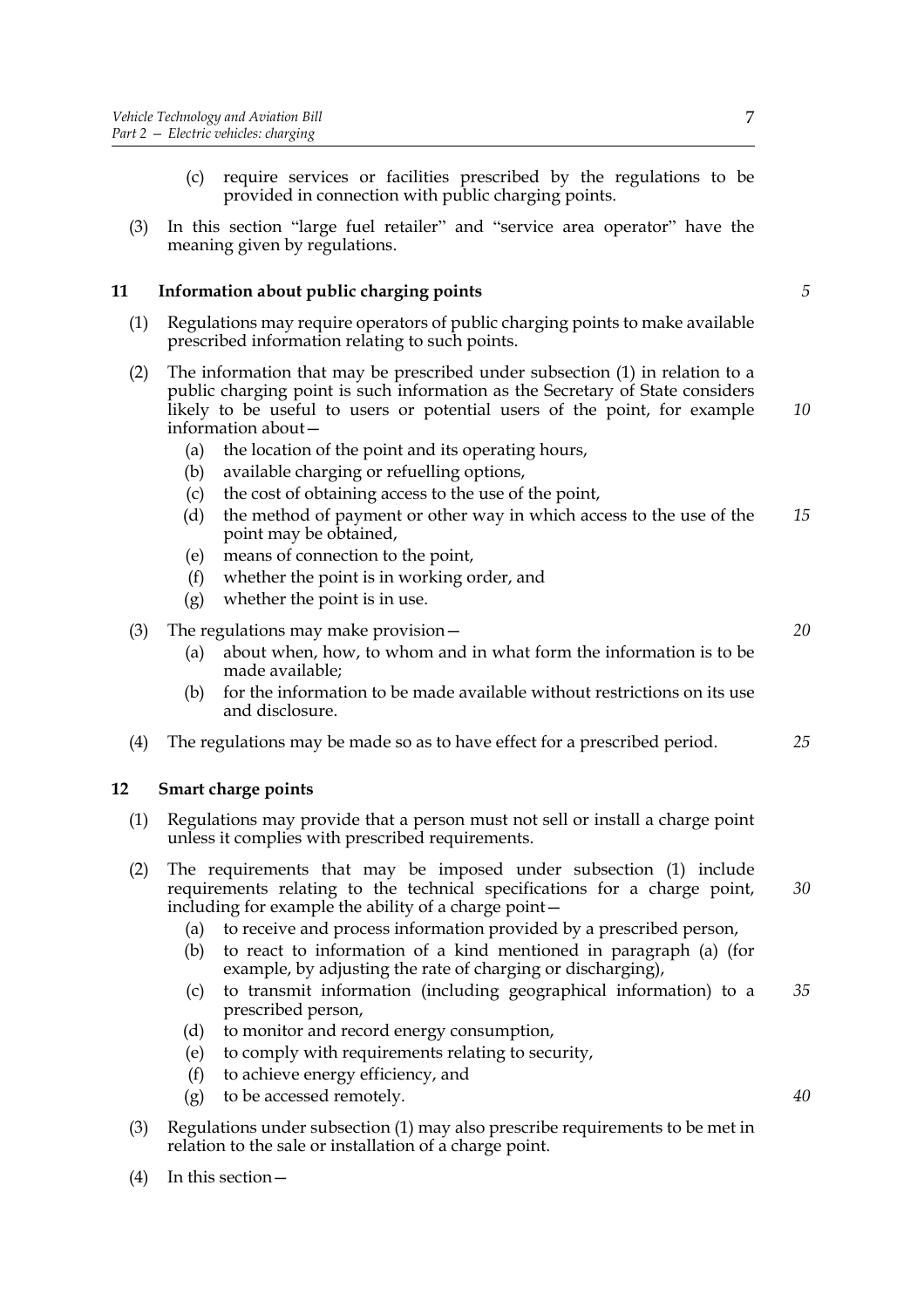(c) require services or facilities prescribed by the regulations to be provided in connection with public charging points.

(3) In this section "large fuel retailer" and "service area operator" have the meaning given by regulations.

### 11 Information about public charging points

(1) Regulations may require operators of public charging points to make available prescribed information relating to such points.

(2) The information that may be prescribed under subsection (1) in relation to a public charging point is such information as the Secretary of State considers likely to be useful to users or potential users of the point, for example information about—

(a) the location of the point and its operating hours,

(b) available charging or refuelling options,

(c) the cost of obtaining access to the use of the point,

(d) the method of payment or other way in which access to the use of the point may be obtained,

(e) means of connection to the point,

(f) whether the point is in working order, and

(g) whether the point is in use.

(3) The regulations may make provision—

(a) about when, how, to whom and in what form the information is to be made available;

(b) for the information to be made available without restrictions on its use and disclosure.

(4) The regulations may be made so as to have effect for a prescribed period.

### 12 Smart charge points

(1) Regulations may provide that a person must not sell or install a charge point unless it complies with prescribed requirements.

(2) The requirements that may be imposed under subsection (1) include requirements relating to the technical specifications for a charge point, including for example the ability of a charge point—

(a) to receive and process information provided by a prescribed person,

(b) to react to information of a kind mentioned in paragraph (a) (for example, by adjusting the rate of charging or discharging),

(c) to transmit information (including geographical information) to a prescribed person,

(d) to monitor and record energy consumption,

(e) to comply with requirements relating to security,

(f) to achieve energy efficiency, and

(g) to be accessed remotely.

(3) Regulations under subsection (1) may also prescribe requirements to be met in relation to the sale or installation of a charge point.

(4) In this section—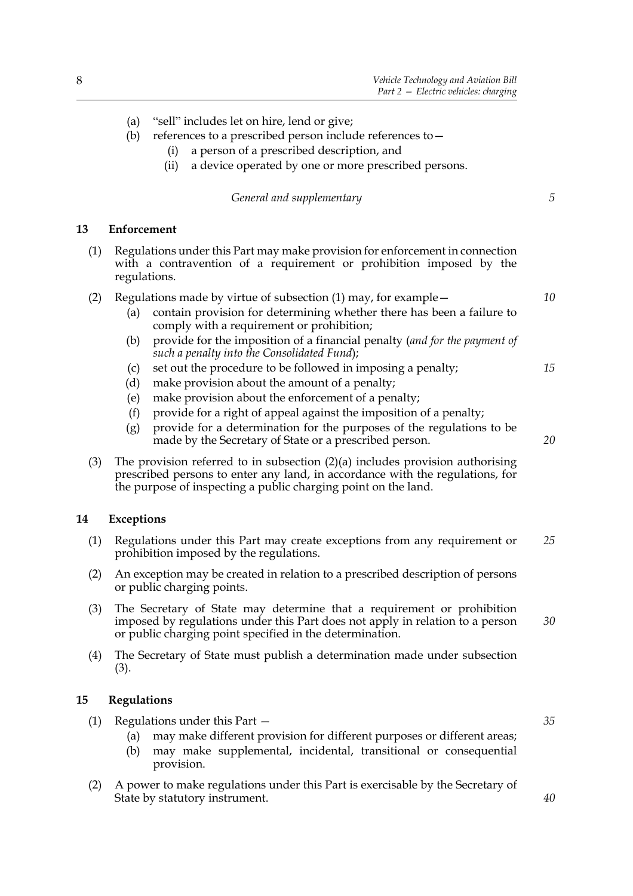(a) "sell" includes let on hire, lend or give;

(b) references to a prescribed person include references to—

 (i) a person of a prescribed description, and

 (ii) a device operated by one or more prescribed persons.

*General and supplementary*

### 13 Enforcement

(1) Regulations under this Part may make provision for enforcement in connection with a contravention of a requirement or prohibition imposed by the regulations.

(2) Regulations made by virtue of subsection (1) may, for example—

 (a) contain provision for determining whether there has been a failure to comply with a requirement or prohibition;

 (b) provide for the imposition of a financial penalty (*and for the payment of such a penalty into the Consolidated Fund*);

 (c) set out the procedure to be followed in imposing a penalty;

 (d) make provision about the amount of a penalty;

 (e) make provision about the enforcement of a penalty;

 (f) provide for a right of appeal against the imposition of a penalty;

 (g) provide for a determination for the purposes of the regulations to be made by the Secretary of State or a prescribed person.

(3) The provision referred to in subsection (2)(a) includes provision authorising prescribed persons to enter any land, in accordance with the regulations, for the purpose of inspecting a public charging point on the land.

### 14 Exceptions

(1) Regulations under this Part may create exceptions from any requirement or prohibition imposed by the regulations.

(2) An exception may be created in relation to a prescribed description of persons or public charging points.

(3) The Secretary of State may determine that a requirement or prohibition imposed by regulations under this Part does not apply in relation to a person or public charging point specified in the determination.

(4) The Secretary of State must publish a determination made under subsection (3).

### 15 Regulations

(1) Regulations under this Part —

 (a) may make different provision for different purposes or different areas;

 (b) may make supplemental, incidental, transitional or consequential provision.

(2) A power to make regulations under this Part is exercisable by the Secretary of State by statutory instrument.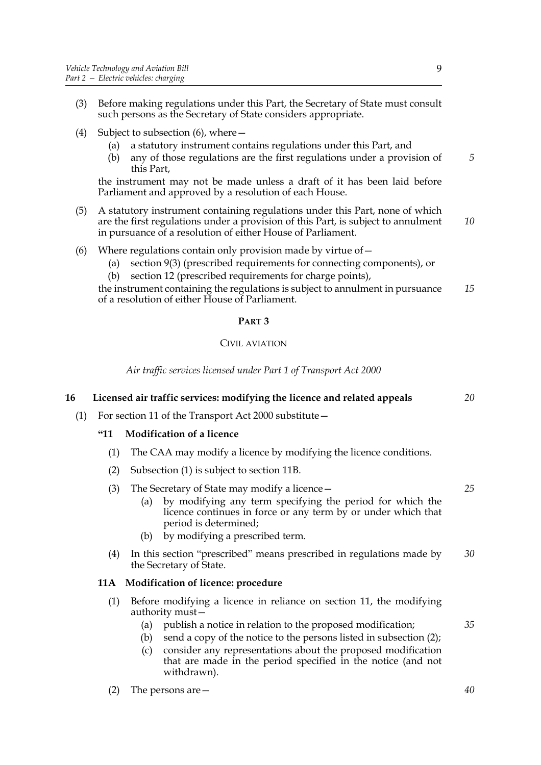(3) Before making regulations under this Part, the Secretary of State must consult such persons as the Secretary of State considers appropriate.

(4) Subject to subsection (6), where—

  (a) a statutory instrument contains regulations under this Part, and

  (b) any of those regulations are the first regulations under a provision of this Part,

the instrument may not be made unless a draft of it has been laid before Parliament and approved by a resolution of each House.

(5) A statutory instrument containing regulations under this Part, none of which are the first regulations under a provision of this Part, is subject to annulment in pursuance of a resolution of either House of Parliament.

(6) Where regulations contain only provision made by virtue of—

  (a) section 9(3) (prescribed requirements for connecting components), or

  (b) section 12 (prescribed requirements for charge points),

the instrument containing the regulations is subject to annulment in pursuance of a resolution of either House of Parliament.

## PART 3

## CIVIL AVIATION

*Air traffic services licensed under Part 1 of Transport Act 2000*

### 16 Licensed air traffic services: modifying the licence and related appeals

(1) For section 11 of the Transport Act 2000 substitute—

**"11 Modification of a licence**

(1) The CAA may modify a licence by modifying the licence conditions.

(2) Subsection (1) is subject to section 11B.

(3) The Secretary of State may modify a licence—

  (a) by modifying any term specifying the period for which the licence continues in force or any term by or under which that period is determined;

  (b) by modifying a prescribed term.

(4) In this section "prescribed" means prescribed in regulations made by the Secretary of State.

**11A Modification of licence: procedure**

(1) Before modifying a licence in reliance on section 11, the modifying authority must—

  (a) publish a notice in relation to the proposed modification;

  (b) send a copy of the notice to the persons listed in subsection (2);

  (c) consider any representations about the proposed modification that are made in the period specified in the notice (and not withdrawn).

(2) The persons are—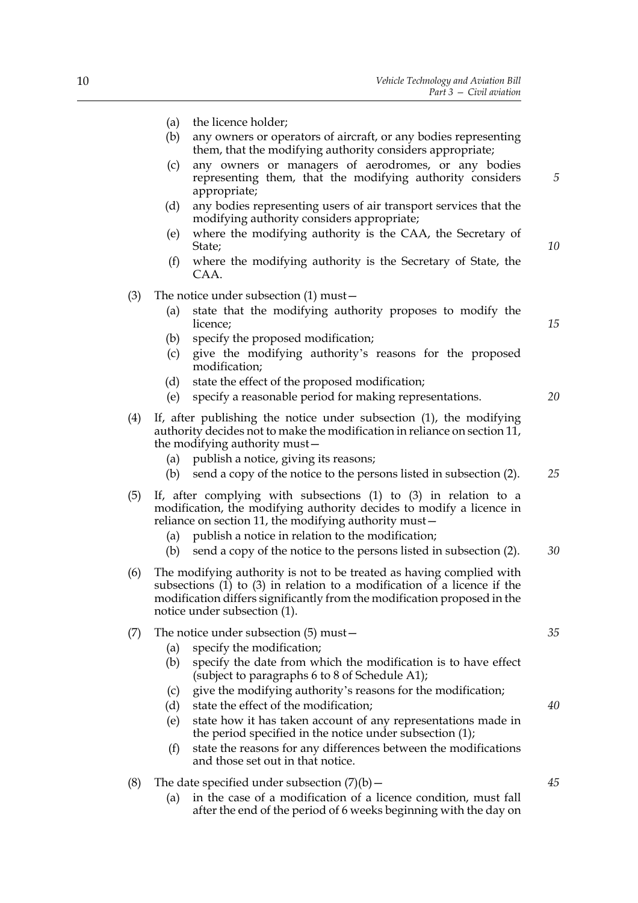(a) the licence holder;

(b) any owners or operators of aircraft, or any bodies representing them, that the modifying authority considers appropriate;

(c) any owners or managers of aerodromes, or any bodies representing them, that the modifying authority considers appropriate;

(d) any bodies representing users of air transport services that the modifying authority considers appropriate;

(e) where the modifying authority is the CAA, the Secretary of State;

(f) where the modifying authority is the Secretary of State, the CAA.

(3) The notice under subsection (1) must—

(a) state that the modifying authority proposes to modify the licence;

(b) specify the proposed modification;

(c) give the modifying authority's reasons for the proposed modification;

(d) state the effect of the proposed modification;

(e) specify a reasonable period for making representations.

(4) If, after publishing the notice under subsection (1), the modifying authority decides not to make the modification in reliance on section 11, the modifying authority must—

(a) publish a notice, giving its reasons;

(b) send a copy of the notice to the persons listed in subsection (2).

(5) If, after complying with subsections (1) to (3) in relation to a modification, the modifying authority decides to modify a licence in reliance on section 11, the modifying authority must—

(a) publish a notice in relation to the modification;

(b) send a copy of the notice to the persons listed in subsection (2).

(6) The modifying authority is not to be treated as having complied with subsections (1) to (3) in relation to a modification of a licence if the modification differs significantly from the modification proposed in the notice under subsection (1).

(7) The notice under subsection (5) must—

(a) specify the modification;

(b) specify the date from which the modification is to have effect (subject to paragraphs 6 to 8 of Schedule A1);

(c) give the modifying authority's reasons for the modification;

(d) state the effect of the modification;

(e) state how it has taken account of any representations made in the period specified in the notice under subsection (1);

(f) state the reasons for any differences between the modifications and those set out in that notice.

(8) The date specified under subsection (7)(b)—

(a) in the case of a modification of a licence condition, must fall after the end of the period of 6 weeks beginning with the day on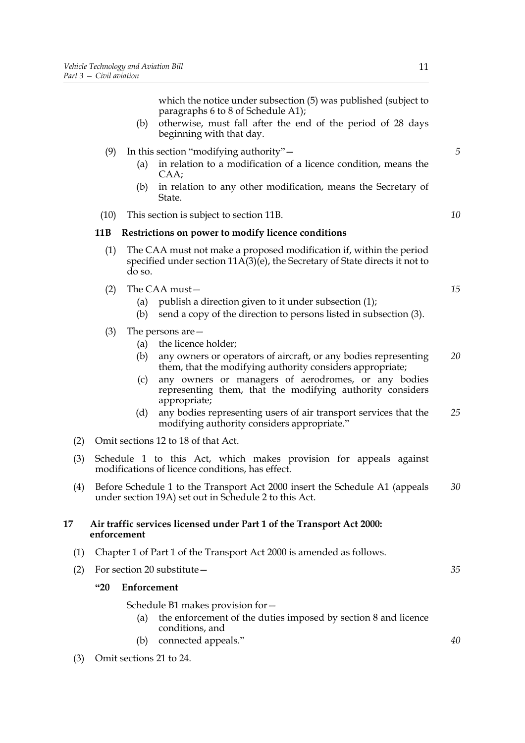which the notice under subsection (5) was published (subject to paragraphs 6 to 8 of Schedule A1);

(b) otherwise, must fall after the end of the period of 28 days beginning with that day.

(9) In this section "modifying authority"—

(a) in relation to a modification of a licence condition, means the CAA;

(b) in relation to any other modification, means the Secretary of State.

(10) This section is subject to section 11B.

**11B Restrictions on power to modify licence conditions**

(1) The CAA must not make a proposed modification if, within the period specified under section 11A(3)(e), the Secretary of State directs it not to do so.

(2) The CAA must—

(a) publish a direction given to it under subsection (1);

(b) send a copy of the direction to persons listed in subsection (3).

(3) The persons are—

(a) the licence holder;

(b) any owners or operators of aircraft, or any bodies representing them, that the modifying authority considers appropriate;

(c) any owners or managers of aerodromes, or any bodies representing them, that the modifying authority considers appropriate;

(d) any bodies representing users of air transport services that the modifying authority considers appropriate."

(2) Omit sections 12 to 18 of that Act.

(3) Schedule 1 to this Act, which makes provision for appeals against modifications of licence conditions, has effect.

(4) Before Schedule 1 to the Transport Act 2000 insert the Schedule A1 (appeals under section 19A) set out in Schedule 2 to this Act.

## 17 Air traffic services licensed under Part 1 of the Transport Act 2000: enforcement

(1) Chapter 1 of Part 1 of the Transport Act 2000 is amended as follows.

(2) For section 20 substitute—

**"20 Enforcement**

Schedule B1 makes provision for—

(a) the enforcement of the duties imposed by section 8 and licence conditions, and

(b) connected appeals."

(3) Omit sections 21 to 24.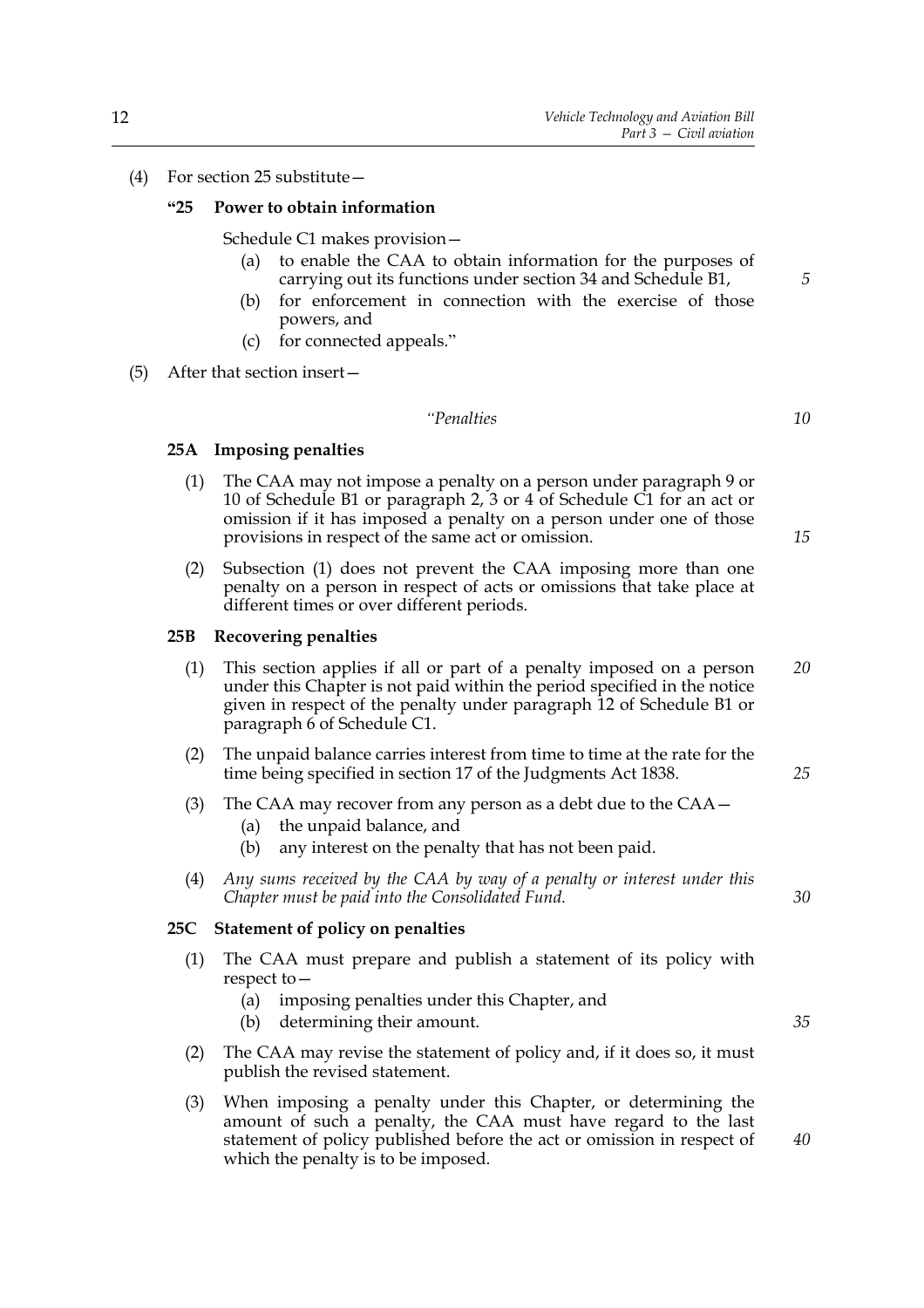(4) For section 25 substitute—

**"25 Power to obtain information**

Schedule C1 makes provision—

(a) to enable the CAA to obtain information for the purposes of carrying out its functions under section 34 and Schedule B1,

(b) for enforcement in connection with the exercise of those powers, and

(c) for connected appeals."

(5) After that section insert—

*"Penalties*

**25A Imposing penalties**

(1) The CAA may not impose a penalty on a person under paragraph 9 or 10 of Schedule B1 or paragraph 2, 3 or 4 of Schedule C1 for an act or omission if it has imposed a penalty on a person under one of those provisions in respect of the same act or omission.

(2) Subsection (1) does not prevent the CAA imposing more than one penalty on a person in respect of acts or omissions that take place at different times or over different periods.

**25B Recovering penalties**

(1) This section applies if all or part of a penalty imposed on a person under this Chapter is not paid within the period specified in the notice given in respect of the penalty under paragraph 12 of Schedule B1 or paragraph 6 of Schedule C1.

(2) The unpaid balance carries interest from time to time at the rate for the time being specified in section 17 of the Judgments Act 1838.

(3) The CAA may recover from any person as a debt due to the CAA—

(a) the unpaid balance, and

(b) any interest on the penalty that has not been paid.

(4) *Any sums received by the CAA by way of a penalty or interest under this Chapter must be paid into the Consolidated Fund.*

**25C Statement of policy on penalties**

(1) The CAA must prepare and publish a statement of its policy with respect to—

(a) imposing penalties under this Chapter, and

(b) determining their amount.

(2) The CAA may revise the statement of policy and, if it does so, it must publish the revised statement.

(3) When imposing a penalty under this Chapter, or determining the amount of such a penalty, the CAA must have regard to the last statement of policy published before the act or omission in respect of which the penalty is to be imposed.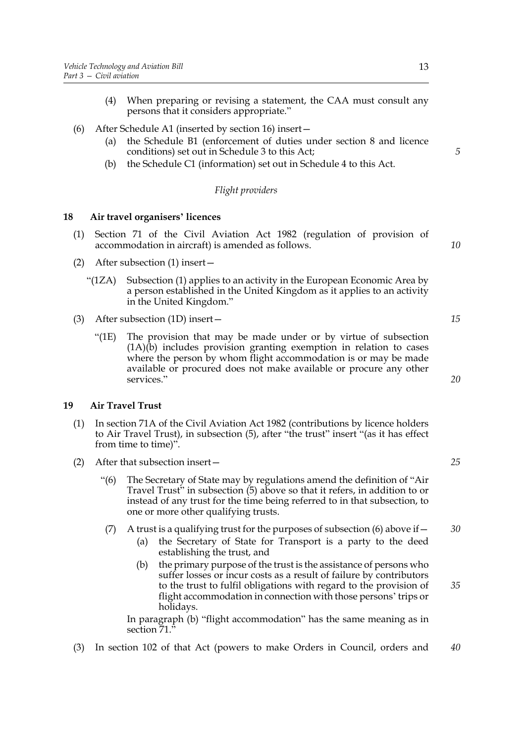(4) When preparing or revising a statement, the CAA must consult any persons that it considers appropriate."

(6) After Schedule A1 (inserted by section 16) insert—

(a) the Schedule B1 (enforcement of duties under section 8 and licence conditions) set out in Schedule 3 to this Act;

(b) the Schedule C1 (information) set out in Schedule 4 to this Act.

*Flight providers*

### 18 Air travel organisers' licences

(1) Section 71 of the Civil Aviation Act 1982 (regulation of provision of accommodation in aircraft) is amended as follows.

(2) After subsection (1) insert—

"(1ZA) Subsection (1) applies to an activity in the European Economic Area by a person established in the United Kingdom as it applies to an activity in the United Kingdom."

(3) After subsection (1D) insert—

"(1E) The provision that may be made under or by virtue of subsection (1A)(b) includes provision granting exemption in relation to cases where the person by whom flight accommodation is or may be made available or procured does not make available or procure any other services."

### 19 Air Travel Trust

(1) In section 71A of the Civil Aviation Act 1982 (contributions by licence holders to Air Travel Trust), in subsection (5), after "the trust" insert "(as it has effect from time to time)".

(2) After that subsection insert—

"(6) The Secretary of State may by regulations amend the definition of "Air Travel Trust" in subsection (5) above so that it refers, in addition to or instead of any trust for the time being referred to in that subsection, to one or more other qualifying trusts.

(7) A trust is a qualifying trust for the purposes of subsection (6) above if—

(a) the Secretary of State for Transport is a party to the deed establishing the trust, and

(b) the primary purpose of the trust is the assistance of persons who suffer losses or incur costs as a result of failure by contributors to the trust to fulfil obligations with regard to the provision of flight accommodation in connection with those persons' trips or holidays.

In paragraph (b) "flight accommodation" has the same meaning as in section 71."

(3) In section 102 of that Act (powers to make Orders in Council, orders and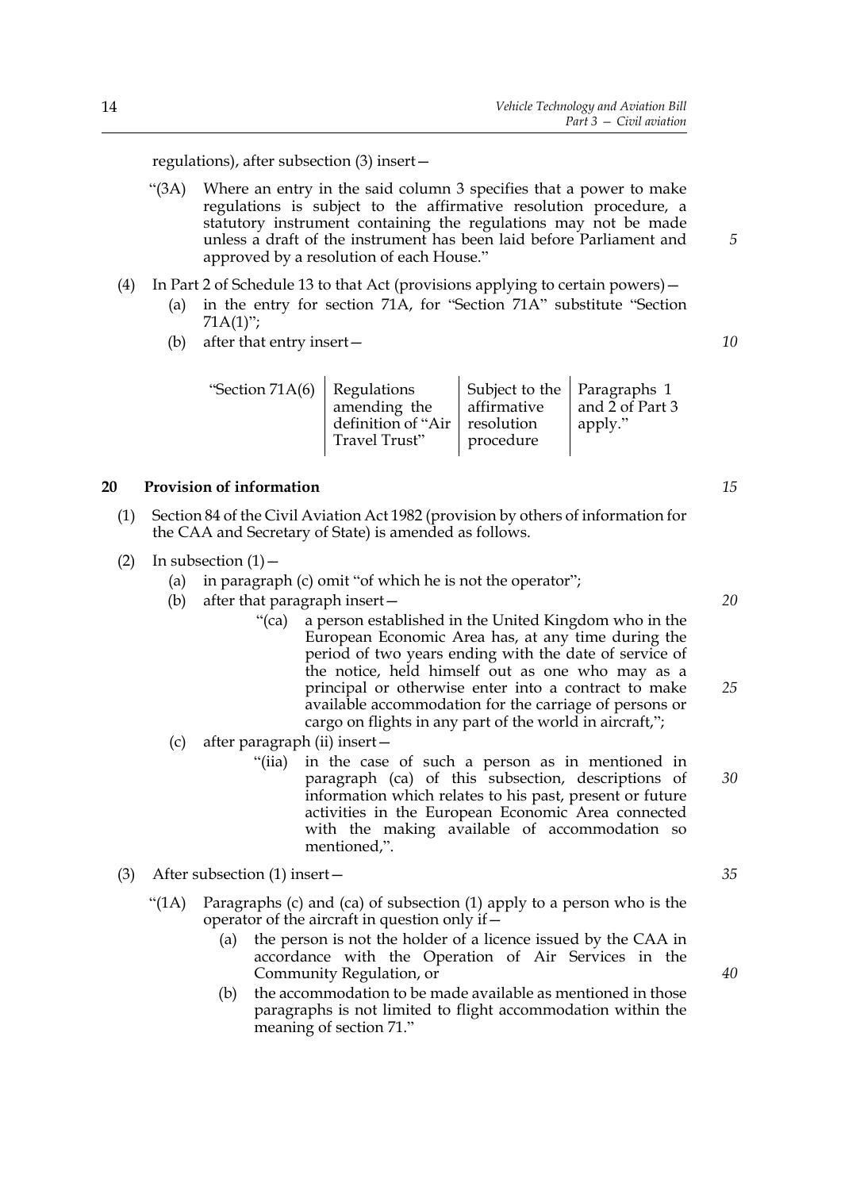regulations), after subsection (3) insert—

"(3A) Where an entry in the said column 3 specifies that a power to make regulations is subject to the affirmative resolution procedure, a statutory instrument containing the regulations may not be made unless a draft of the instrument has been laid before Parliament and approved by a resolution of each House."

(4) In Part 2 of Schedule 13 to that Act (provisions applying to certain powers)—

(a) in the entry for section 71A, for "Section 71A" substitute "Section 71A(1)";

(b) after that entry insert—

| | | | |
|---|---|---|---|
| "Section 71A(6) | Regulations amending the definition of "Air Travel Trust" | Subject to the affirmative resolution procedure | Paragraphs 1 and 2 of Part 3 apply." |

## 20 Provision of information

(1) Section 84 of the Civil Aviation Act 1982 (provision by others of information for the CAA and Secretary of State) is amended as follows.

(2) In subsection (1)—

(a) in paragraph (c) omit "of which he is not the operator";

(b) after that paragraph insert—

"(ca) a person established in the United Kingdom who in the European Economic Area has, at any time during the period of two years ending with the date of service of the notice, held himself out as one who may as a principal or otherwise enter into a contract to make available accommodation for the carriage of persons or cargo on flights in any part of the world in aircraft,";

(c) after paragraph (ii) insert—

"(iia) in the case of such a person as in mentioned in paragraph (ca) of this subsection, descriptions of information which relates to his past, present or future activities in the European Economic Area connected with the making available of accommodation so mentioned,".

(3) After subsection (1) insert—

"(1A) Paragraphs (c) and (ca) of subsection (1) apply to a person who is the operator of the aircraft in question only if—

(a) the person is not the holder of a licence issued by the CAA in accordance with the Operation of Air Services in the Community Regulation, or

(b) the accommodation to be made available as mentioned in those paragraphs is not limited to flight accommodation within the meaning of section 71."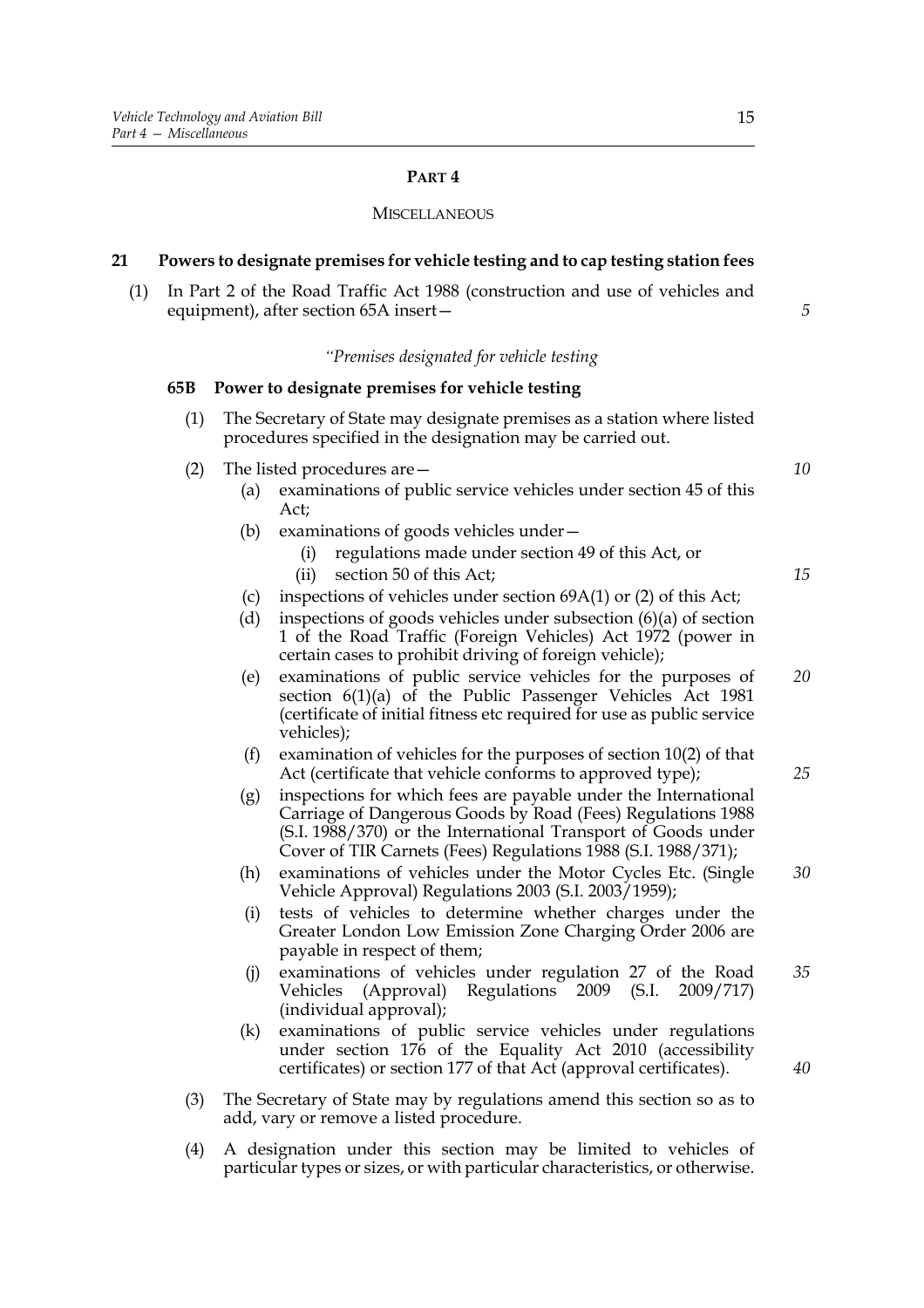## PART 4

### MISCELLANEOUS

**21 Powers to designate premises for vehicle testing and to cap testing station fees**

(1) In Part 2 of the Road Traffic Act 1988 (construction and use of vehicles and equipment), after section 65A insert—

*"Premises designated for vehicle testing*

**65B Power to designate premises for vehicle testing**

(1) The Secretary of State may designate premises as a station where listed procedures specified in the designation may be carried out.

(2) The listed procedures are—

(a) examinations of public service vehicles under section 45 of this Act;

(b) examinations of goods vehicles under—

(i) regulations made under section 49 of this Act, or

(ii) section 50 of this Act;

(c) inspections of vehicles under section 69A(1) or (2) of this Act;

(d) inspections of goods vehicles under subsection (6)(a) of section 1 of the Road Traffic (Foreign Vehicles) Act 1972 (power in certain cases to prohibit driving of foreign vehicle);

(e) examinations of public service vehicles for the purposes of section 6(1)(a) of the Public Passenger Vehicles Act 1981 (certificate of initial fitness etc required for use as public service vehicles);

(f) examination of vehicles for the purposes of section 10(2) of that Act (certificate that vehicle conforms to approved type);

(g) inspections for which fees are payable under the International Carriage of Dangerous Goods by Road (Fees) Regulations 1988 (S.I. 1988/370) or the International Transport of Goods under Cover of TIR Carnets (Fees) Regulations 1988 (S.I. 1988/371);

(h) examinations of vehicles under the Motor Cycles Etc. (Single Vehicle Approval) Regulations 2003 (S.I. 2003/1959);

(i) tests of vehicles to determine whether charges under the Greater London Low Emission Zone Charging Order 2006 are payable in respect of them;

(j) examinations of vehicles under regulation 27 of the Road Vehicles (Approval) Regulations 2009 (S.I. 2009/717) (individual approval);

(k) examinations of public service vehicles under regulations under section 176 of the Equality Act 2010 (accessibility certificates) or section 177 of that Act (approval certificates).

(3) The Secretary of State may by regulations amend this section so as to add, vary or remove a listed procedure.

(4) A designation under this section may be limited to vehicles of particular types or sizes, or with particular characteristics, or otherwise.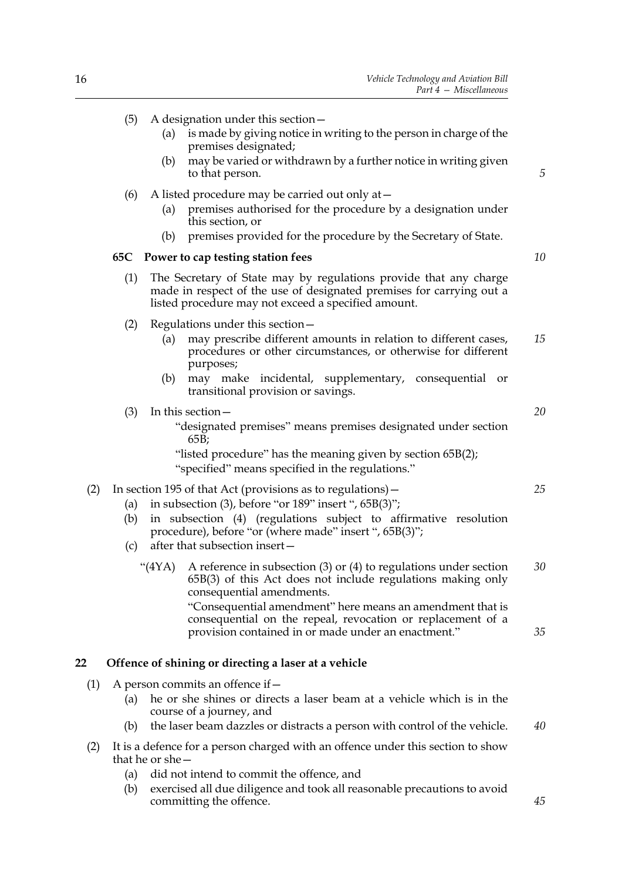(5) A designation under this section—

(a) is made by giving notice in writing to the person in charge of the premises designated;

(b) may be varied or withdrawn by a further notice in writing given to that person.

(6) A listed procedure may be carried out only at—

(a) premises authorised for the procedure by a designation under this section, or

(b) premises provided for the procedure by the Secretary of State.

**65C Power to cap testing station fees**

(1) The Secretary of State may by regulations provide that any charge made in respect of the use of designated premises for carrying out a listed procedure may not exceed a specified amount.

(2) Regulations under this section—

(a) may prescribe different amounts in relation to different cases, procedures or other circumstances, or otherwise for different purposes;

(b) may make incidental, supplementary, consequential or transitional provision or savings.

(3) In this section—

"designated premises" means premises designated under section 65B;

"listed procedure" has the meaning given by section 65B(2);

"specified" means specified in the regulations."

(2) In section 195 of that Act (provisions as to regulations)—

(a) in subsection (3), before "or 189" insert ", 65B(3)";

(b) in subsection (4) (regulations subject to affirmative resolution procedure), before "or (where made" insert ", 65B(3)";

(c) after that subsection insert—

"(4YA) A reference in subsection (3) or (4) to regulations under section 65B(3) of this Act does not include regulations making only consequential amendments.

"Consequential amendment" here means an amendment that is consequential on the repeal, revocation or replacement of a provision contained in or made under an enactment."

## 22 Offence of shining or directing a laser at a vehicle

(1) A person commits an offence if—

(a) he or she shines or directs a laser beam at a vehicle which is in the course of a journey, and

(b) the laser beam dazzles or distracts a person with control of the vehicle.

(2) It is a defence for a person charged with an offence under this section to show that he or she—

(a) did not intend to commit the offence, and

(b) exercised all due diligence and took all reasonable precautions to avoid committing the offence.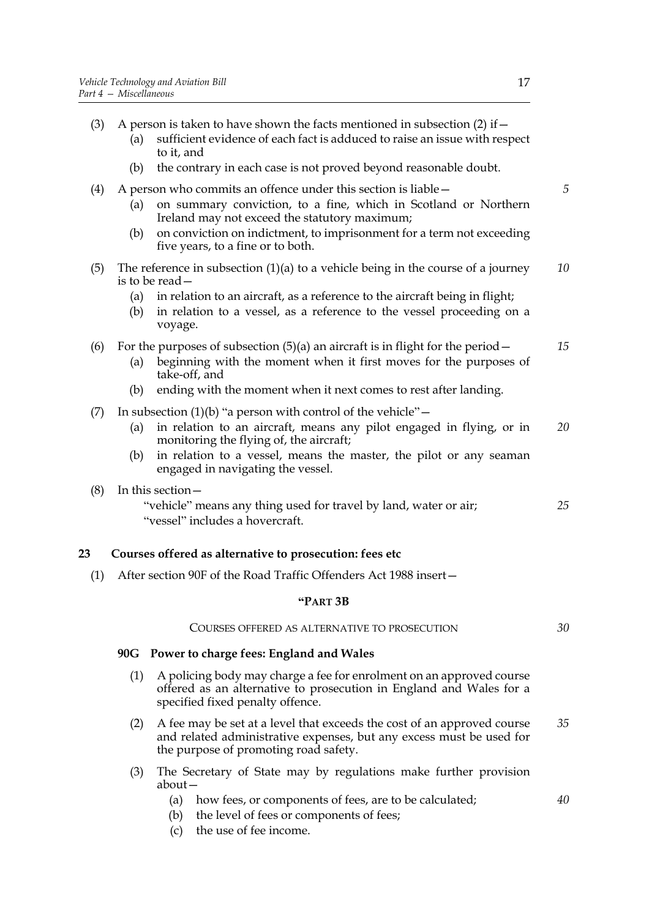(3) A person is taken to have shown the facts mentioned in subsection (2) if—

   (a) sufficient evidence of each fact is adduced to raise an issue with respect to it, and

   (b) the contrary in each case is not proved beyond reasonable doubt.

(4) A person who commits an offence under this section is liable—

   (a) on summary conviction, to a fine, which in Scotland or Northern Ireland may not exceed the statutory maximum;

   (b) on conviction on indictment, to imprisonment for a term not exceeding five years, to a fine or to both.

(5) The reference in subsection (1)(a) to a vehicle being in the course of a journey is to be read—

   (a) in relation to an aircraft, as a reference to the aircraft being in flight;

   (b) in relation to a vessel, as a reference to the vessel proceeding on a voyage.

(6) For the purposes of subsection (5)(a) an aircraft is in flight for the period—

   (a) beginning with the moment when it first moves for the purposes of take-off, and

   (b) ending with the moment when it next comes to rest after landing.

(7) In subsection (1)(b) "a person with control of the vehicle"—

   (a) in relation to an aircraft, means any pilot engaged in flying, or in monitoring the flying of, the aircraft;

   (b) in relation to a vessel, means the master, the pilot or any seaman engaged in navigating the vessel.

(8) In this section—

   "vehicle" means any thing used for travel by land, water or air;

   "vessel" includes a hovercraft.

## 23 Courses offered as alternative to prosecution: fees etc

(1) After section 90F of the Road Traffic Offenders Act 1988 insert—

### "PART 3B

#### COURSES OFFERED AS ALTERNATIVE TO PROSECUTION

**90G Power to charge fees: England and Wales**

(1) A policing body may charge a fee for enrolment on an approved course offered as an alternative to prosecution in England and Wales for a specified fixed penalty offence.

(2) A fee may be set at a level that exceeds the cost of an approved course and related administrative expenses, but any excess must be used for the purpose of promoting road safety.

(3) The Secretary of State may by regulations make further provision about—

   (a) how fees, or components of fees, are to be calculated;

   (b) the level of fees or components of fees;

   (c) the use of fee income.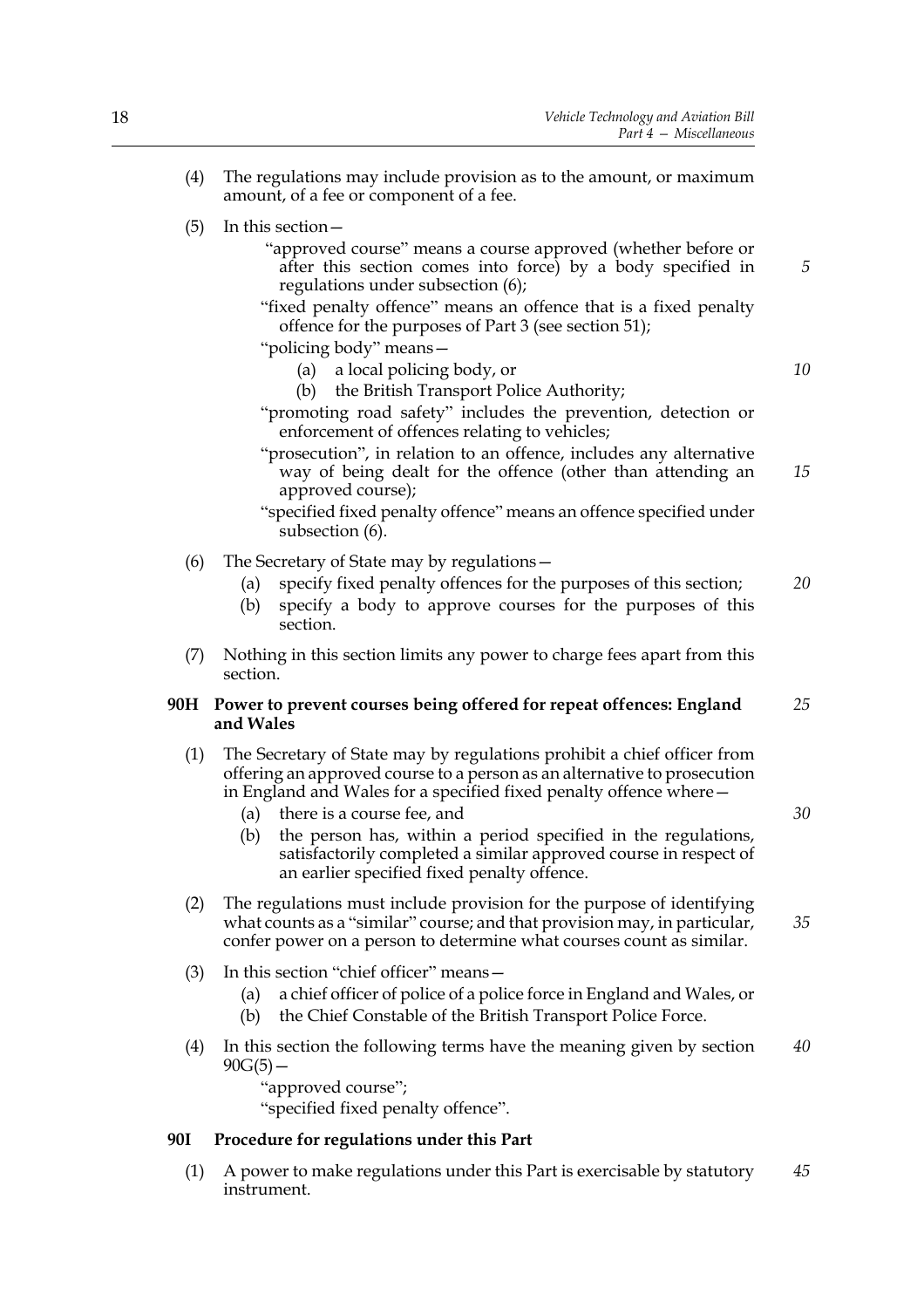(4) The regulations may include provision as to the amount, or maximum amount, of a fee or component of a fee.

(5) In this section—

"approved course" means a course approved (whether before or after this section comes into force) by a body specified in regulations under subsection (6);

"fixed penalty offence" means an offence that is a fixed penalty offence for the purposes of Part 3 (see section 51);

"policing body" means—

(a) a local policing body, or

(b) the British Transport Police Authority;

"promoting road safety" includes the prevention, detection or enforcement of offences relating to vehicles;

"prosecution", in relation to an offence, includes any alternative way of being dealt for the offence (other than attending an approved course);

"specified fixed penalty offence" means an offence specified under subsection (6).

(6) The Secretary of State may by regulations—

(a) specify fixed penalty offences for the purposes of this section;

(b) specify a body to approve courses for the purposes of this section.

(7) Nothing in this section limits any power to charge fees apart from this section.

### 90H Power to prevent courses being offered for repeat offences: England and Wales

(1) The Secretary of State may by regulations prohibit a chief officer from offering an approved course to a person as an alternative to prosecution in England and Wales for a specified fixed penalty offence where—

(a) there is a course fee, and

(b) the person has, within a period specified in the regulations, satisfactorily completed a similar approved course in respect of an earlier specified fixed penalty offence.

(2) The regulations must include provision for the purpose of identifying what counts as a "similar" course; and that provision may, in particular, confer power on a person to determine what courses count as similar.

(3) In this section "chief officer" means—

(a) a chief officer of police of a police force in England and Wales, or

(b) the Chief Constable of the British Transport Police Force.

(4) In this section the following terms have the meaning given by section 90G(5)—

"approved course";

"specified fixed penalty offence".

### 90I Procedure for regulations under this Part

(1) A power to make regulations under this Part is exercisable by statutory instrument.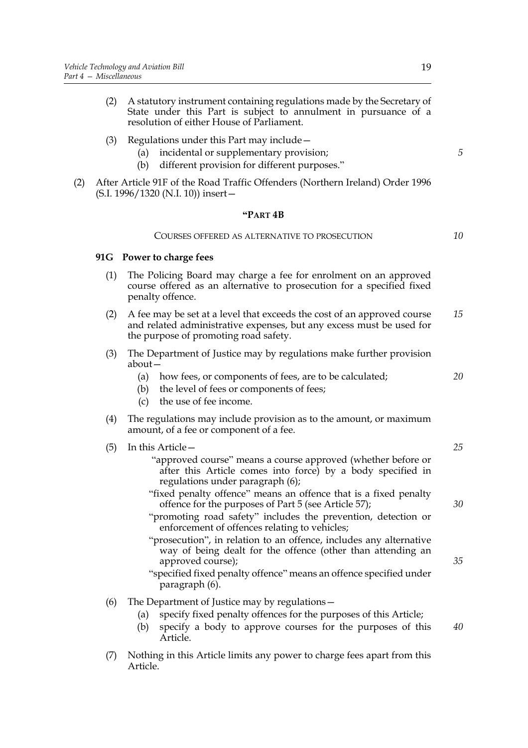(2) A statutory instrument containing regulations made by the Secretary of State under this Part is subject to annulment in pursuance of a resolution of either House of Parliament.

(3) Regulations under this Part may include—

(a) incidental or supplementary provision;

(b) different provision for different purposes.”

(2) After Article 91F of the Road Traffic Offenders (Northern Ireland) Order 1996 (S.I. 1996/1320 (N.I. 10)) insert—

**“PART 4B**

COURSES OFFERED AS ALTERNATIVE TO PROSECUTION

**91G Power to charge fees**

(1) The Policing Board may charge a fee for enrolment on an approved course offered as an alternative to prosecution for a specified fixed penalty offence.

(2) A fee may be set at a level that exceeds the cost of an approved course and related administrative expenses, but any excess must be used for the purpose of promoting road safety.

(3) The Department of Justice may by regulations make further provision about—

(a) how fees, or components of fees, are to be calculated;

(b) the level of fees or components of fees;

(c) the use of fee income.

(4) The regulations may include provision as to the amount, or maximum amount, of a fee or component of a fee.

(5) In this Article—

“approved course” means a course approved (whether before or after this Article comes into force) by a body specified in regulations under paragraph (6);

“fixed penalty offence” means an offence that is a fixed penalty offence for the purposes of Part 5 (see Article 57);

“promoting road safety” includes the prevention, detection or enforcement of offences relating to vehicles;

“prosecution”, in relation to an offence, includes any alternative way of being dealt for the offence (other than attending an approved course);

“specified fixed penalty offence” means an offence specified under paragraph (6).

(6) The Department of Justice may by regulations—

(a) specify fixed penalty offences for the purposes of this Article;

(b) specify a body to approve courses for the purposes of this Article.

(7) Nothing in this Article limits any power to charge fees apart from this Article.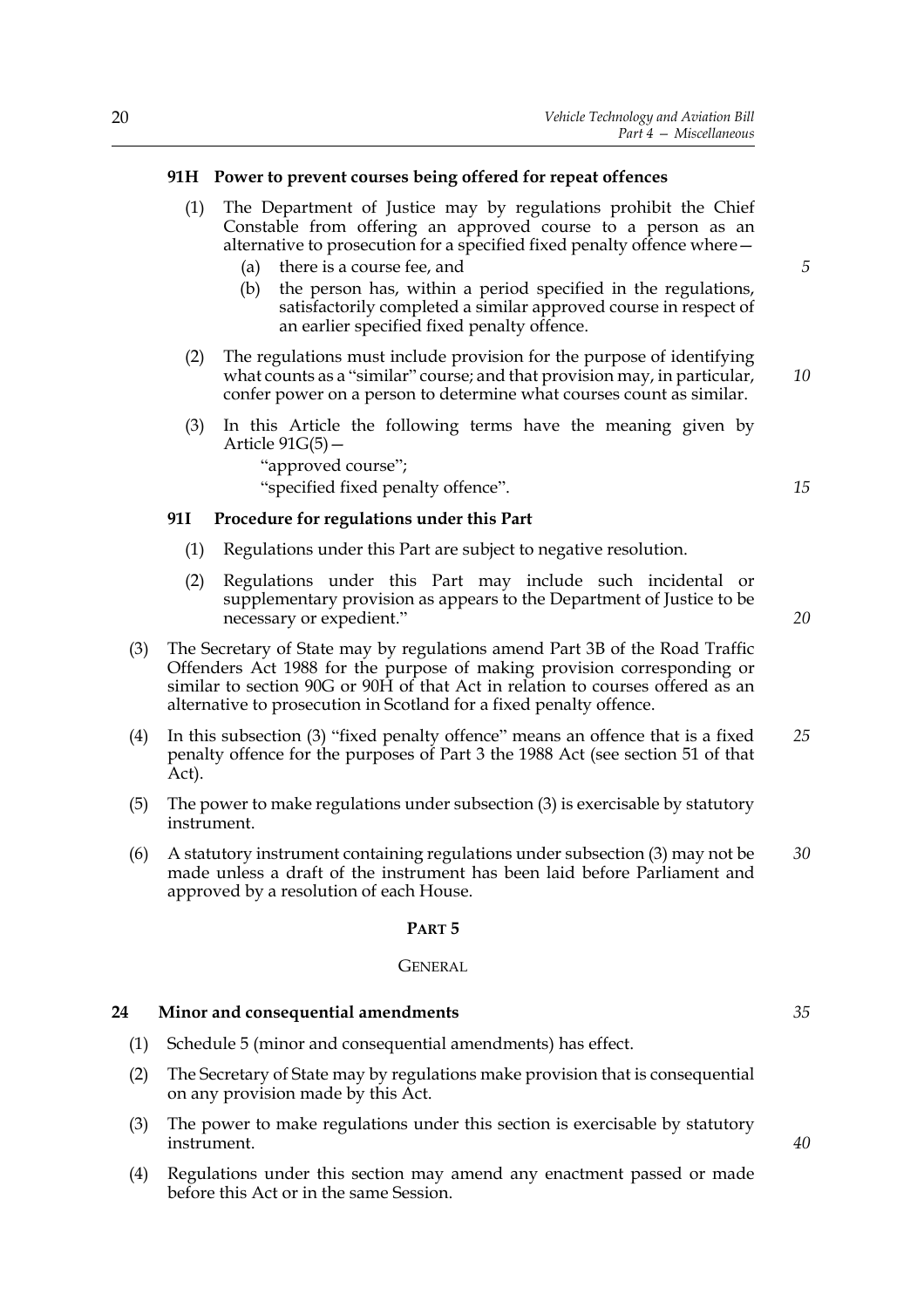**91H Power to prevent courses being offered for repeat offences**

(1) The Department of Justice may by regulations prohibit the Chief Constable from offering an approved course to a person as an alternative to prosecution for a specified fixed penalty offence where—

(a) there is a course fee, and

(b) the person has, within a period specified in the regulations, satisfactorily completed a similar approved course in respect of an earlier specified fixed penalty offence.

(2) The regulations must include provision for the purpose of identifying what counts as a "similar" course; and that provision may, in particular, confer power on a person to determine what courses count as similar.

(3) In this Article the following terms have the meaning given by Article 91G(5)—

"approved course";

"specified fixed penalty offence".

**91I Procedure for regulations under this Part**

(1) Regulations under this Part are subject to negative resolution.

(2) Regulations under this Part may include such incidental or supplementary provision as appears to the Department of Justice to be necessary or expedient."

(3) The Secretary of State may by regulations amend Part 3B of the Road Traffic Offenders Act 1988 for the purpose of making provision corresponding or similar to section 90G or 90H of that Act in relation to courses offered as an alternative to prosecution in Scotland for a fixed penalty offence.

(4) In this subsection (3) "fixed penalty offence" means an offence that is a fixed penalty offence for the purposes of Part 3 the 1988 Act (see section 51 of that Act).

(5) The power to make regulations under subsection (3) is exercisable by statutory instrument.

(6) A statutory instrument containing regulations under subsection (3) may not be made unless a draft of the instrument has been laid before Parliament and approved by a resolution of each House.

## PART 5

## GENERAL

**24 Minor and consequential amendments**

(1) Schedule 5 (minor and consequential amendments) has effect.

(2) The Secretary of State may by regulations make provision that is consequential on any provision made by this Act.

(3) The power to make regulations under this section is exercisable by statutory instrument.

(4) Regulations under this section may amend any enactment passed or made before this Act or in the same Session.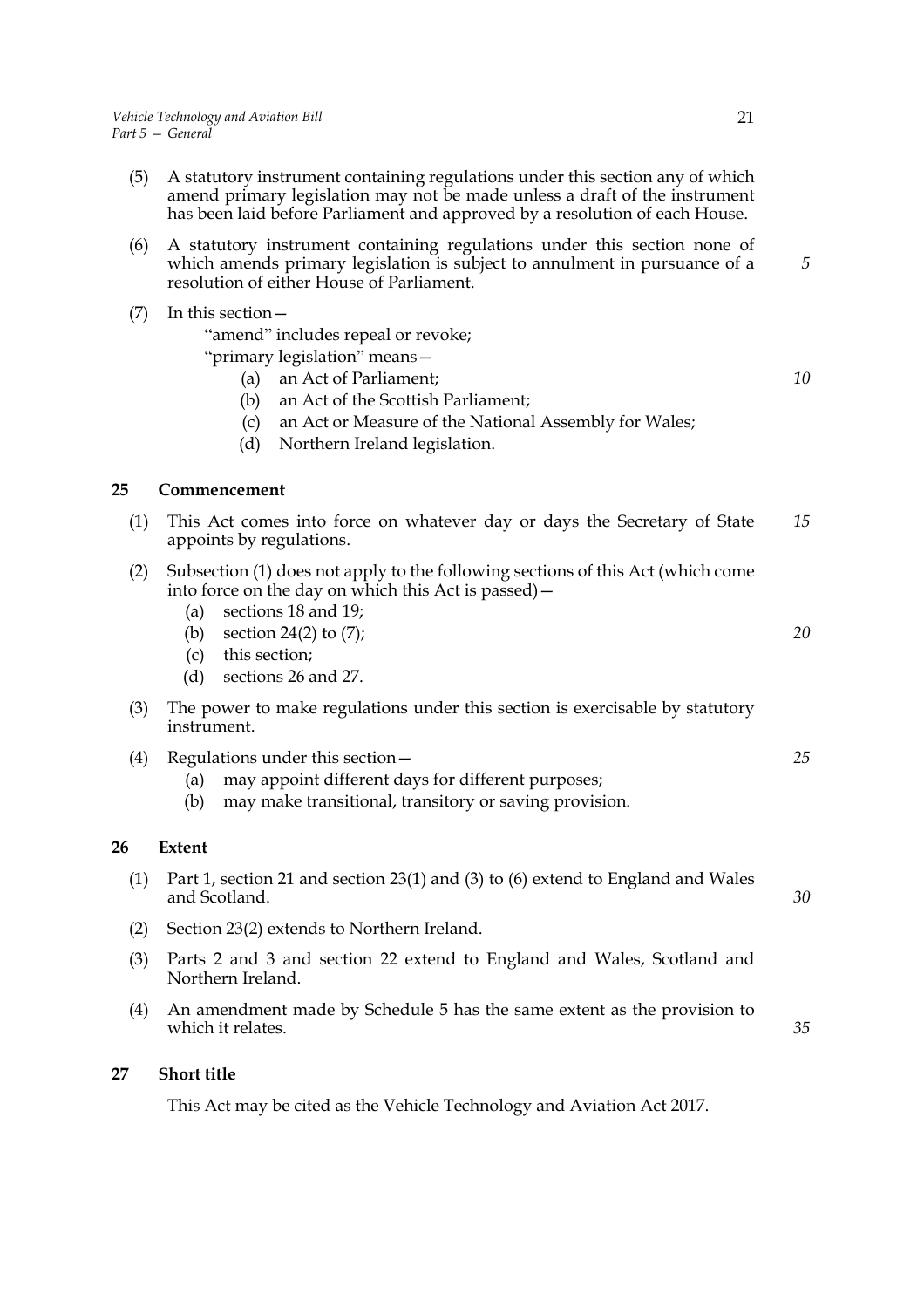(5) A statutory instrument containing regulations under this section any of which amend primary legislation may not be made unless a draft of the instrument has been laid before Parliament and approved by a resolution of each House.

(6) A statutory instrument containing regulations under this section none of which amends primary legislation is subject to annulment in pursuance of a resolution of either House of Parliament.

(7) In this section—

"amend" includes repeal or revoke;

"primary legislation" means—

(a) an Act of Parliament;

(b) an Act of the Scottish Parliament;

(c) an Act or Measure of the National Assembly for Wales;

(d) Northern Ireland legislation.

## 25 Commencement

(1) This Act comes into force on whatever day or days the Secretary of State appoints by regulations.

(2) Subsection (1) does not apply to the following sections of this Act (which come into force on the day on which this Act is passed)—

(a) sections 18 and 19;

(b) section 24(2) to (7);

(c) this section;

(d) sections 26 and 27.

(3) The power to make regulations under this section is exercisable by statutory instrument.

(4) Regulations under this section—

(a) may appoint different days for different purposes;

(b) may make transitional, transitory or saving provision.

## 26 Extent

(1) Part 1, section 21 and section 23(1) and (3) to (6) extend to England and Wales and Scotland.

(2) Section 23(2) extends to Northern Ireland.

(3) Parts 2 and 3 and section 22 extend to England and Wales, Scotland and Northern Ireland.

(4) An amendment made by Schedule 5 has the same extent as the provision to which it relates.

## 27 Short title

This Act may be cited as the Vehicle Technology and Aviation Act 2017.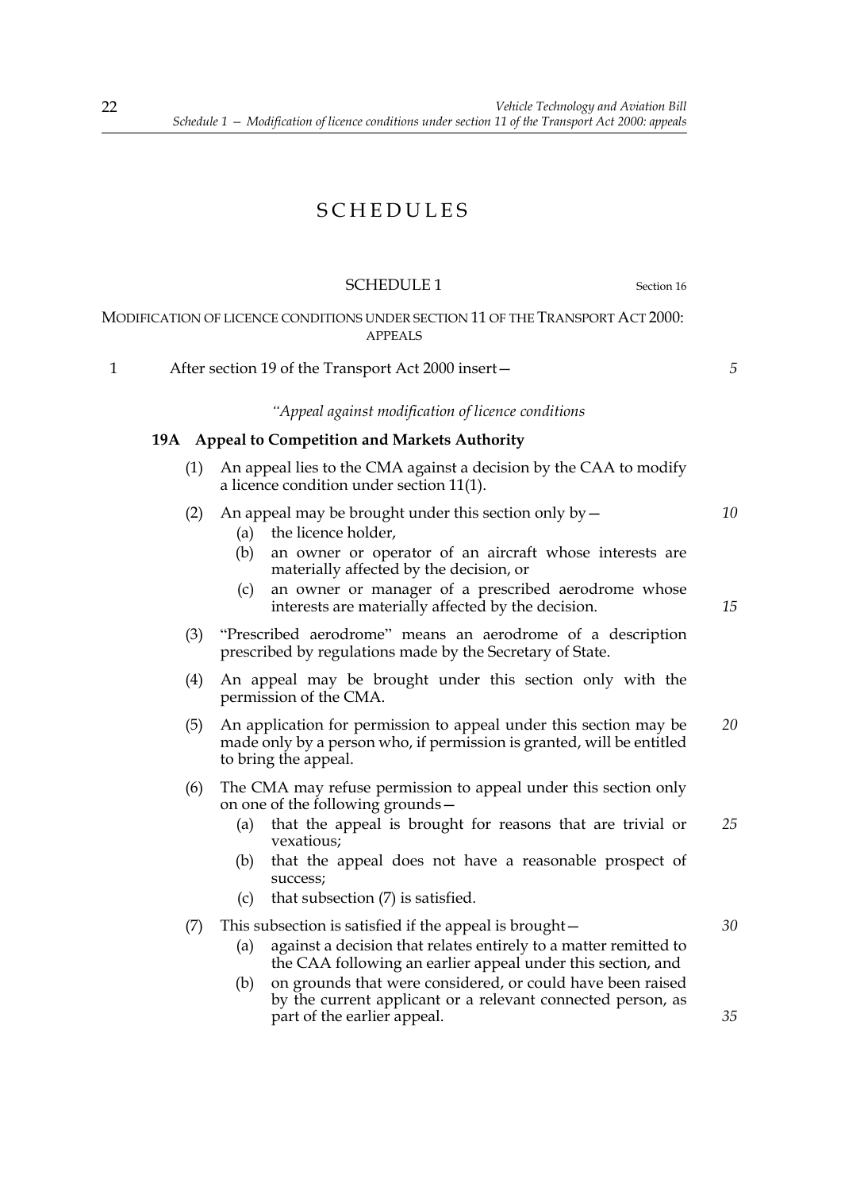# SCHEDULES

## SCHEDULE 1

Section 16

MODIFICATION OF LICENCE CONDITIONS UNDER SECTION 11 OF THE TRANSPORT ACT 2000: APPEALS

1 After section 19 of the Transport Act 2000 insert—

*"Appeal against modification of licence conditions*

**19A Appeal to Competition and Markets Authority**

(1) An appeal lies to the CMA against a decision by the CAA to modify a licence condition under section 11(1).

(2) An appeal may be brought under this section only by—

(a) the licence holder,

(b) an owner or operator of an aircraft whose interests are materially affected by the decision, or

(c) an owner or manager of a prescribed aerodrome whose interests are materially affected by the decision.

(3) "Prescribed aerodrome" means an aerodrome of a description prescribed by regulations made by the Secretary of State.

(4) An appeal may be brought under this section only with the permission of the CMA.

(5) An application for permission to appeal under this section may be made only by a person who, if permission is granted, will be entitled to bring the appeal.

(6) The CMA may refuse permission to appeal under this section only on one of the following grounds—

(a) that the appeal is brought for reasons that are trivial or vexatious;

(b) that the appeal does not have a reasonable prospect of success;

(c) that subsection (7) is satisfied.

(7) This subsection is satisfied if the appeal is brought—

(a) against a decision that relates entirely to a matter remitted to the CAA following an earlier appeal under this section, and

(b) on grounds that were considered, or could have been raised by the current applicant or a relevant connected person, as part of the earlier appeal.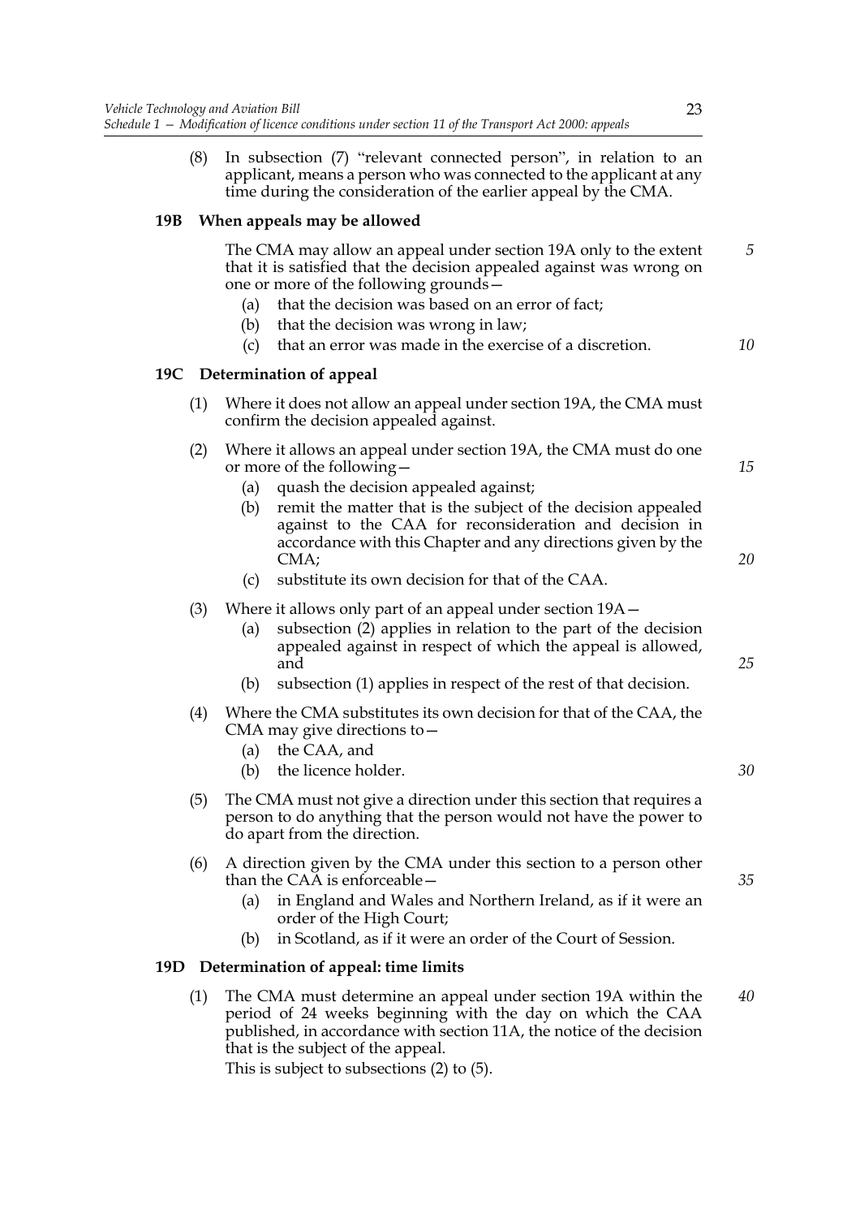(8) In subsection (7) "relevant connected person", in relation to an applicant, means a person who was connected to the applicant at any time during the consideration of the earlier appeal by the CMA.

### 19B When appeals may be allowed

The CMA may allow an appeal under section 19A only to the extent that it is satisfied that the decision appealed against was wrong on one or more of the following grounds—

(a) that the decision was based on an error of fact;

(b) that the decision was wrong in law;

(c) that an error was made in the exercise of a discretion.

### 19C Determination of appeal

(1) Where it does not allow an appeal under section 19A, the CMA must confirm the decision appealed against.

(2) Where it allows an appeal under section 19A, the CMA must do one or more of the following—

(a) quash the decision appealed against;

(b) remit the matter that is the subject of the decision appealed against to the CAA for reconsideration and decision in accordance with this Chapter and any directions given by the CMA;

(c) substitute its own decision for that of the CAA.

(3) Where it allows only part of an appeal under section 19A—

(a) subsection (2) applies in relation to the part of the decision appealed against in respect of which the appeal is allowed, and

(b) subsection (1) applies in respect of the rest of that decision.

(4) Where the CMA substitutes its own decision for that of the CAA, the CMA may give directions to—

(a) the CAA, and

(b) the licence holder.

(5) The CMA must not give a direction under this section that requires a person to do anything that the person would not have the power to do apart from the direction.

(6) A direction given by the CMA under this section to a person other than the CAA is enforceable—

(a) in England and Wales and Northern Ireland, as if it were an order of the High Court;

(b) in Scotland, as if it were an order of the Court of Session.

### 19D Determination of appeal: time limits

(1) The CMA must determine an appeal under section 19A within the period of 24 weeks beginning with the day on which the CAA published, in accordance with section 11A, the notice of the decision that is the subject of the appeal.

This is subject to subsections (2) to (5).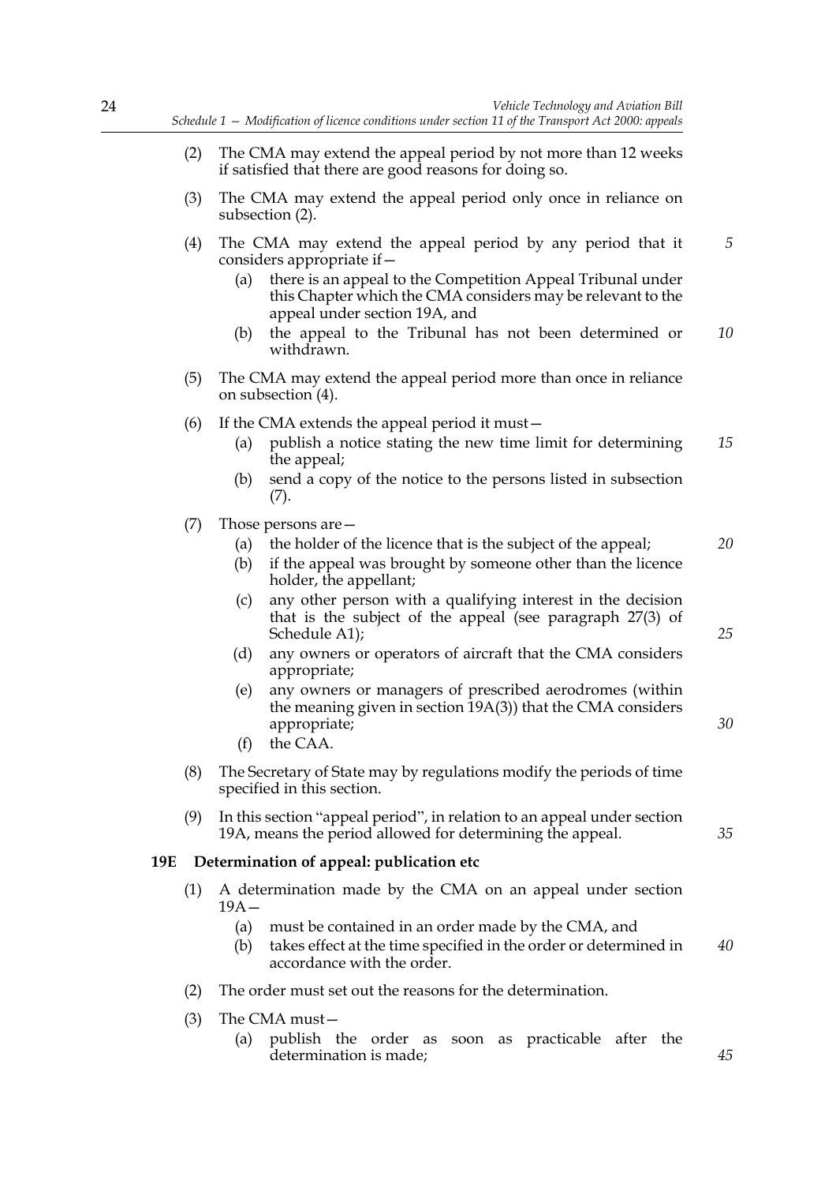(2) The CMA may extend the appeal period by not more than 12 weeks if satisfied that there are good reasons for doing so.

(3) The CMA may extend the appeal period only once in reliance on subsection (2).

(4) The CMA may extend the appeal period by any period that it considers appropriate if—

 (a) there is an appeal to the Competition Appeal Tribunal under this Chapter which the CMA considers may be relevant to the appeal under section 19A, and

 (b) the appeal to the Tribunal has not been determined or withdrawn.

(5) The CMA may extend the appeal period more than once in reliance on subsection (4).

(6) If the CMA extends the appeal period it must—

 (a) publish a notice stating the new time limit for determining the appeal;

 (b) send a copy of the notice to the persons listed in subsection (7).

(7) Those persons are—

 (a) the holder of the licence that is the subject of the appeal;

 (b) if the appeal was brought by someone other than the licence holder, the appellant;

 (c) any other person with a qualifying interest in the decision that is the subject of the appeal (see paragraph 27(3) of Schedule A1);

 (d) any owners or operators of aircraft that the CMA considers appropriate;

 (e) any owners or managers of prescribed aerodromes (within the meaning given in section 19A(3)) that the CMA considers appropriate;

 (f) the CAA.

(8) The Secretary of State may by regulations modify the periods of time specified in this section.

(9) In this section "appeal period", in relation to an appeal under section 19A, means the period allowed for determining the appeal.

**19E Determination of appeal: publication etc**

(1) A determination made by the CMA on an appeal under section 19A—

 (a) must be contained in an order made by the CMA, and

 (b) takes effect at the time specified in the order or determined in accordance with the order.

(2) The order must set out the reasons for the determination.

(3) The CMA must—

 (a) publish the order as soon as practicable after the determination is made;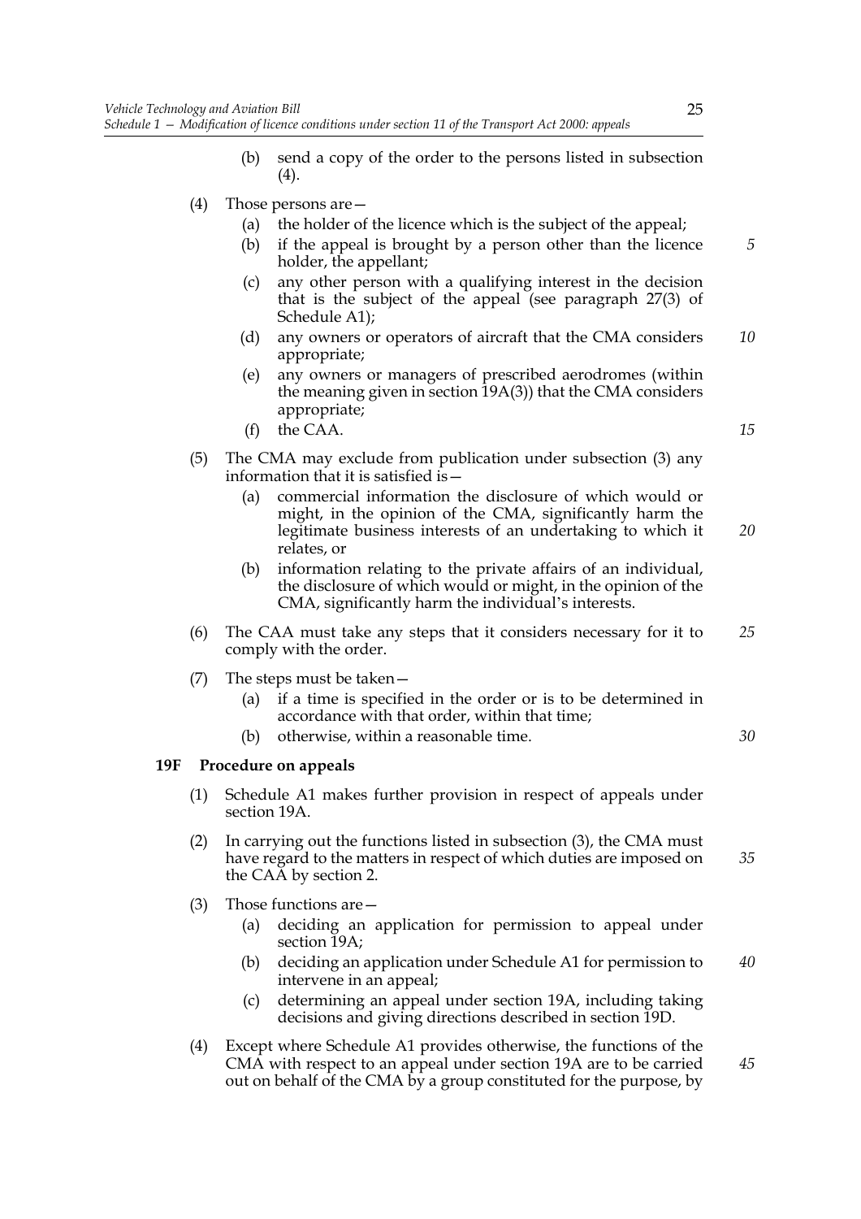(b) send a copy of the order to the persons listed in subsection (4).

(4) Those persons are—

(a) the holder of the licence which is the subject of the appeal;

(b) if the appeal is brought by a person other than the licence holder, the appellant;

(c) any other person with a qualifying interest in the decision that is the subject of the appeal (see paragraph 27(3) of Schedule A1);

(d) any owners or operators of aircraft that the CMA considers appropriate;

(e) any owners or managers of prescribed aerodromes (within the meaning given in section 19A(3)) that the CMA considers appropriate;

(f) the CAA.

(5) The CMA may exclude from publication under subsection (3) any information that it is satisfied is—

(a) commercial information the disclosure of which would or might, in the opinion of the CMA, significantly harm the legitimate business interests of an undertaking to which it relates, or

(b) information relating to the private affairs of an individual, the disclosure of which would or might, in the opinion of the CMA, significantly harm the individual's interests.

(6) The CAA must take any steps that it considers necessary for it to comply with the order.

(7) The steps must be taken—

(a) if a time is specified in the order or is to be determined in accordance with that order, within that time;

(b) otherwise, within a reasonable time.

**19F Procedure on appeals**

(1) Schedule A1 makes further provision in respect of appeals under section 19A.

(2) In carrying out the functions listed in subsection (3), the CMA must have regard to the matters in respect of which duties are imposed on the CAA by section 2.

(3) Those functions are—

(a) deciding an application for permission to appeal under section 19A;

(b) deciding an application under Schedule A1 for permission to intervene in an appeal;

(c) determining an appeal under section 19A, including taking decisions and giving directions described in section 19D.

(4) Except where Schedule A1 provides otherwise, the functions of the CMA with respect to an appeal under section 19A are to be carried out on behalf of the CMA by a group constituted for the purpose, by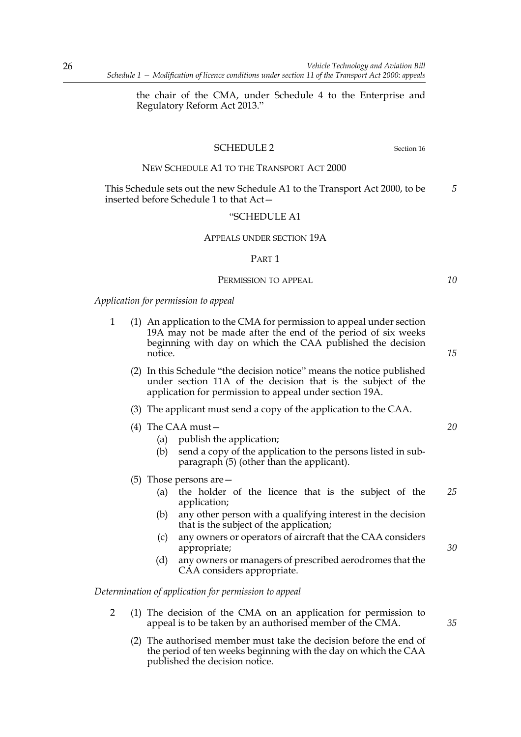the chair of the CMA, under Schedule 4 to the Enterprise and Regulatory Reform Act 2013."

## SCHEDULE 2

Section 16

### NEW SCHEDULE A1 TO THE TRANSPORT ACT 2000

This Schedule sets out the new Schedule A1 to the Transport Act 2000, to be inserted before Schedule 1 to that Act—

"SCHEDULE A1

APPEALS UNDER SECTION 19A

PART 1

PERMISSION TO APPEAL

*Application for permission to appeal*

1 (1) An application to the CMA for permission to appeal under section 19A may not be made after the end of the period of six weeks beginning with day on which the CAA published the decision notice.

(2) In this Schedule "the decision notice" means the notice published under section 11A of the decision that is the subject of the application for permission to appeal under section 19A.

(3) The applicant must send a copy of the application to the CAA.

(4) The CAA must—

(a) publish the application;

(b) send a copy of the application to the persons listed in sub-paragraph (5) (other than the applicant).

(5) Those persons are—

(a) the holder of the licence that is the subject of the application;

(b) any other person with a qualifying interest in the decision that is the subject of the application;

(c) any owners or operators of aircraft that the CAA considers appropriate;

(d) any owners or managers of prescribed aerodromes that the CAA considers appropriate.

*Determination of application for permission to appeal*

2 (1) The decision of the CMA on an application for permission to appeal is to be taken by an authorised member of the CMA.

(2) The authorised member must take the decision before the end of the period of ten weeks beginning with the day on which the CAA published the decision notice.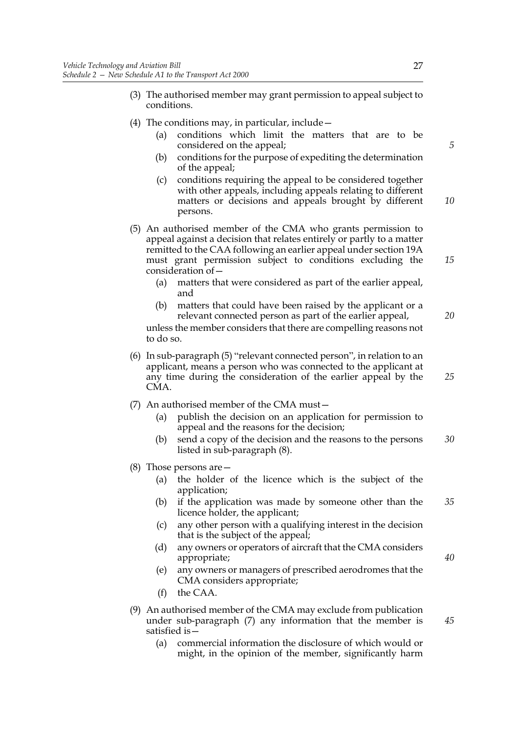(3) The authorised member may grant permission to appeal subject to conditions.

(4) The conditions may, in particular, include—

   (a) conditions which limit the matters that are to be considered on the appeal;

   (b) conditions for the purpose of expediting the determination of the appeal;

   (c) conditions requiring the appeal to be considered together with other appeals, including appeals relating to different matters or decisions and appeals brought by different persons.

(5) An authorised member of the CMA who grants permission to appeal against a decision that relates entirely or partly to a matter remitted to the CAA following an earlier appeal under section 19A must grant permission subject to conditions excluding the consideration of—

   (a) matters that were considered as part of the earlier appeal, and

   (b) matters that could have been raised by the applicant or a relevant connected person as part of the earlier appeal,

unless the member considers that there are compelling reasons not to do so.

(6) In sub-paragraph (5) "relevant connected person", in relation to an applicant, means a person who was connected to the applicant at any time during the consideration of the earlier appeal by the CMA.

(7) An authorised member of the CMA must—

   (a) publish the decision on an application for permission to appeal and the reasons for the decision;

   (b) send a copy of the decision and the reasons to the persons listed in sub-paragraph (8).

(8) Those persons are—

   (a) the holder of the licence which is the subject of the application;

   (b) if the application was made by someone other than the licence holder, the applicant;

   (c) any other person with a qualifying interest in the decision that is the subject of the appeal;

   (d) any owners or operators of aircraft that the CMA considers appropriate;

   (e) any owners or managers of prescribed aerodromes that the CMA considers appropriate;

   (f) the CAA.

(9) An authorised member of the CMA may exclude from publication under sub-paragraph (7) any information that the member is satisfied is—

   (a) commercial information the disclosure of which would or might, in the opinion of the member, significantly harm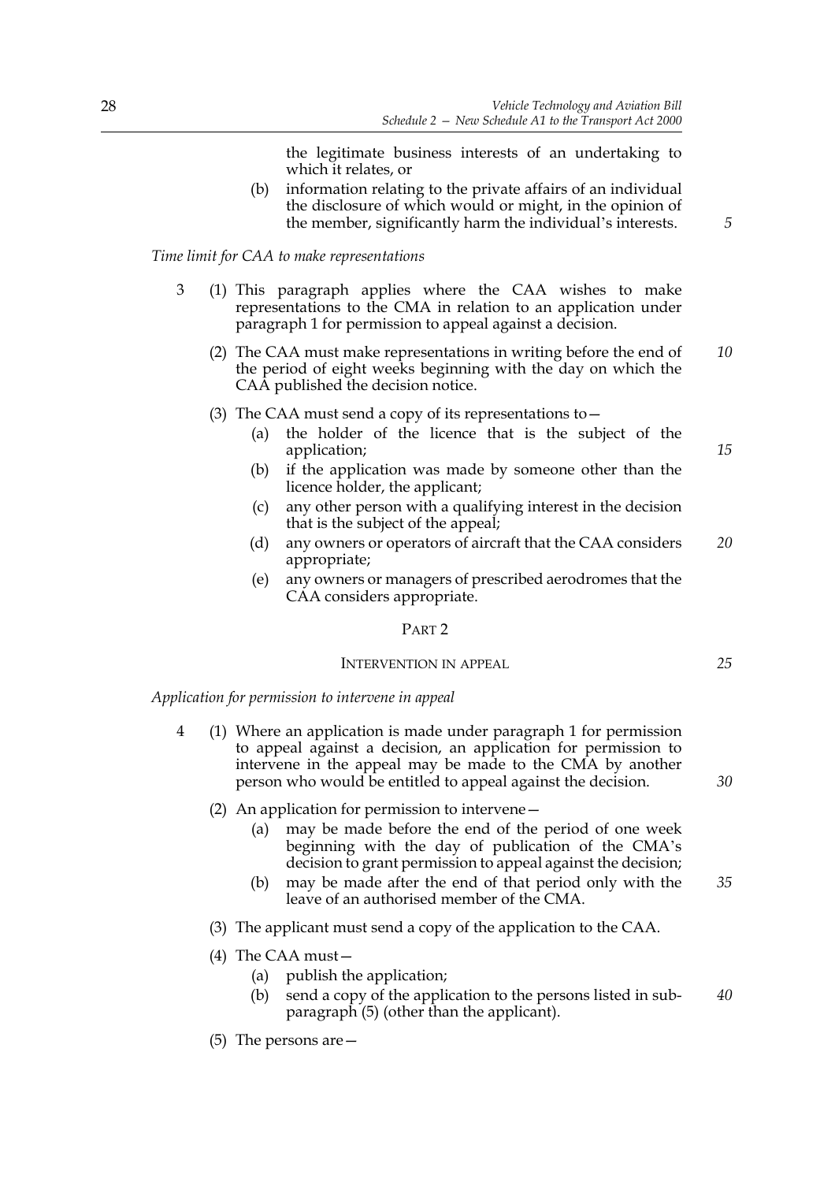the legitimate business interests of an undertaking to which it relates, or

(b) information relating to the private affairs of an individual the disclosure of which would or might, in the opinion of the member, significantly harm the individual's interests.

*Time limit for CAA to make representations*

3 (1) This paragraph applies where the CAA wishes to make representations to the CMA in relation to an application under paragraph 1 for permission to appeal against a decision.

(2) The CAA must make representations in writing before the end of the period of eight weeks beginning with the day on which the CAA published the decision notice.

(3) The CAA must send a copy of its representations to—

(a) the holder of the licence that is the subject of the application;

(b) if the application was made by someone other than the licence holder, the applicant;

(c) any other person with a qualifying interest in the decision that is the subject of the appeal;

(d) any owners or operators of aircraft that the CAA considers appropriate;

(e) any owners or managers of prescribed aerodromes that the CAA considers appropriate.

## PART 2

### INTERVENTION IN APPEAL

*Application for permission to intervene in appeal*

4 (1) Where an application is made under paragraph 1 for permission to appeal against a decision, an application for permission to intervene in the appeal may be made to the CMA by another person who would be entitled to appeal against the decision.

(2) An application for permission to intervene—

(a) may be made before the end of the period of one week beginning with the day of publication of the CMA's decision to grant permission to appeal against the decision;

(b) may be made after the end of that period only with the leave of an authorised member of the CMA.

(3) The applicant must send a copy of the application to the CAA.

(4) The CAA must—

(a) publish the application;

(b) send a copy of the application to the persons listed in sub-paragraph (5) (other than the applicant).

(5) The persons are—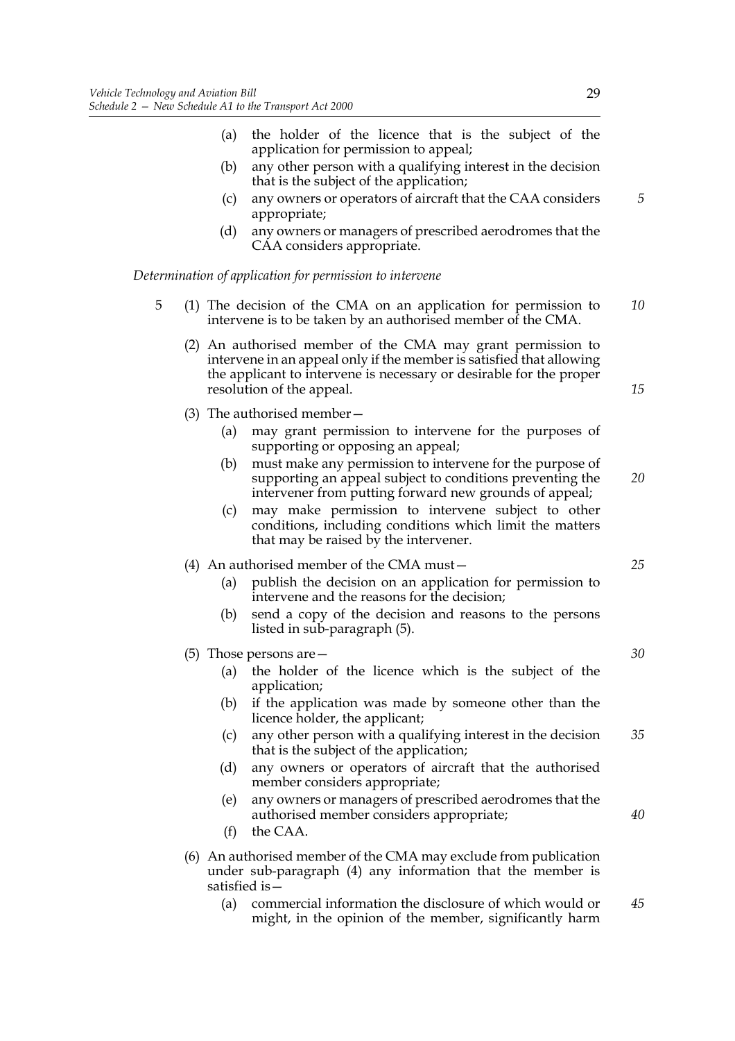(a) the holder of the licence that is the subject of the application for permission to appeal;

(b) any other person with a qualifying interest in the decision that is the subject of the application;

(c) any owners or operators of aircraft that the CAA considers appropriate;

(d) any owners or managers of prescribed aerodromes that the CAA considers appropriate.

*Determination of application for permission to intervene*

5 (1) The decision of the CMA on an application for permission to intervene is to be taken by an authorised member of the CMA.

(2) An authorised member of the CMA may grant permission to intervene in an appeal only if the member is satisfied that allowing the applicant to intervene is necessary or desirable for the proper resolution of the appeal.

(3) The authorised member—

(a) may grant permission to intervene for the purposes of supporting or opposing an appeal;

(b) must make any permission to intervene for the purpose of supporting an appeal subject to conditions preventing the intervener from putting forward new grounds of appeal;

(c) may make permission to intervene subject to other conditions, including conditions which limit the matters that may be raised by the intervener.

(4) An authorised member of the CMA must—

(a) publish the decision on an application for permission to intervene and the reasons for the decision;

(b) send a copy of the decision and reasons to the persons listed in sub-paragraph (5).

(5) Those persons are—

(a) the holder of the licence which is the subject of the application;

(b) if the application was made by someone other than the licence holder, the applicant;

(c) any other person with a qualifying interest in the decision that is the subject of the application;

(d) any owners or operators of aircraft that the authorised member considers appropriate;

(e) any owners or managers of prescribed aerodromes that the authorised member considers appropriate;

(f) the CAA.

(6) An authorised member of the CMA may exclude from publication under sub-paragraph (4) any information that the member is satisfied is—

(a) commercial information the disclosure of which would or might, in the opinion of the member, significantly harm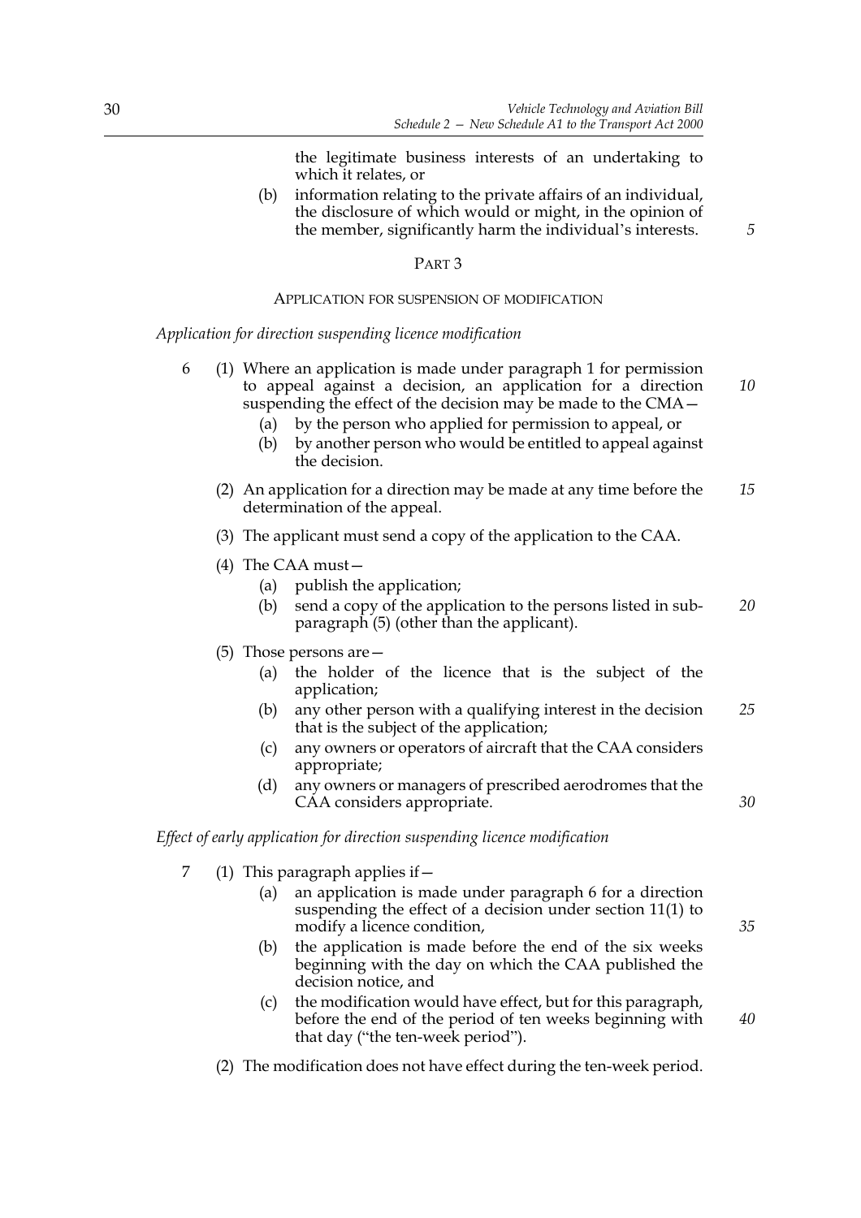the legitimate business interests of an undertaking to which it relates, or

(b) information relating to the private affairs of an individual, the disclosure of which would or might, in the opinion of the member, significantly harm the individual's interests.

## PART 3

### APPLICATION FOR SUSPENSION OF MODIFICATION

*Application for direction suspending licence modification*

6 (1) Where an application is made under paragraph 1 for permission to appeal against a decision, an application for a direction suspending the effect of the decision may be made to the CMA—

(a) by the person who applied for permission to appeal, or

(b) by another person who would be entitled to appeal against the decision.

(2) An application for a direction may be made at any time before the determination of the appeal.

(3) The applicant must send a copy of the application to the CAA.

(4) The CAA must—

(a) publish the application;

(b) send a copy of the application to the persons listed in sub-paragraph (5) (other than the applicant).

(5) Those persons are—

(a) the holder of the licence that is the subject of the application;

(b) any other person with a qualifying interest in the decision that is the subject of the application;

(c) any owners or operators of aircraft that the CAA considers appropriate;

(d) any owners or managers of prescribed aerodromes that the CAA considers appropriate.

*Effect of early application for direction suspending licence modification*

7 (1) This paragraph applies if—

(a) an application is made under paragraph 6 for a direction suspending the effect of a decision under section 11(1) to modify a licence condition,

(b) the application is made before the end of the six weeks beginning with the day on which the CAA published the decision notice, and

(c) the modification would have effect, but for this paragraph, before the end of the period of ten weeks beginning with that day ("the ten-week period").

(2) The modification does not have effect during the ten-week period.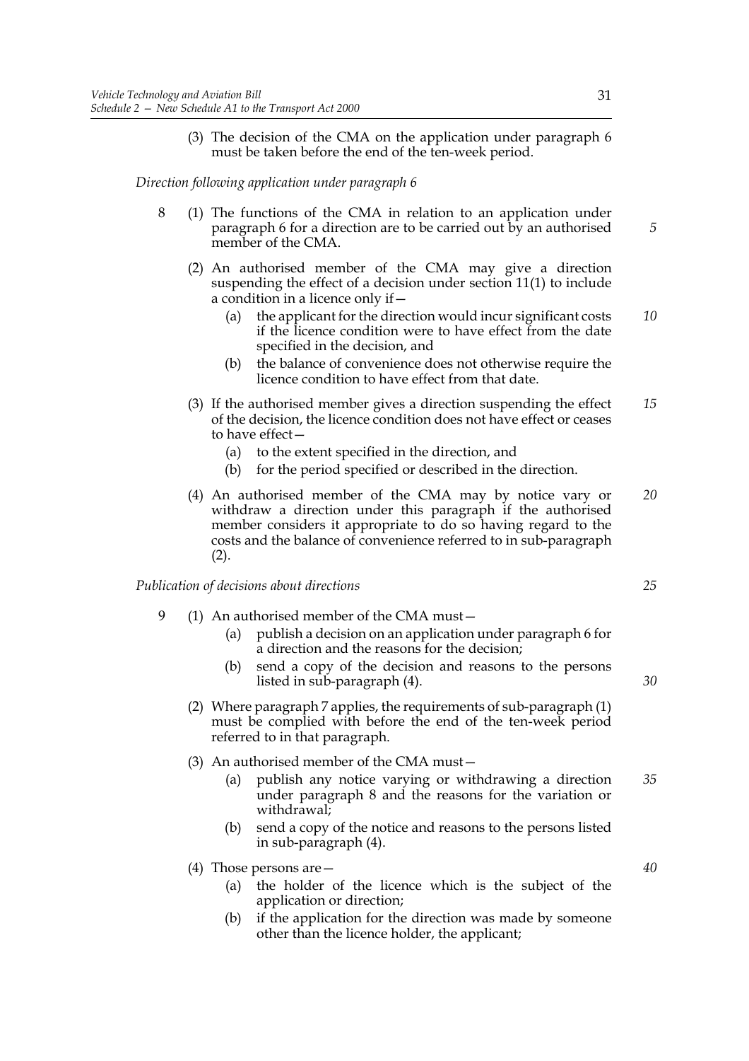(3) The decision of the CMA on the application under paragraph 6 must be taken before the end of the ten-week period.

*Direction following application under paragraph 6*

8 (1) The functions of the CMA in relation to an application under paragraph 6 for a direction are to be carried out by an authorised member of the CMA.

(2) An authorised member of the CMA may give a direction suspending the effect of a decision under section 11(1) to include a condition in a licence only if—

(a) the applicant for the direction would incur significant costs if the licence condition were to have effect from the date specified in the decision, and

(b) the balance of convenience does not otherwise require the licence condition to have effect from that date.

(3) If the authorised member gives a direction suspending the effect of the decision, the licence condition does not have effect or ceases to have effect—

(a) to the extent specified in the direction, and

(b) for the period specified or described in the direction.

(4) An authorised member of the CMA may by notice vary or withdraw a direction under this paragraph if the authorised member considers it appropriate to do so having regard to the costs and the balance of convenience referred to in sub-paragraph (2).

*Publication of decisions about directions*

9 (1) An authorised member of the CMA must—

(a) publish a decision on an application under paragraph 6 for a direction and the reasons for the decision;

(b) send a copy of the decision and reasons to the persons listed in sub-paragraph (4).

(2) Where paragraph 7 applies, the requirements of sub-paragraph (1) must be complied with before the end of the ten-week period referred to in that paragraph.

(3) An authorised member of the CMA must—

(a) publish any notice varying or withdrawing a direction under paragraph 8 and the reasons for the variation or withdrawal;

(b) send a copy of the notice and reasons to the persons listed in sub-paragraph (4).

(4) Those persons are—

(a) the holder of the licence which is the subject of the application or direction;

(b) if the application for the direction was made by someone other than the licence holder, the applicant;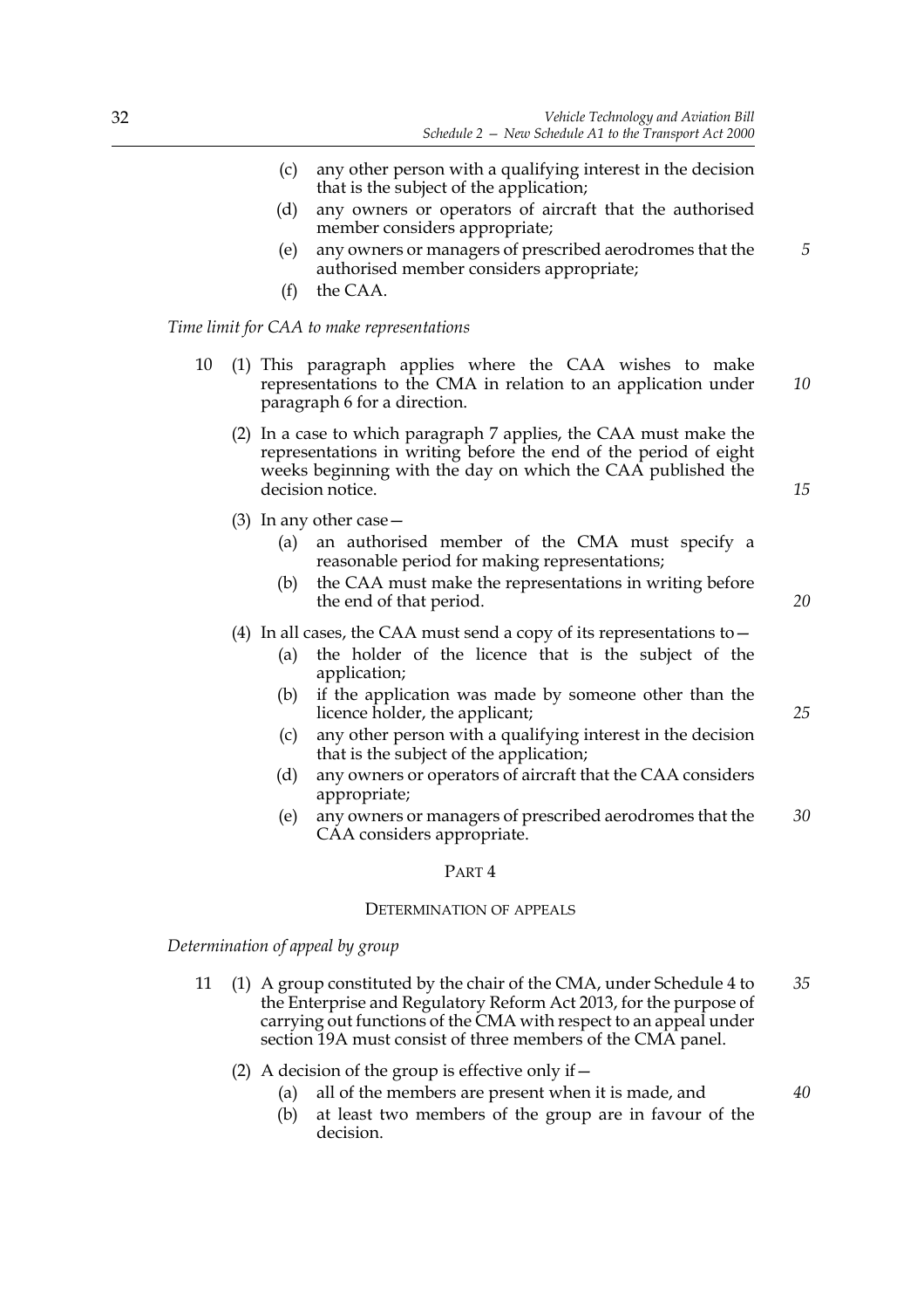(c) any other person with a qualifying interest in the decision that is the subject of the application;

(d) any owners or operators of aircraft that the authorised member considers appropriate;

(e) any owners or managers of prescribed aerodromes that the authorised member considers appropriate;

(f) the CAA.

*Time limit for CAA to make representations*

10 (1) This paragraph applies where the CAA wishes to make representations to the CMA in relation to an application under paragraph 6 for a direction.

(2) In a case to which paragraph 7 applies, the CAA must make the representations in writing before the end of the period of eight weeks beginning with the day on which the CAA published the decision notice.

(3) In any other case—

(a) an authorised member of the CMA must specify a reasonable period for making representations;

(b) the CAA must make the representations in writing before the end of that period.

(4) In all cases, the CAA must send a copy of its representations to—

(a) the holder of the licence that is the subject of the application;

(b) if the application was made by someone other than the licence holder, the applicant;

(c) any other person with a qualifying interest in the decision that is the subject of the application;

(d) any owners or operators of aircraft that the CAA considers appropriate;

(e) any owners or managers of prescribed aerodromes that the CAA considers appropriate.

## PART 4

### DETERMINATION OF APPEALS

*Determination of appeal by group*

11 (1) A group constituted by the chair of the CMA, under Schedule 4 to the Enterprise and Regulatory Reform Act 2013, for the purpose of carrying out functions of the CMA with respect to an appeal under section 19A must consist of three members of the CMA panel.

(2) A decision of the group is effective only if—

(a) all of the members are present when it is made, and

(b) at least two members of the group are in favour of the decision.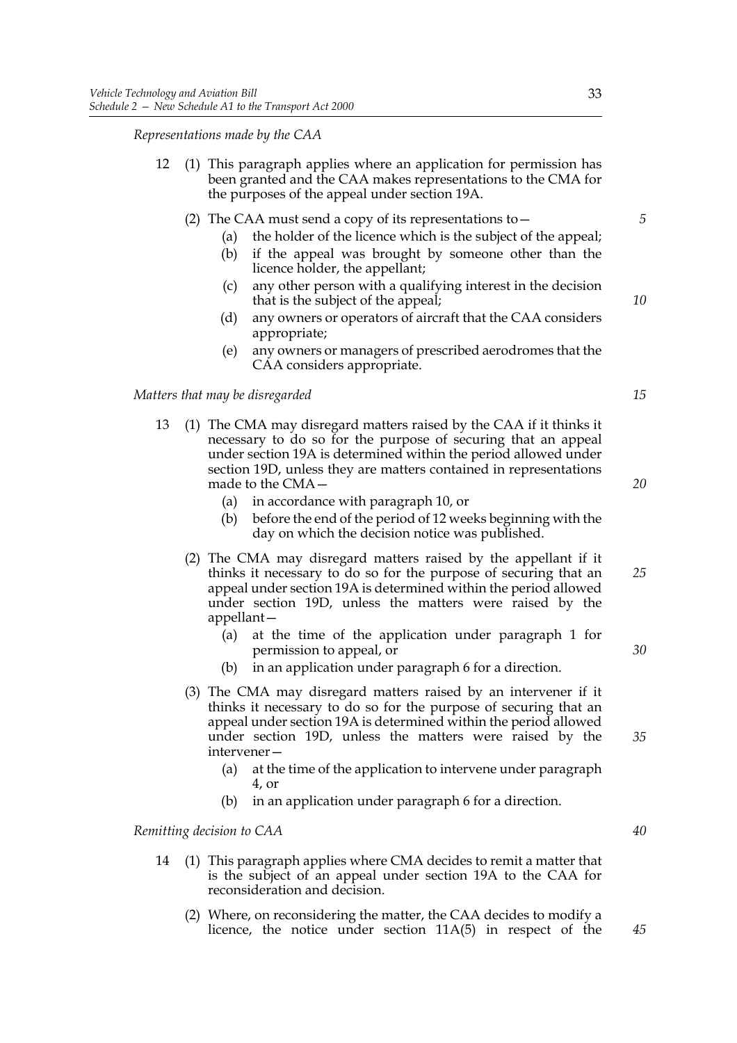*Representations made by the CAA*

12 (1) This paragraph applies where an application for permission has been granted and the CAA makes representations to the CMA for the purposes of the appeal under section 19A.

(2) The CAA must send a copy of its representations to—

(a) the holder of the licence which is the subject of the appeal;

(b) if the appeal was brought by someone other than the licence holder, the appellant;

(c) any other person with a qualifying interest in the decision that is the subject of the appeal;

(d) any owners or operators of aircraft that the CAA considers appropriate;

(e) any owners or managers of prescribed aerodromes that the CAA considers appropriate.

*Matters that may be disregarded*

13 (1) The CMA may disregard matters raised by the CAA if it thinks it necessary to do so for the purpose of securing that an appeal under section 19A is determined within the period allowed under section 19D, unless they are matters contained in representations made to the CMA—

(a) in accordance with paragraph 10, or

(b) before the end of the period of 12 weeks beginning with the day on which the decision notice was published.

(2) The CMA may disregard matters raised by the appellant if it thinks it necessary to do so for the purpose of securing that an appeal under section 19A is determined within the period allowed under section 19D, unless the matters were raised by the appellant—

(a) at the time of the application under paragraph 1 for permission to appeal, or

(b) in an application under paragraph 6 for a direction.

(3) The CMA may disregard matters raised by an intervener if it thinks it necessary to do so for the purpose of securing that an appeal under section 19A is determined within the period allowed under section 19D, unless the matters were raised by the intervener—

(a) at the time of the application to intervene under paragraph 4, or

(b) in an application under paragraph 6 for a direction.

*Remitting decision to CAA*

14 (1) This paragraph applies where CMA decides to remit a matter that is the subject of an appeal under section 19A to the CAA for reconsideration and decision.

(2) Where, on reconsidering the matter, the CAA decides to modify a licence, the notice under section 11A(5) in respect of the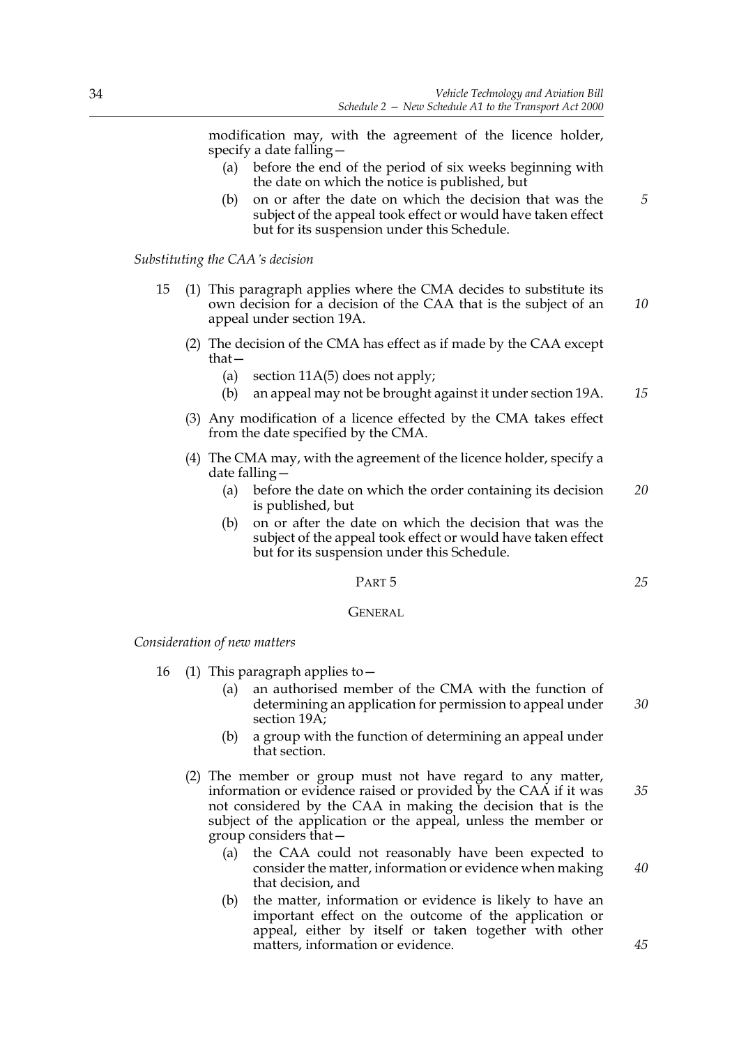modification may, with the agreement of the licence holder, specify a date falling—

(a) before the end of the period of six weeks beginning with the date on which the notice is published, but

(b) on or after the date on which the decision that was the subject of the appeal took effect or would have taken effect but for its suspension under this Schedule.

*Substituting the CAA's decision*

15 (1) This paragraph applies where the CMA decides to substitute its own decision for a decision of the CAA that is the subject of an appeal under section 19A.

(2) The decision of the CMA has effect as if made by the CAA except that—

(a) section 11A(5) does not apply;

(b) an appeal may not be brought against it under section 19A.

(3) Any modification of a licence effected by the CMA takes effect from the date specified by the CMA.

(4) The CMA may, with the agreement of the licence holder, specify a date falling—

(a) before the date on which the order containing its decision is published, but

(b) on or after the date on which the decision that was the subject of the appeal took effect or would have taken effect but for its suspension under this Schedule.

## PART 5

## GENERAL

*Consideration of new matters*

16 (1) This paragraph applies to—

(a) an authorised member of the CMA with the function of determining an application for permission to appeal under section 19A;

(b) a group with the function of determining an appeal under that section.

(2) The member or group must not have regard to any matter, information or evidence raised or provided by the CAA if it was not considered by the CAA in making the decision that is the subject of the application or the appeal, unless the member or group considers that—

(a) the CAA could not reasonably have been expected to consider the matter, information or evidence when making that decision, and

(b) the matter, information or evidence is likely to have an important effect on the outcome of the application or appeal, either by itself or taken together with other matters, information or evidence.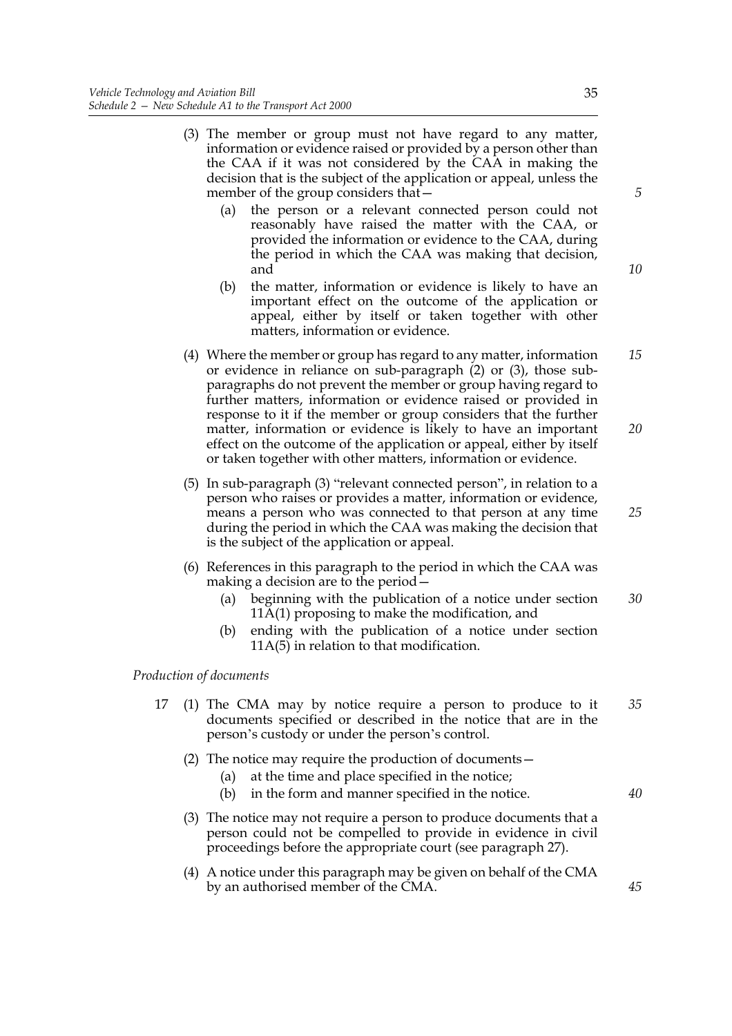(3) The member or group must not have regard to any matter, information or evidence raised or provided by a person other than the CAA if it was not considered by the CAA in making the decision that is the subject of the application or appeal, unless the member of the group considers that—

   (a) the person or a relevant connected person could not reasonably have raised the matter with the CAA, or provided the information or evidence to the CAA, during the period in which the CAA was making that decision, and

   (b) the matter, information or evidence is likely to have an important effect on the outcome of the application or appeal, either by itself or taken together with other matters, information or evidence.

(4) Where the member or group has regard to any matter, information or evidence in reliance on sub-paragraph (2) or (3), those sub-paragraphs do not prevent the member or group having regard to further matters, information or evidence raised or provided in response to it if the member or group considers that the further matter, information or evidence is likely to have an important effect on the outcome of the application or appeal, either by itself or taken together with other matters, information or evidence.

(5) In sub-paragraph (3) "relevant connected person", in relation to a person who raises or provides a matter, information or evidence, means a person who was connected to that person at any time during the period in which the CAA was making the decision that is the subject of the application or appeal.

(6) References in this paragraph to the period in which the CAA was making a decision are to the period—

   (a) beginning with the publication of a notice under section 11A(1) proposing to make the modification, and

   (b) ending with the publication of a notice under section 11A(5) in relation to that modification.

*Production of documents*

17 (1) The CMA may by notice require a person to produce to it documents specified or described in the notice that are in the person's custody or under the person's control.

(2) The notice may require the production of documents—

   (a) at the time and place specified in the notice;

   (b) in the form and manner specified in the notice.

(3) The notice may not require a person to produce documents that a person could not be compelled to provide in evidence in civil proceedings before the appropriate court (see paragraph 27).

(4) A notice under this paragraph may be given on behalf of the CMA by an authorised member of the CMA.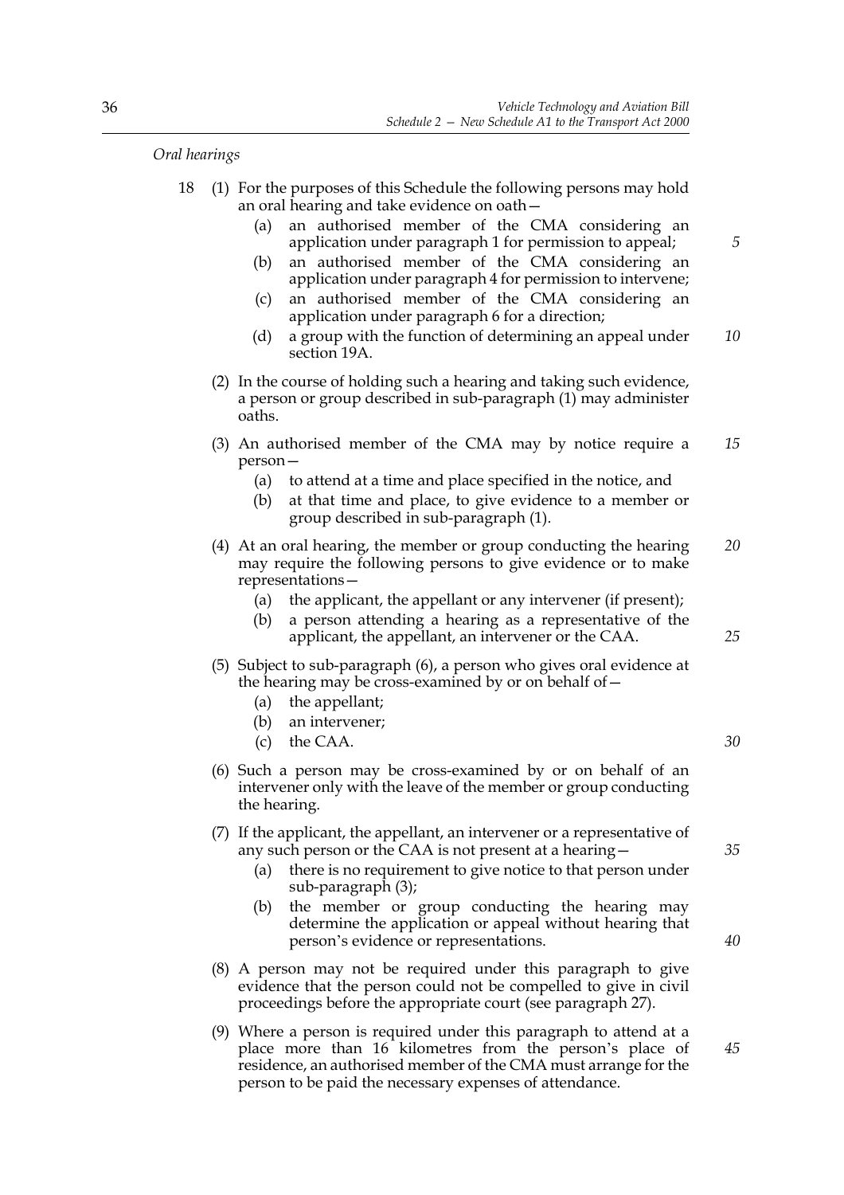*Oral hearings*

18 (1) For the purposes of this Schedule the following persons may hold an oral hearing and take evidence on oath—

(a) an authorised member of the CMA considering an application under paragraph 1 for permission to appeal;

(b) an authorised member of the CMA considering an application under paragraph 4 for permission to intervene;

(c) an authorised member of the CMA considering an application under paragraph 6 for a direction;

(d) a group with the function of determining an appeal under section 19A.

(2) In the course of holding such a hearing and taking such evidence, a person or group described in sub-paragraph (1) may administer oaths.

(3) An authorised member of the CMA may by notice require a person—

(a) to attend at a time and place specified in the notice, and

(b) at that time and place, to give evidence to a member or group described in sub-paragraph (1).

(4) At an oral hearing, the member or group conducting the hearing may require the following persons to give evidence or to make representations—

(a) the applicant, the appellant or any intervener (if present);

(b) a person attending a hearing as a representative of the applicant, the appellant, an intervener or the CAA.

(5) Subject to sub-paragraph (6), a person who gives oral evidence at the hearing may be cross-examined by or on behalf of—

(a) the appellant;

(b) an intervener;

(c) the CAA.

(6) Such a person may be cross-examined by or on behalf of an intervener only with the leave of the member or group conducting the hearing.

(7) If the applicant, the appellant, an intervener or a representative of any such person or the CAA is not present at a hearing—

(a) there is no requirement to give notice to that person under sub-paragraph (3);

(b) the member or group conducting the hearing may determine the application or appeal without hearing that person's evidence or representations.

(8) A person may not be required under this paragraph to give evidence that the person could not be compelled to give in civil proceedings before the appropriate court (see paragraph 27).

(9) Where a person is required under this paragraph to attend at a place more than 16 kilometres from the person's place of residence, an authorised member of the CMA must arrange for the person to be paid the necessary expenses of attendance.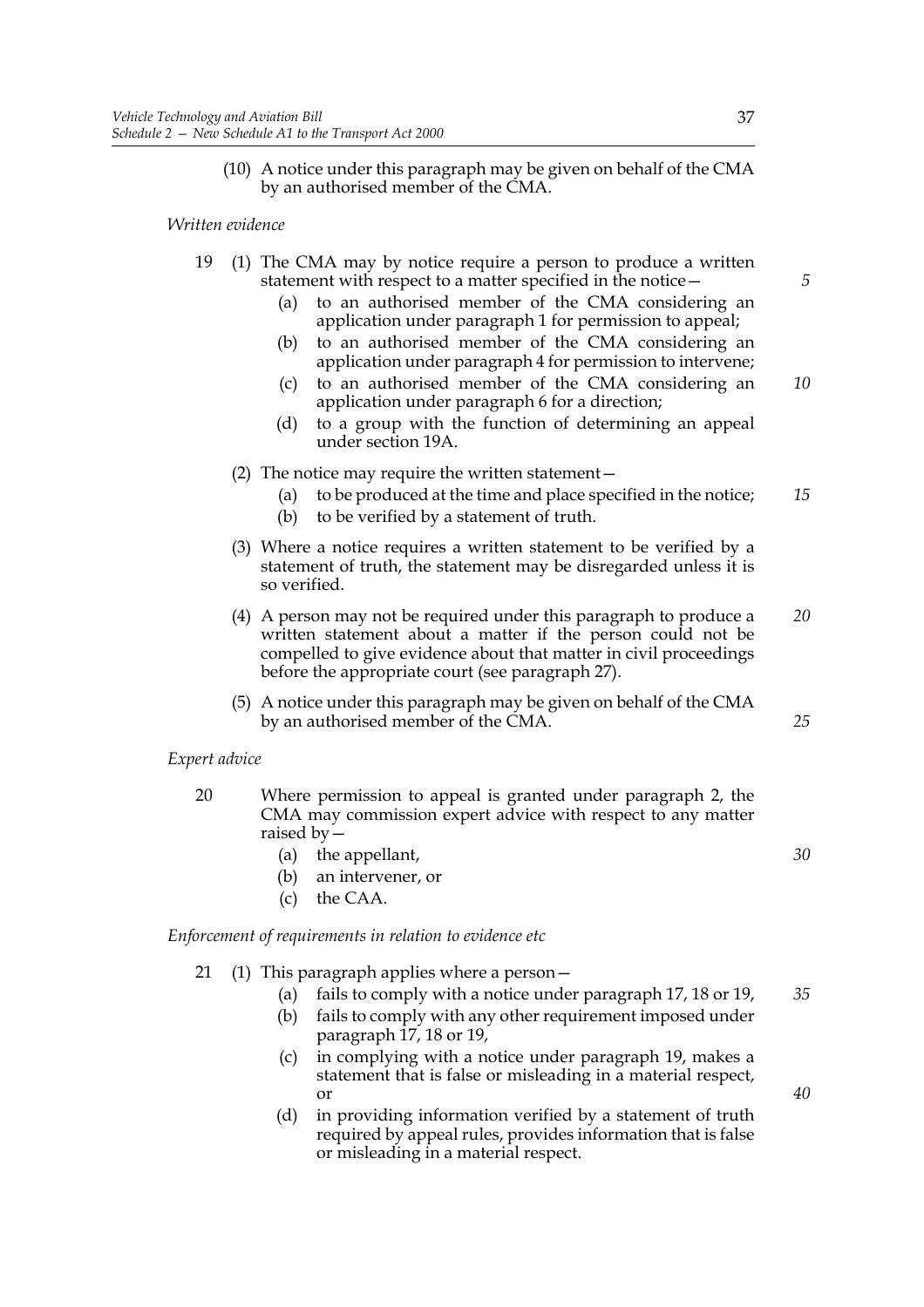(10) A notice under this paragraph may be given on behalf of the CMA by an authorised member of the CMA.

*Written evidence*

19 (1) The CMA may by notice require a person to produce a written statement with respect to a matter specified in the notice—

(a) to an authorised member of the CMA considering an application under paragraph 1 for permission to appeal;

(b) to an authorised member of the CMA considering an application under paragraph 4 for permission to intervene;

(c) to an authorised member of the CMA considering an application under paragraph 6 for a direction;

(d) to a group with the function of determining an appeal under section 19A.

(2) The notice may require the written statement—

(a) to be produced at the time and place specified in the notice;

(b) to be verified by a statement of truth.

(3) Where a notice requires a written statement to be verified by a statement of truth, the statement may be disregarded unless it is so verified.

(4) A person may not be required under this paragraph to produce a written statement about a matter if the person could not be compelled to give evidence about that matter in civil proceedings before the appropriate court (see paragraph 27).

(5) A notice under this paragraph may be given on behalf of the CMA by an authorised member of the CMA.

*Expert advice*

20 Where permission to appeal is granted under paragraph 2, the CMA may commission expert advice with respect to any matter raised by—

(a) the appellant,

(b) an intervener, or

(c) the CAA.

*Enforcement of requirements in relation to evidence etc*

21 (1) This paragraph applies where a person—

(a) fails to comply with a notice under paragraph 17, 18 or 19,

(b) fails to comply with any other requirement imposed under paragraph 17, 18 or 19,

(c) in complying with a notice under paragraph 19, makes a statement that is false or misleading in a material respect, or

(d) in providing information verified by a statement of truth required by appeal rules, provides information that is false or misleading in a material respect.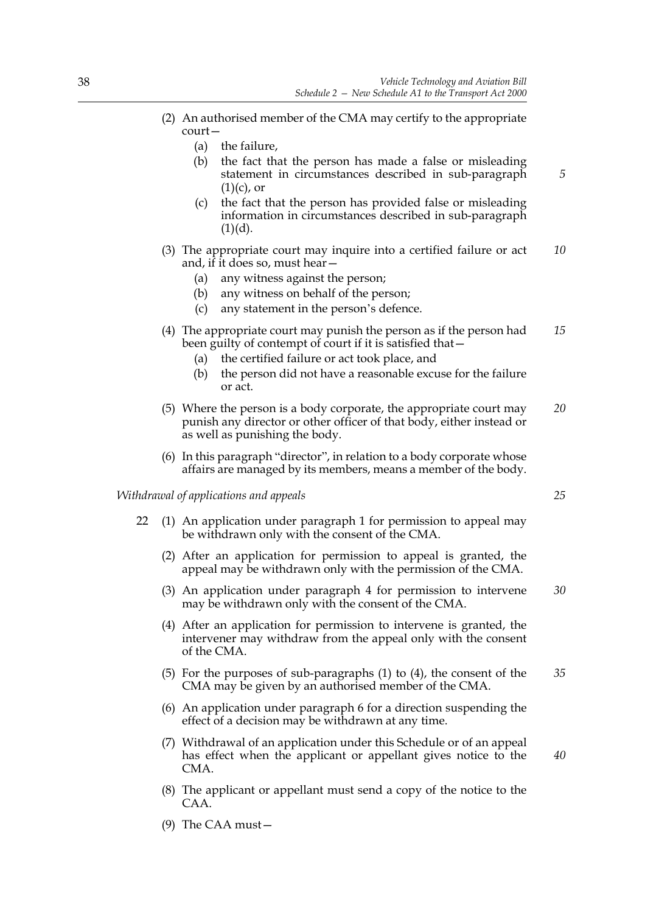(2) An authorised member of the CMA may certify to the appropriate court—

(a) the failure,

(b) the fact that the person has made a false or misleading statement in circumstances described in sub-paragraph (1)(c), or

(c) the fact that the person has provided false or misleading information in circumstances described in sub-paragraph (1)(d).

(3) The appropriate court may inquire into a certified failure or act and, if it does so, must hear—

(a) any witness against the person;

(b) any witness on behalf of the person;

(c) any statement in the person's defence.

(4) The appropriate court may punish the person as if the person had been guilty of contempt of court if it is satisfied that—

(a) the certified failure or act took place, and

(b) the person did not have a reasonable excuse for the failure or act.

(5) Where the person is a body corporate, the appropriate court may punish any director or other officer of that body, either instead or as well as punishing the body.

(6) In this paragraph "director", in relation to a body corporate whose affairs are managed by its members, means a member of the body.

*Withdrawal of applications and appeals*

22 (1) An application under paragraph 1 for permission to appeal may be withdrawn only with the consent of the CMA.

(2) After an application for permission to appeal is granted, the appeal may be withdrawn only with the permission of the CMA.

(3) An application under paragraph 4 for permission to intervene may be withdrawn only with the consent of the CMA.

(4) After an application for permission to intervene is granted, the intervener may withdraw from the appeal only with the consent of the CMA.

(5) For the purposes of sub-paragraphs (1) to (4), the consent of the CMA may be given by an authorised member of the CMA.

(6) An application under paragraph 6 for a direction suspending the effect of a decision may be withdrawn at any time.

(7) Withdrawal of an application under this Schedule or of an appeal has effect when the applicant or appellant gives notice to the CMA.

(8) The applicant or appellant must send a copy of the notice to the CAA.

(9) The CAA must—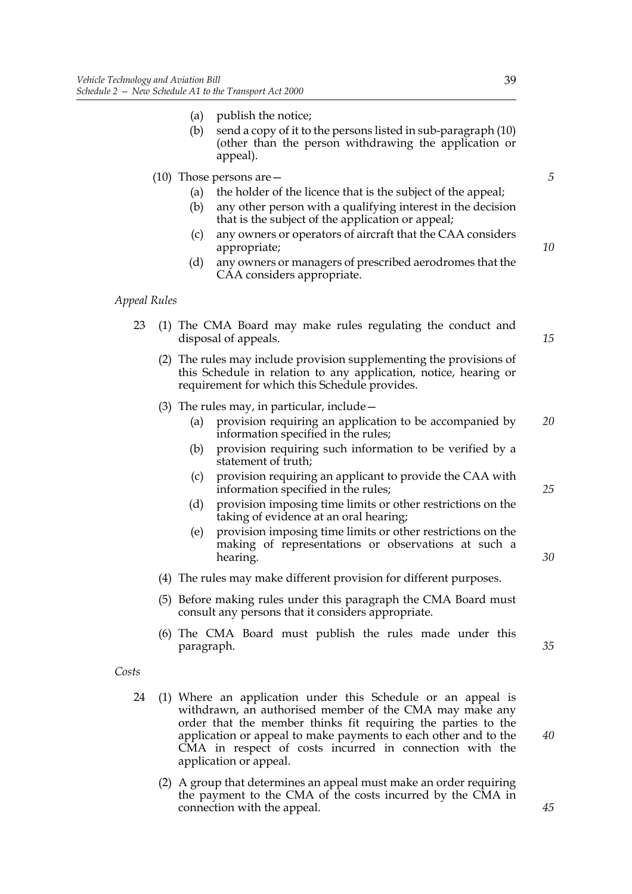(a) publish the notice;

(b) send a copy of it to the persons listed in sub-paragraph (10) (other than the person withdrawing the application or appeal).

(10) Those persons are—

(a) the holder of the licence that is the subject of the appeal;

(b) any other person with a qualifying interest in the decision that is the subject of the application or appeal;

(c) any owners or operators of aircraft that the CAA considers appropriate;

(d) any owners or managers of prescribed aerodromes that the CAA considers appropriate.

*Appeal Rules*

23 (1) The CMA Board may make rules regulating the conduct and disposal of appeals.

(2) The rules may include provision supplementing the provisions of this Schedule in relation to any application, notice, hearing or requirement for which this Schedule provides.

(3) The rules may, in particular, include—

(a) provision requiring an application to be accompanied by information specified in the rules;

(b) provision requiring such information to be verified by a statement of truth;

(c) provision requiring an applicant to provide the CAA with information specified in the rules;

(d) provision imposing time limits or other restrictions on the taking of evidence at an oral hearing;

(e) provision imposing time limits or other restrictions on the making of representations or observations at such a hearing.

(4) The rules may make different provision for different purposes.

(5) Before making rules under this paragraph the CMA Board must consult any persons that it considers appropriate.

(6) The CMA Board must publish the rules made under this paragraph.

*Costs*

24 (1) Where an application under this Schedule or an appeal is withdrawn, an authorised member of the CMA may make any order that the member thinks fit requiring the parties to the application or appeal to make payments to each other and to the CMA in respect of costs incurred in connection with the application or appeal.

(2) A group that determines an appeal must make an order requiring the payment to the CMA of the costs incurred by the CMA in connection with the appeal.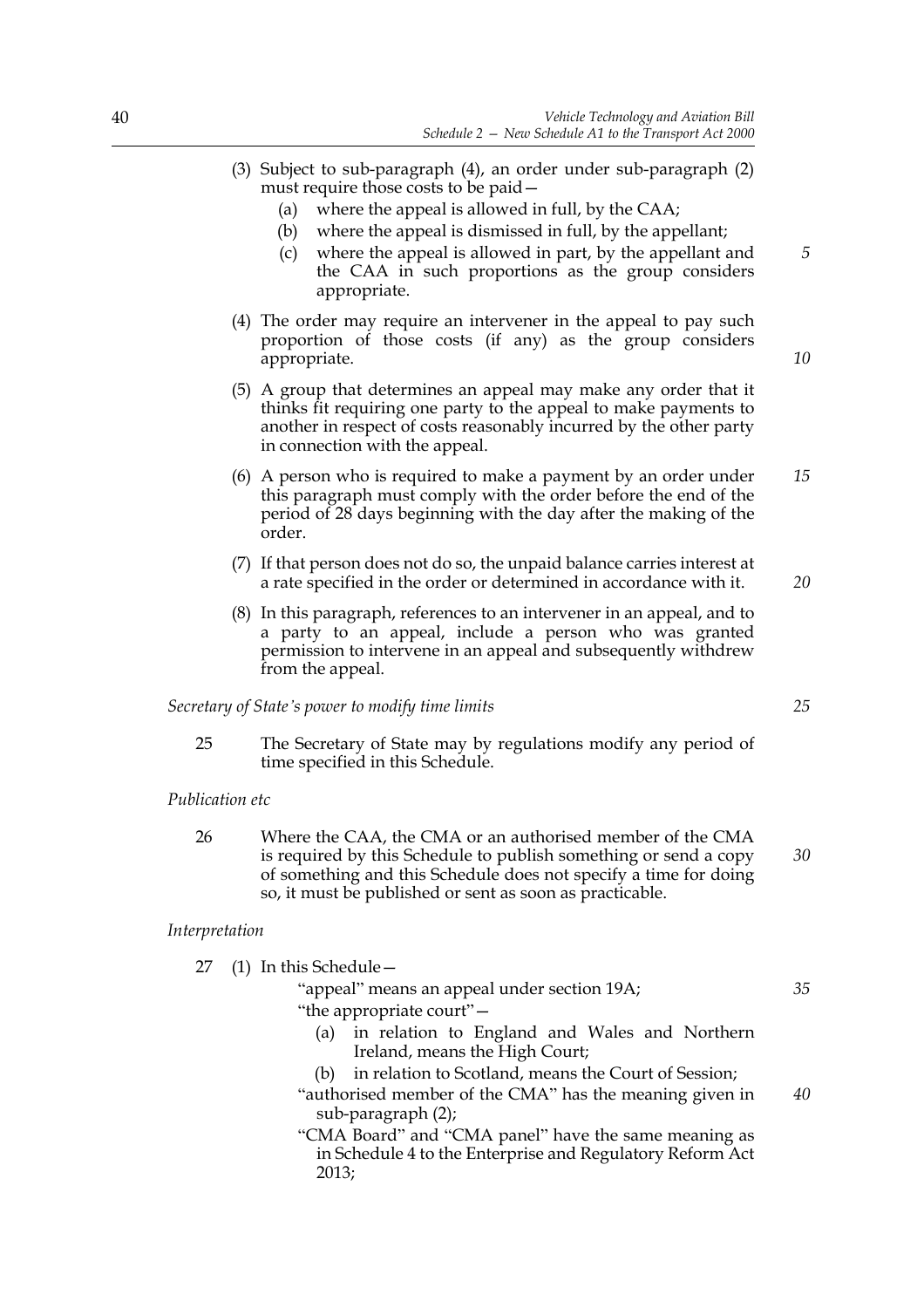(3) Subject to sub-paragraph (4), an order under sub-paragraph (2) must require those costs to be paid—

(a) where the appeal is allowed in full, by the CAA;

(b) where the appeal is dismissed in full, by the appellant;

(c) where the appeal is allowed in part, by the appellant and the CAA in such proportions as the group considers appropriate.

(4) The order may require an intervener in the appeal to pay such proportion of those costs (if any) as the group considers appropriate.

(5) A group that determines an appeal may make any order that it thinks fit requiring one party to the appeal to make payments to another in respect of costs reasonably incurred by the other party in connection with the appeal.

(6) A person who is required to make a payment by an order under this paragraph must comply with the order before the end of the period of 28 days beginning with the day after the making of the order.

(7) If that person does not do so, the unpaid balance carries interest at a rate specified in the order or determined in accordance with it.

(8) In this paragraph, references to an intervener in an appeal, and to a party to an appeal, include a person who was granted permission to intervene in an appeal and subsequently withdrew from the appeal.

*Secretary of State's power to modify time limits*

25 The Secretary of State may by regulations modify any period of time specified in this Schedule.

*Publication etc*

26 Where the CAA, the CMA or an authorised member of the CMA is required by this Schedule to publish something or send a copy of something and this Schedule does not specify a time for doing so, it must be published or sent as soon as practicable.

*Interpretation*

27 (1) In this Schedule—

"appeal" means an appeal under section 19A;

"the appropriate court"—

(a) in relation to England and Wales and Northern Ireland, means the High Court;

(b) in relation to Scotland, means the Court of Session;

"authorised member of the CMA" has the meaning given in sub-paragraph (2);

"CMA Board" and "CMA panel" have the same meaning as in Schedule 4 to the Enterprise and Regulatory Reform Act 2013;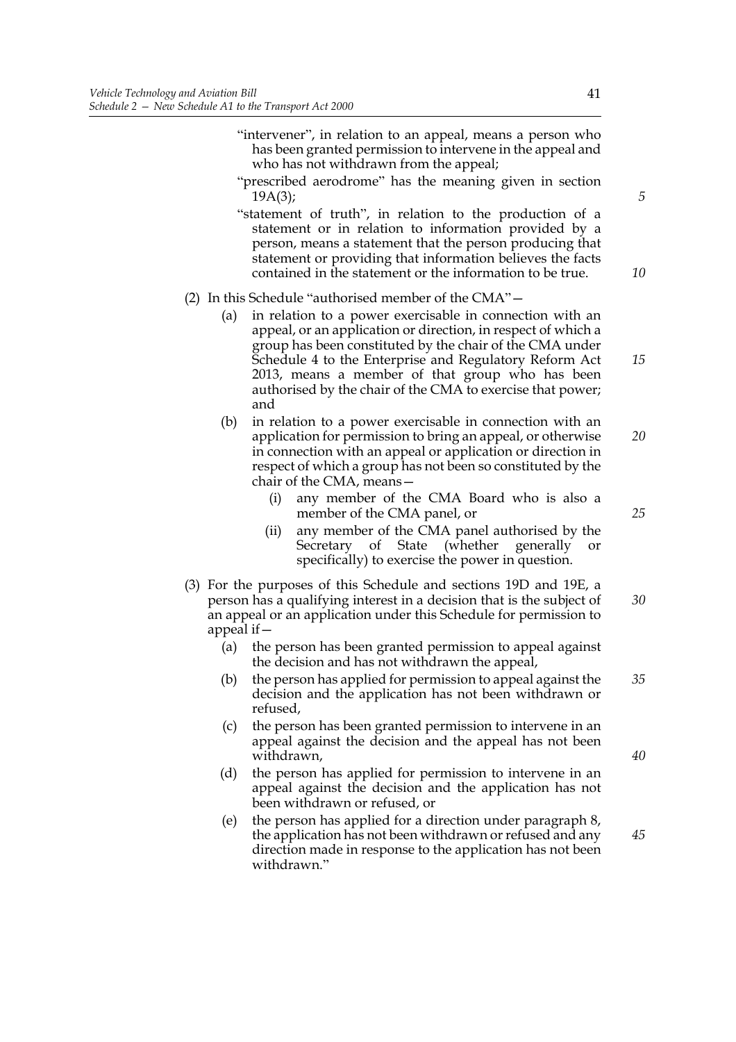"intervener", in relation to an appeal, means a person who has been granted permission to intervene in the appeal and who has not withdrawn from the appeal;

"prescribed aerodrome" has the meaning given in section 19A(3);

"statement of truth", in relation to the production of a statement or in relation to information provided by a person, means a statement that the person producing that statement or providing that information believes the facts contained in the statement or the information to be true.

(2) In this Schedule "authorised member of the CMA"—

(a) in relation to a power exercisable in connection with an appeal, or an application or direction, in respect of which a group has been constituted by the chair of the CMA under Schedule 4 to the Enterprise and Regulatory Reform Act 2013, means a member of that group who has been authorised by the chair of the CMA to exercise that power; and

(b) in relation to a power exercisable in connection with an application for permission to bring an appeal, or otherwise in connection with an appeal or application or direction in respect of which a group has not been so constituted by the chair of the CMA, means—

(i) any member of the CMA Board who is also a member of the CMA panel, or

(ii) any member of the CMA panel authorised by the Secretary of State (whether generally or specifically) to exercise the power in question.

(3) For the purposes of this Schedule and sections 19D and 19E, a person has a qualifying interest in a decision that is the subject of an appeal or an application under this Schedule for permission to appeal if—

(a) the person has been granted permission to appeal against the decision and has not withdrawn the appeal,

(b) the person has applied for permission to appeal against the decision and the application has not been withdrawn or refused,

(c) the person has been granted permission to intervene in an appeal against the decision and the appeal has not been withdrawn,

(d) the person has applied for permission to intervene in an appeal against the decision and the application has not been withdrawn or refused, or

(e) the person has applied for a direction under paragraph 8, the application has not been withdrawn or refused and any direction made in response to the application has not been withdrawn."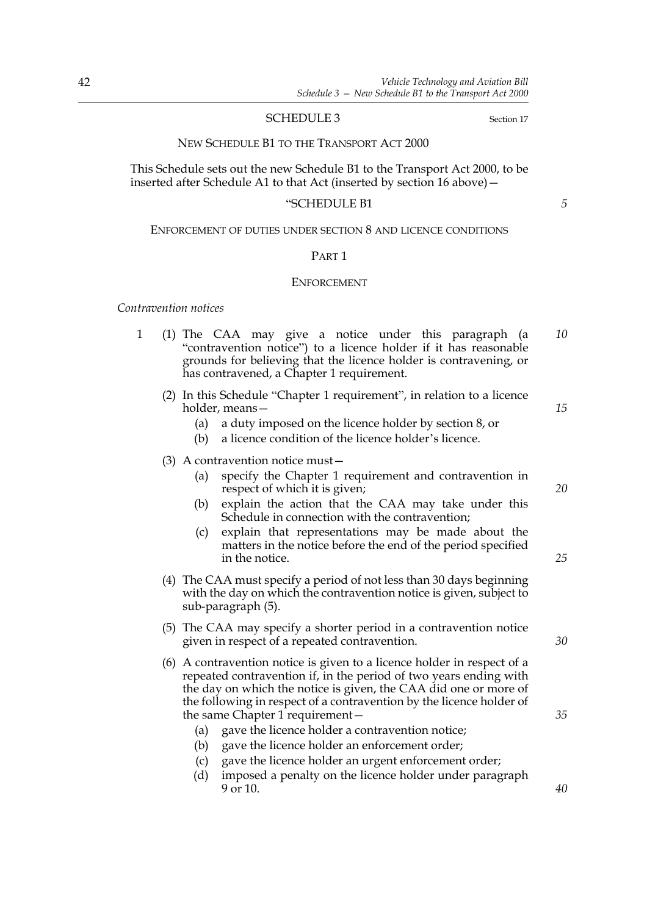## SCHEDULE 3

Section 17

### NEW SCHEDULE B1 TO THE TRANSPORT ACT 2000

This Schedule sets out the new Schedule B1 to the Transport Act 2000, to be inserted after Schedule A1 to that Act (inserted by section 16 above)—

"SCHEDULE B1

ENFORCEMENT OF DUTIES UNDER SECTION 8 AND LICENCE CONDITIONS

PART 1

ENFORCEMENT

*Contravention notices*

1 (1) The CAA may give a notice under this paragraph (a "contravention notice") to a licence holder if it has reasonable grounds for believing that the licence holder is contravening, or has contravened, a Chapter 1 requirement.

(2) In this Schedule "Chapter 1 requirement", in relation to a licence holder, means—

(a) a duty imposed on the licence holder by section 8, or

(b) a licence condition of the licence holder's licence.

(3) A contravention notice must—

(a) specify the Chapter 1 requirement and contravention in respect of which it is given;

(b) explain the action that the CAA may take under this Schedule in connection with the contravention;

(c) explain that representations may be made about the matters in the notice before the end of the period specified in the notice.

(4) The CAA must specify a period of not less than 30 days beginning with the day on which the contravention notice is given, subject to sub-paragraph (5).

(5) The CAA may specify a shorter period in a contravention notice given in respect of a repeated contravention.

(6) A contravention notice is given to a licence holder in respect of a repeated contravention if, in the period of two years ending with the day on which the notice is given, the CAA did one or more of the following in respect of a contravention by the licence holder of the same Chapter 1 requirement—

(a) gave the licence holder a contravention notice;

(b) gave the licence holder an enforcement order;

(c) gave the licence holder an urgent enforcement order;

(d) imposed a penalty on the licence holder under paragraph 9 or 10.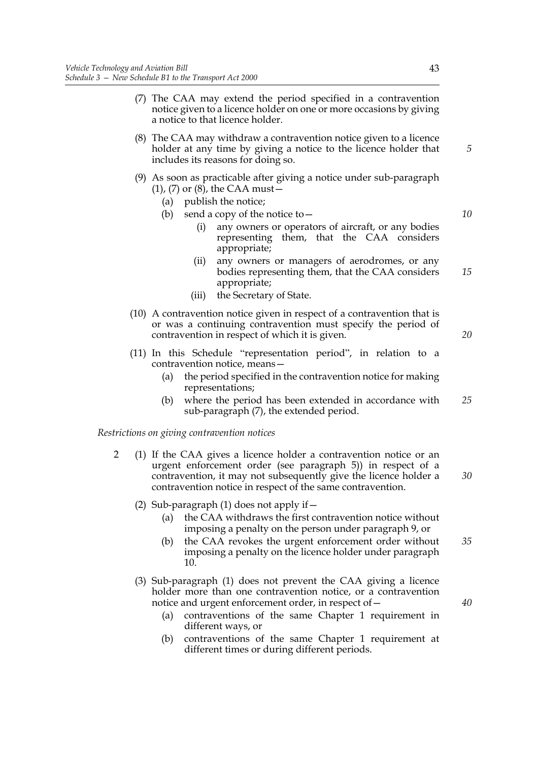(7) The CAA may extend the period specified in a contravention notice given to a licence holder on one or more occasions by giving a notice to that licence holder.

(8) The CAA may withdraw a contravention notice given to a licence holder at any time by giving a notice to the licence holder that includes its reasons for doing so.

(9) As soon as practicable after giving a notice under sub-paragraph (1), (7) or (8), the CAA must—

- (a) publish the notice;
- (b) send a copy of the notice to—
  - (i) any owners or operators of aircraft, or any bodies representing them, that the CAA considers appropriate;
  - (ii) any owners or managers of aerodromes, or any bodies representing them, that the CAA considers appropriate;
  - (iii) the Secretary of State.

(10) A contravention notice given in respect of a contravention that is or was a continuing contravention must specify the period of contravention in respect of which it is given.

(11) In this Schedule "representation period", in relation to a contravention notice, means—

- (a) the period specified in the contravention notice for making representations;
- (b) where the period has been extended in accordance with sub-paragraph (7), the extended period.

*Restrictions on giving contravention notices*

2 (1) If the CAA gives a licence holder a contravention notice or an urgent enforcement order (see paragraph 5)) in respect of a contravention, it may not subsequently give the licence holder a contravention notice in respect of the same contravention.

(2) Sub-paragraph (1) does not apply if—

- (a) the CAA withdraws the first contravention notice without imposing a penalty on the person under paragraph 9, or
- (b) the CAA revokes the urgent enforcement order without imposing a penalty on the licence holder under paragraph 10.

(3) Sub-paragraph (1) does not prevent the CAA giving a licence holder more than one contravention notice, or a contravention notice and urgent enforcement order, in respect of—

- (a) contraventions of the same Chapter 1 requirement in different ways, or
- (b) contraventions of the same Chapter 1 requirement at different times or during different periods.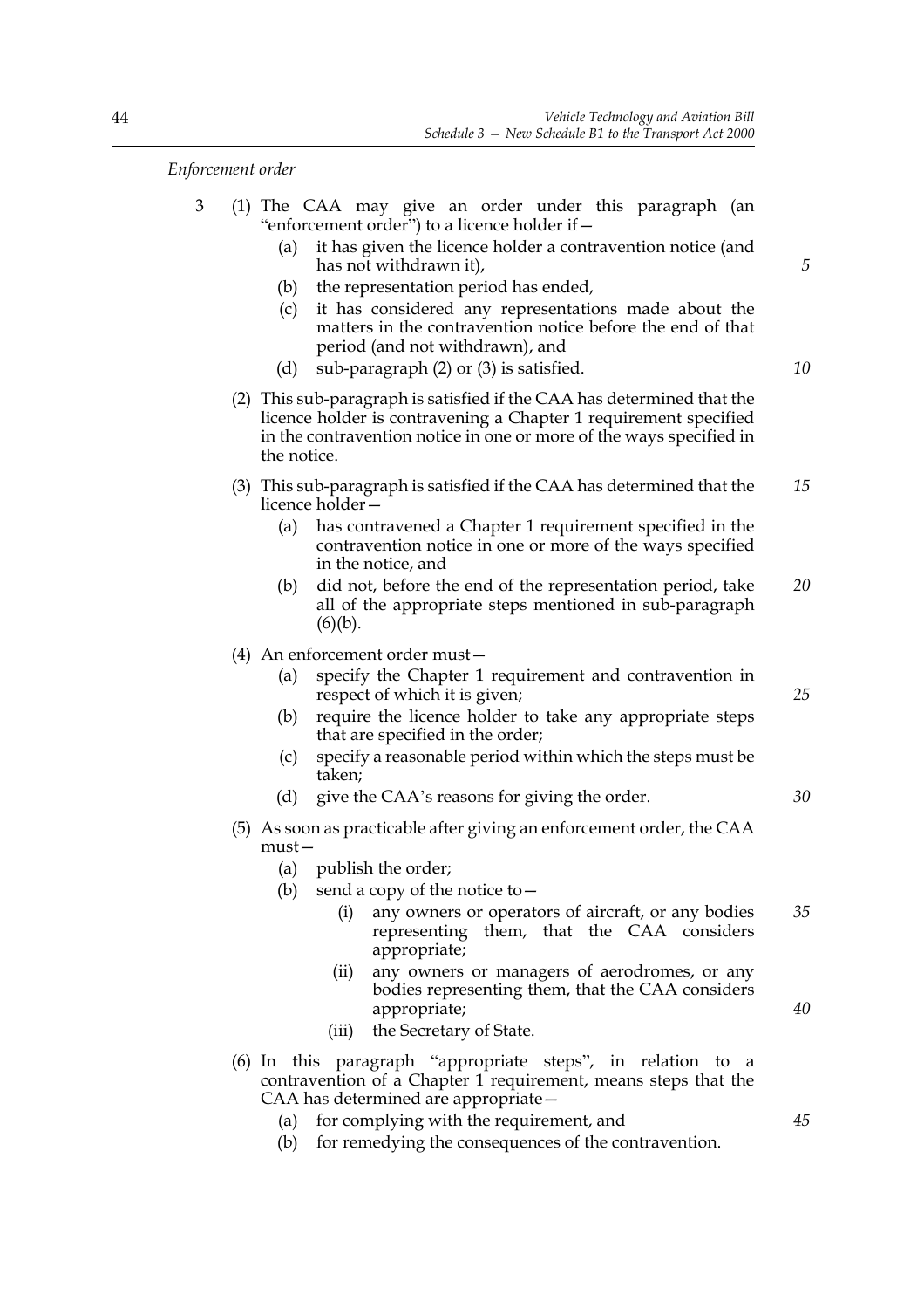*Enforcement order*

3 (1) The CAA may give an order under this paragraph (an "enforcement order") to a licence holder if—

(a) it has given the licence holder a contravention notice (and has not withdrawn it),

(b) the representation period has ended,

(c) it has considered any representations made about the matters in the contravention notice before the end of that period (and not withdrawn), and

(d) sub-paragraph (2) or (3) is satisfied.

(2) This sub-paragraph is satisfied if the CAA has determined that the licence holder is contravening a Chapter 1 requirement specified in the contravention notice in one or more of the ways specified in the notice.

(3) This sub-paragraph is satisfied if the CAA has determined that the licence holder—

(a) has contravened a Chapter 1 requirement specified in the contravention notice in one or more of the ways specified in the notice, and

(b) did not, before the end of the representation period, take all of the appropriate steps mentioned in sub-paragraph (6)(b).

(4) An enforcement order must—

(a) specify the Chapter 1 requirement and contravention in respect of which it is given;

(b) require the licence holder to take any appropriate steps that are specified in the order;

(c) specify a reasonable period within which the steps must be taken;

(d) give the CAA's reasons for giving the order.

(5) As soon as practicable after giving an enforcement order, the CAA must—

(a) publish the order;

(b) send a copy of the notice to—

(i) any owners or operators of aircraft, or any bodies representing them, that the CAA considers appropriate;

(ii) any owners or managers of aerodromes, or any bodies representing them, that the CAA considers appropriate;

(iii) the Secretary of State.

(6) In this paragraph "appropriate steps", in relation to a contravention of a Chapter 1 requirement, means steps that the CAA has determined are appropriate—

(a) for complying with the requirement, and

(b) for remedying the consequences of the contravention.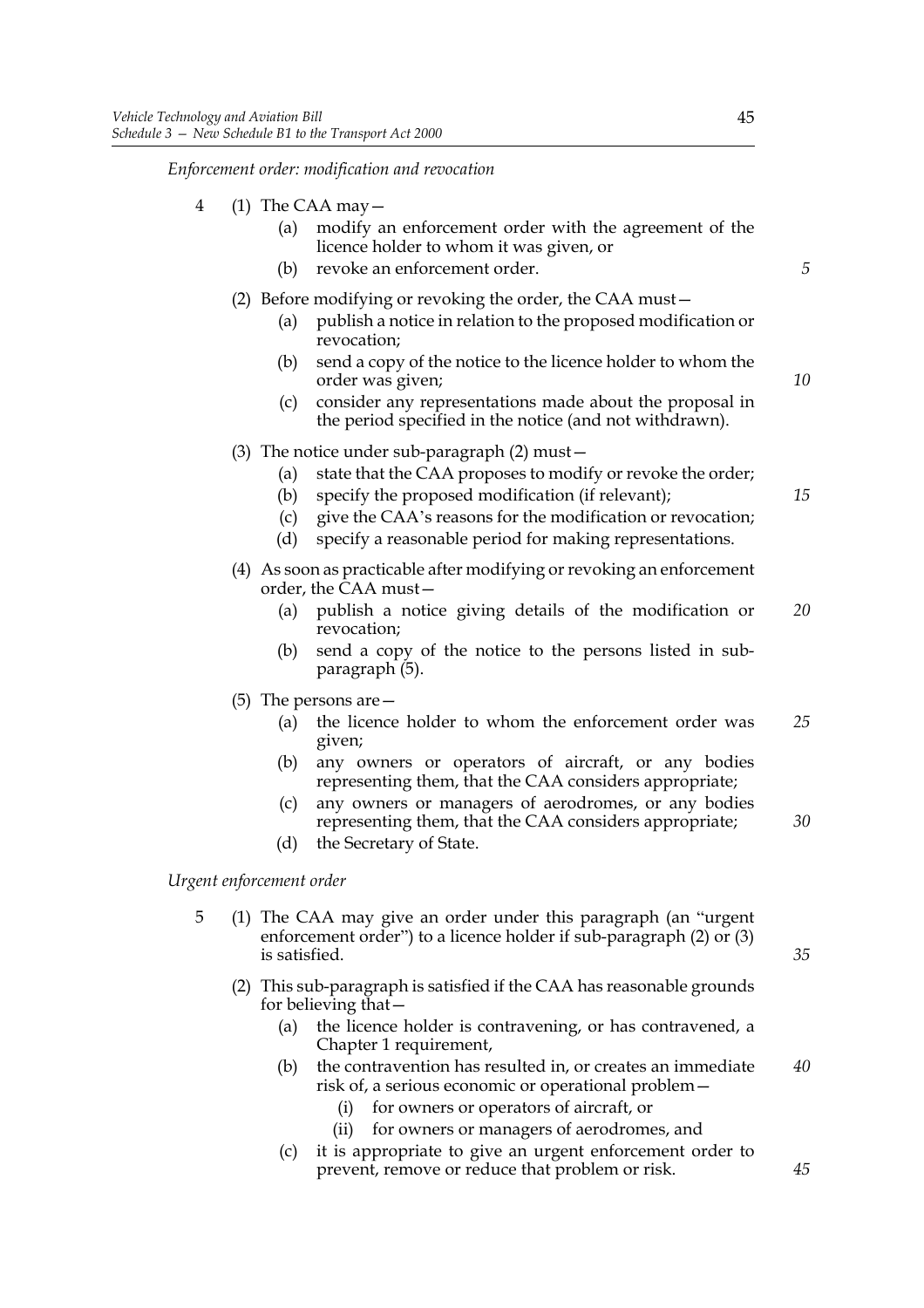*Enforcement order: modification and revocation*

4 (1) The CAA may—

(a) modify an enforcement order with the agreement of the licence holder to whom it was given, or

(b) revoke an enforcement order.

(2) Before modifying or revoking the order, the CAA must—

(a) publish a notice in relation to the proposed modification or revocation;

(b) send a copy of the notice to the licence holder to whom the order was given;

(c) consider any representations made about the proposal in the period specified in the notice (and not withdrawn).

(3) The notice under sub-paragraph (2) must—

(a) state that the CAA proposes to modify or revoke the order;

(b) specify the proposed modification (if relevant);

(c) give the CAA's reasons for the modification or revocation;

(d) specify a reasonable period for making representations.

(4) As soon as practicable after modifying or revoking an enforcement order, the CAA must—

(a) publish a notice giving details of the modification or revocation;

(b) send a copy of the notice to the persons listed in sub-paragraph (5).

(5) The persons are—

(a) the licence holder to whom the enforcement order was given;

(b) any owners or operators of aircraft, or any bodies representing them, that the CAA considers appropriate;

(c) any owners or managers of aerodromes, or any bodies representing them, that the CAA considers appropriate;

(d) the Secretary of State.

*Urgent enforcement order*

5 (1) The CAA may give an order under this paragraph (an "urgent enforcement order") to a licence holder if sub-paragraph (2) or (3) is satisfied.

(2) This sub-paragraph is satisfied if the CAA has reasonable grounds for believing that—

(a) the licence holder is contravening, or has contravened, a Chapter 1 requirement,

(b) the contravention has resulted in, or creates an immediate risk of, a serious economic or operational problem—

(i) for owners or operators of aircraft, or

(ii) for owners or managers of aerodromes, and

(c) it is appropriate to give an urgent enforcement order to prevent, remove or reduce that problem or risk.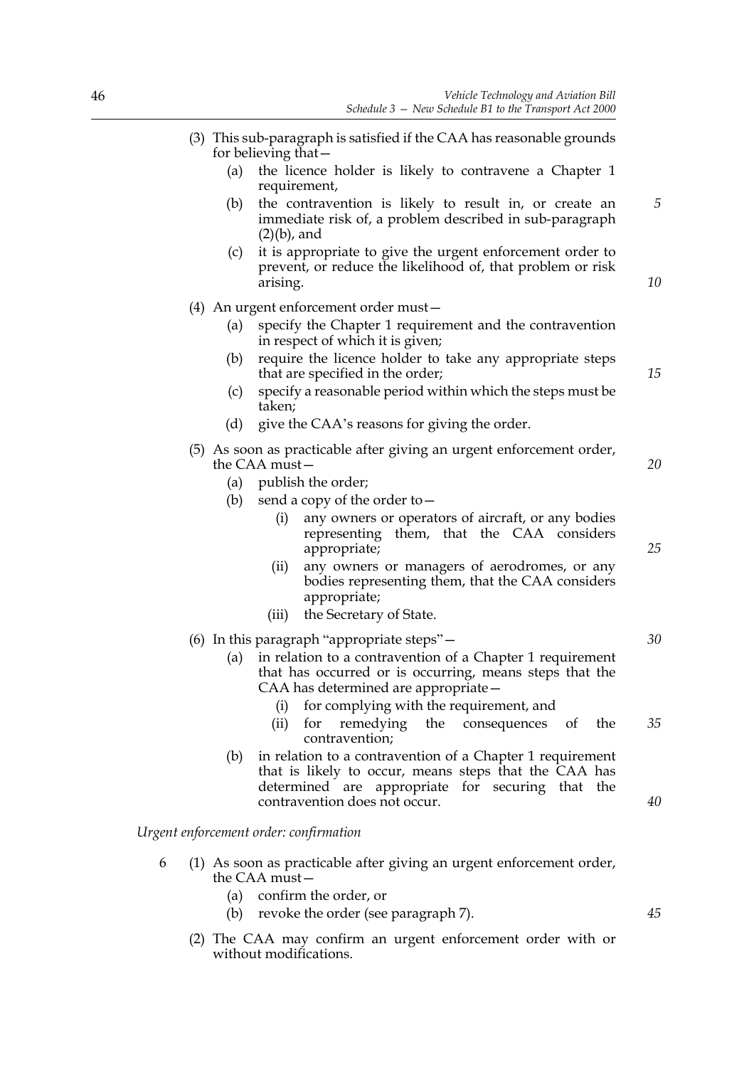(3) This sub-paragraph is satisfied if the CAA has reasonable grounds for believing that—

   (a) the licence holder is likely to contravene a Chapter 1 requirement,

   (b) the contravention is likely to result in, or create an immediate risk of, a problem described in sub-paragraph (2)(b), and

   (c) it is appropriate to give the urgent enforcement order to prevent, or reduce the likelihood of, that problem or risk arising.

(4) An urgent enforcement order must—

   (a) specify the Chapter 1 requirement and the contravention in respect of which it is given;

   (b) require the licence holder to take any appropriate steps that are specified in the order;

   (c) specify a reasonable period within which the steps must be taken;

   (d) give the CAA's reasons for giving the order.

(5) As soon as practicable after giving an urgent enforcement order, the CAA must—

   (a) publish the order;

   (b) send a copy of the order to—

      (i) any owners or operators of aircraft, or any bodies representing them, that the CAA considers appropriate;

      (ii) any owners or managers of aerodromes, or any bodies representing them, that the CAA considers appropriate;

      (iii) the Secretary of State.

(6) In this paragraph "appropriate steps"—

   (a) in relation to a contravention of a Chapter 1 requirement that has occurred or is occurring, means steps that the CAA has determined are appropriate—

      (i) for complying with the requirement, and

      (ii) for remedying the consequences of the contravention;

   (b) in relation to a contravention of a Chapter 1 requirement that is likely to occur, means steps that the CAA has determined are appropriate for securing that the contravention does not occur.

*Urgent enforcement order: confirmation*

6 (1) As soon as practicable after giving an urgent enforcement order, the CAA must—

   (a) confirm the order, or

   (b) revoke the order (see paragraph 7).

(2) The CAA may confirm an urgent enforcement order with or without modifications.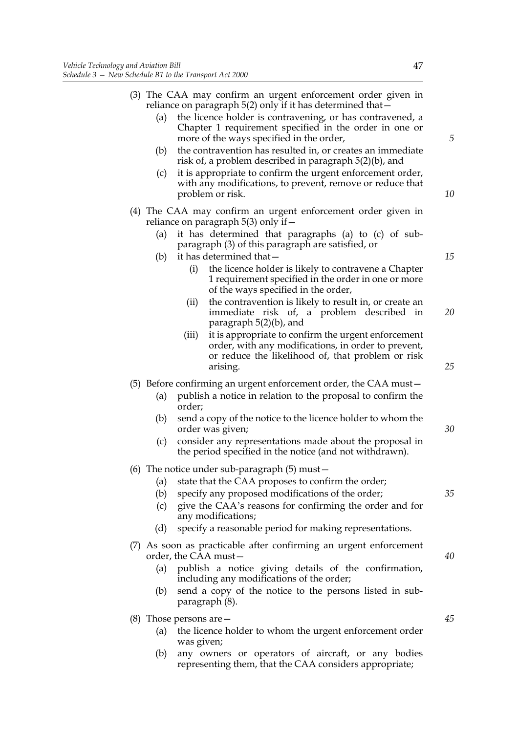(3) The CAA may confirm an urgent enforcement order given in reliance on paragraph 5(2) only if it has determined that—

   (a) the licence holder is contravening, or has contravened, a Chapter 1 requirement specified in the order in one or more of the ways specified in the order,

   (b) the contravention has resulted in, or creates an immediate risk of, a problem described in paragraph 5(2)(b), and

   (c) it is appropriate to confirm the urgent enforcement order, with any modifications, to prevent, remove or reduce that problem or risk.

(4) The CAA may confirm an urgent enforcement order given in reliance on paragraph 5(3) only if—

   (a) it has determined that paragraphs (a) to (c) of sub-paragraph (3) of this paragraph are satisfied, or

   (b) it has determined that—

      (i) the licence holder is likely to contravene a Chapter 1 requirement specified in the order in one or more of the ways specified in the order,

      (ii) the contravention is likely to result in, or create an immediate risk of, a problem described in paragraph 5(2)(b), and

      (iii) it is appropriate to confirm the urgent enforcement order, with any modifications, in order to prevent, or reduce the likelihood of, that problem or risk arising.

(5) Before confirming an urgent enforcement order, the CAA must—

   (a) publish a notice in relation to the proposal to confirm the order;

   (b) send a copy of the notice to the licence holder to whom the order was given;

   (c) consider any representations made about the proposal in the period specified in the notice (and not withdrawn).

(6) The notice under sub-paragraph (5) must—

   (a) state that the CAA proposes to confirm the order;

   (b) specify any proposed modifications of the order;

   (c) give the CAA's reasons for confirming the order and for any modifications;

   (d) specify a reasonable period for making representations.

(7) As soon as practicable after confirming an urgent enforcement order, the CAA must—

   (a) publish a notice giving details of the confirmation, including any modifications of the order;

   (b) send a copy of the notice to the persons listed in sub-paragraph (8).

(8) Those persons are—

   (a) the licence holder to whom the urgent enforcement order was given;

   (b) any owners or operators of aircraft, or any bodies representing them, that the CAA considers appropriate;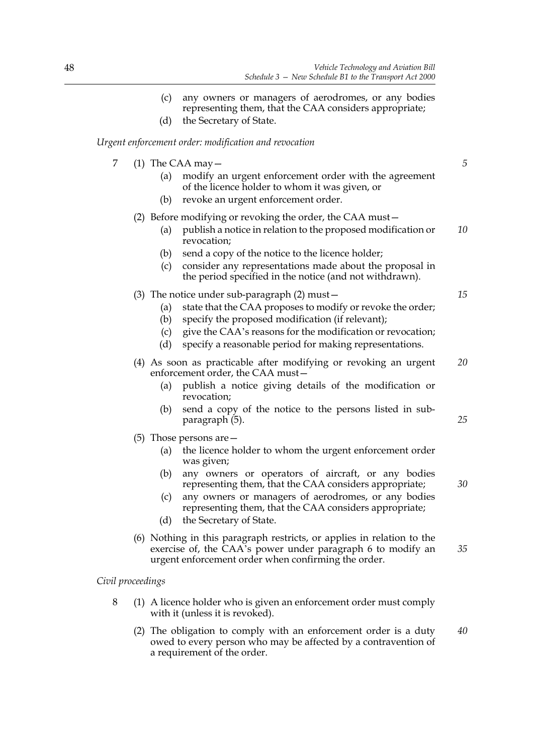(c) any owners or managers of aerodromes, or any bodies representing them, that the CAA considers appropriate;

(d) the Secretary of State.

*Urgent enforcement order: modification and revocation*

7 (1) The CAA may—

(a) modify an urgent enforcement order with the agreement of the licence holder to whom it was given, or

(b) revoke an urgent enforcement order.

(2) Before modifying or revoking the order, the CAA must—

(a) publish a notice in relation to the proposed modification or revocation;

(b) send a copy of the notice to the licence holder;

(c) consider any representations made about the proposal in the period specified in the notice (and not withdrawn).

(3) The notice under sub-paragraph (2) must—

(a) state that the CAA proposes to modify or revoke the order;

(b) specify the proposed modification (if relevant);

(c) give the CAA's reasons for the modification or revocation;

(d) specify a reasonable period for making representations.

(4) As soon as practicable after modifying or revoking an urgent enforcement order, the CAA must—

(a) publish a notice giving details of the modification or revocation;

(b) send a copy of the notice to the persons listed in sub-paragraph (5).

(5) Those persons are—

(a) the licence holder to whom the urgent enforcement order was given;

(b) any owners or operators of aircraft, or any bodies representing them, that the CAA considers appropriate;

(c) any owners or managers of aerodromes, or any bodies representing them, that the CAA considers appropriate;

(d) the Secretary of State.

(6) Nothing in this paragraph restricts, or applies in relation to the exercise of, the CAA's power under paragraph 6 to modify an urgent enforcement order when confirming the order.

*Civil proceedings*

8 (1) A licence holder who is given an enforcement order must comply with it (unless it is revoked).

(2) The obligation to comply with an enforcement order is a duty owed to every person who may be affected by a contravention of a requirement of the order.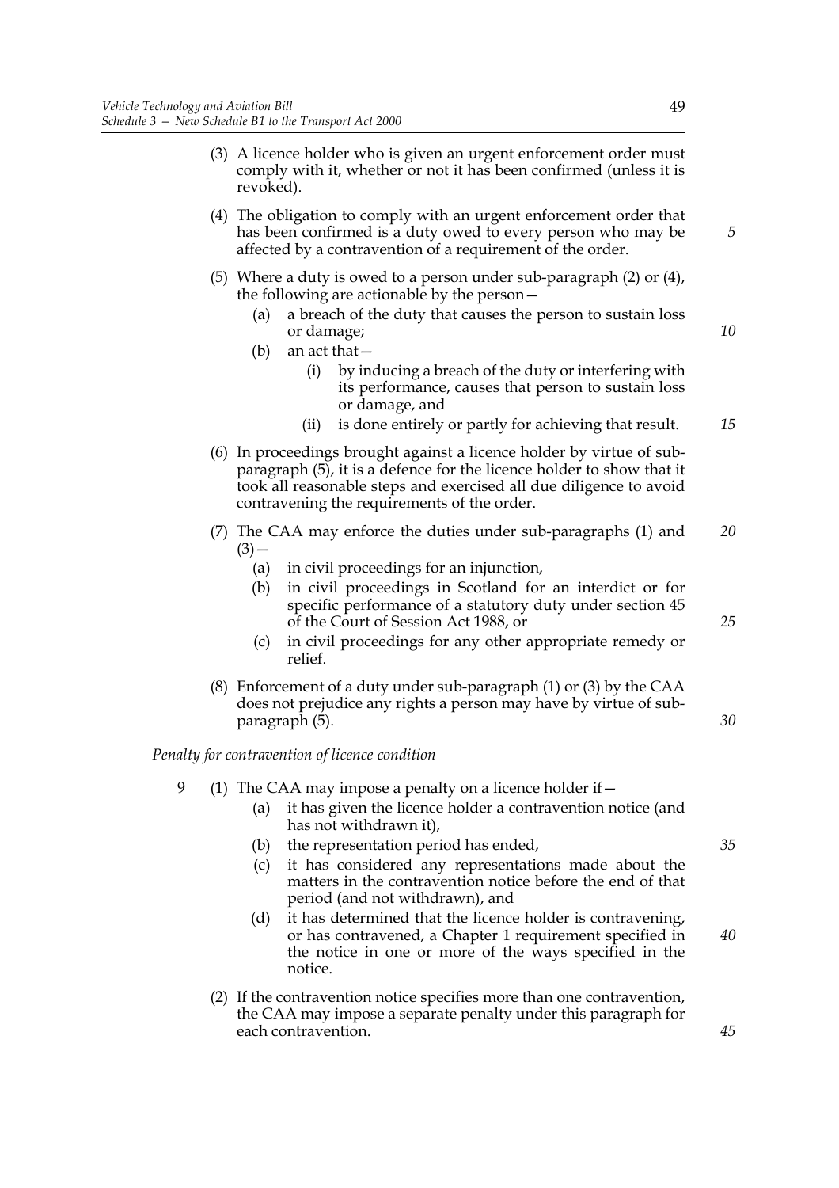(3) A licence holder who is given an urgent enforcement order must comply with it, whether or not it has been confirmed (unless it is revoked).

(4) The obligation to comply with an urgent enforcement order that has been confirmed is a duty owed to every person who may be affected by a contravention of a requirement of the order.

(5) Where a duty is owed to a person under sub-paragraph (2) or (4), the following are actionable by the person—

- (a) a breach of the duty that causes the person to sustain loss or damage;
- (b) an act that—
  - (i) by inducing a breach of the duty or interfering with its performance, causes that person to sustain loss or damage, and
  - (ii) is done entirely or partly for achieving that result.

(6) In proceedings brought against a licence holder by virtue of sub-paragraph (5), it is a defence for the licence holder to show that it took all reasonable steps and exercised all due diligence to avoid contravening the requirements of the order.

(7) The CAA may enforce the duties under sub-paragraphs (1) and (3)—

- (a) in civil proceedings for an injunction,
- (b) in civil proceedings in Scotland for an interdict or for specific performance of a statutory duty under section 45 of the Court of Session Act 1988, or
- (c) in civil proceedings for any other appropriate remedy or relief.

(8) Enforcement of a duty under sub-paragraph (1) or (3) by the CAA does not prejudice any rights a person may have by virtue of sub-paragraph (5).

*Penalty for contravention of licence condition*

9 (1) The CAA may impose a penalty on a licence holder if—

- (a) it has given the licence holder a contravention notice (and has not withdrawn it),
- (b) the representation period has ended,
- (c) it has considered any representations made about the matters in the contravention notice before the end of that period (and not withdrawn), and
- (d) it has determined that the licence holder is contravening, or has contravened, a Chapter 1 requirement specified in the notice in one or more of the ways specified in the notice.

(2) If the contravention notice specifies more than one contravention, the CAA may impose a separate penalty under this paragraph for each contravention.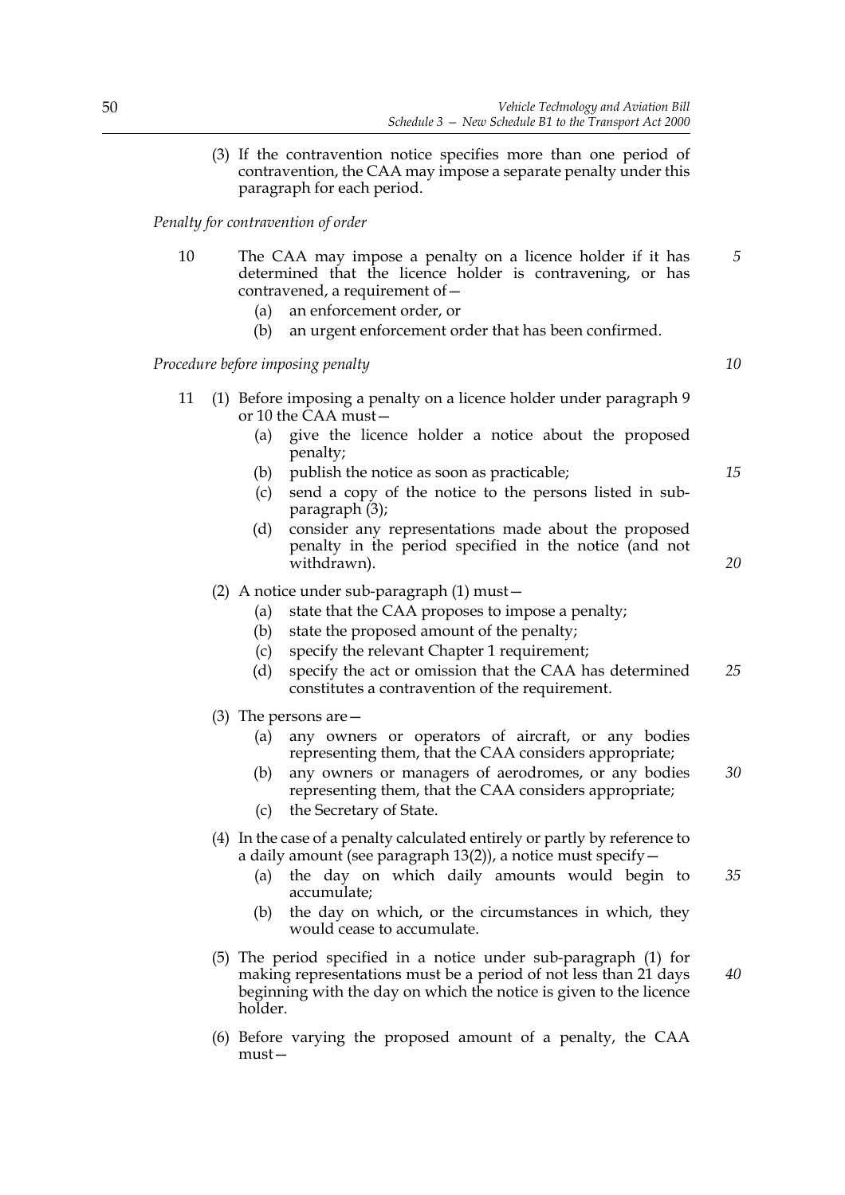(3) If the contravention notice specifies more than one period of contravention, the CAA may impose a separate penalty under this paragraph for each period.

*Penalty for contravention of order*

10 The CAA may impose a penalty on a licence holder if it has determined that the licence holder is contravening, or has contravened, a requirement of—

- (a) an enforcement order, or
- (b) an urgent enforcement order that has been confirmed.

*Procedure before imposing penalty*

11 (1) Before imposing a penalty on a licence holder under paragraph 9 or 10 the CAA must—

- (a) give the licence holder a notice about the proposed penalty;
- (b) publish the notice as soon as practicable;
- (c) send a copy of the notice to the persons listed in sub-paragraph (3);
- (d) consider any representations made about the proposed penalty in the period specified in the notice (and not withdrawn).

(2) A notice under sub-paragraph (1) must—

- (a) state that the CAA proposes to impose a penalty;
- (b) state the proposed amount of the penalty;
- (c) specify the relevant Chapter 1 requirement;
- (d) specify the act or omission that the CAA has determined constitutes a contravention of the requirement.

(3) The persons are—

- (a) any owners or operators of aircraft, or any bodies representing them, that the CAA considers appropriate;
- (b) any owners or managers of aerodromes, or any bodies representing them, that the CAA considers appropriate;
- (c) the Secretary of State.

(4) In the case of a penalty calculated entirely or partly by reference to a daily amount (see paragraph 13(2)), a notice must specify—

- (a) the day on which daily amounts would begin to accumulate;
- (b) the day on which, or the circumstances in which, they would cease to accumulate.

(5) The period specified in a notice under sub-paragraph (1) for making representations must be a period of not less than 21 days beginning with the day on which the notice is given to the licence holder.

(6) Before varying the proposed amount of a penalty, the CAA must—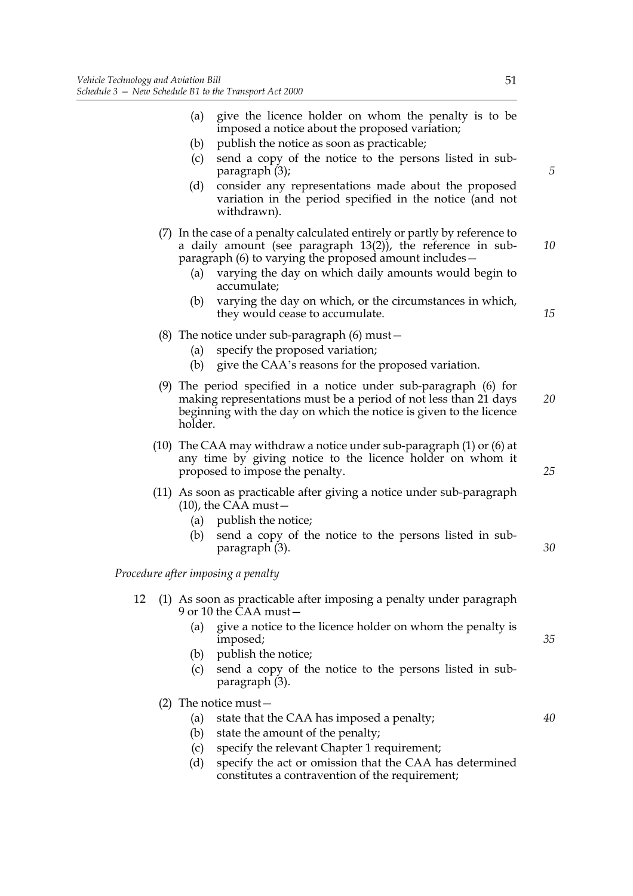(a) give the licence holder on whom the penalty is to be imposed a notice about the proposed variation;

(b) publish the notice as soon as practicable;

(c) send a copy of the notice to the persons listed in sub-paragraph (3);

(d) consider any representations made about the proposed variation in the period specified in the notice (and not withdrawn).

(7) In the case of a penalty calculated entirely or partly by reference to a daily amount (see paragraph 13(2)), the reference in sub-paragraph (6) to varying the proposed amount includes—

(a) varying the day on which daily amounts would begin to accumulate;

(b) varying the day on which, or the circumstances in which, they would cease to accumulate.

(8) The notice under sub-paragraph (6) must—

(a) specify the proposed variation;

(b) give the CAA's reasons for the proposed variation.

(9) The period specified in a notice under sub-paragraph (6) for making representations must be a period of not less than 21 days beginning with the day on which the notice is given to the licence holder.

(10) The CAA may withdraw a notice under sub-paragraph (1) or (6) at any time by giving notice to the licence holder on whom it proposed to impose the penalty.

(11) As soon as practicable after giving a notice under sub-paragraph (10), the CAA must—

(a) publish the notice;

(b) send a copy of the notice to the persons listed in sub-paragraph (3).

*Procedure after imposing a penalty*

12 (1) As soon as practicable after imposing a penalty under paragraph 9 or 10 the CAA must—

(a) give a notice to the licence holder on whom the penalty is imposed;

(b) publish the notice;

(c) send a copy of the notice to the persons listed in sub-paragraph (3).

(2) The notice must—

(a) state that the CAA has imposed a penalty;

(b) state the amount of the penalty;

(c) specify the relevant Chapter 1 requirement;

(d) specify the act or omission that the CAA has determined constitutes a contravention of the requirement;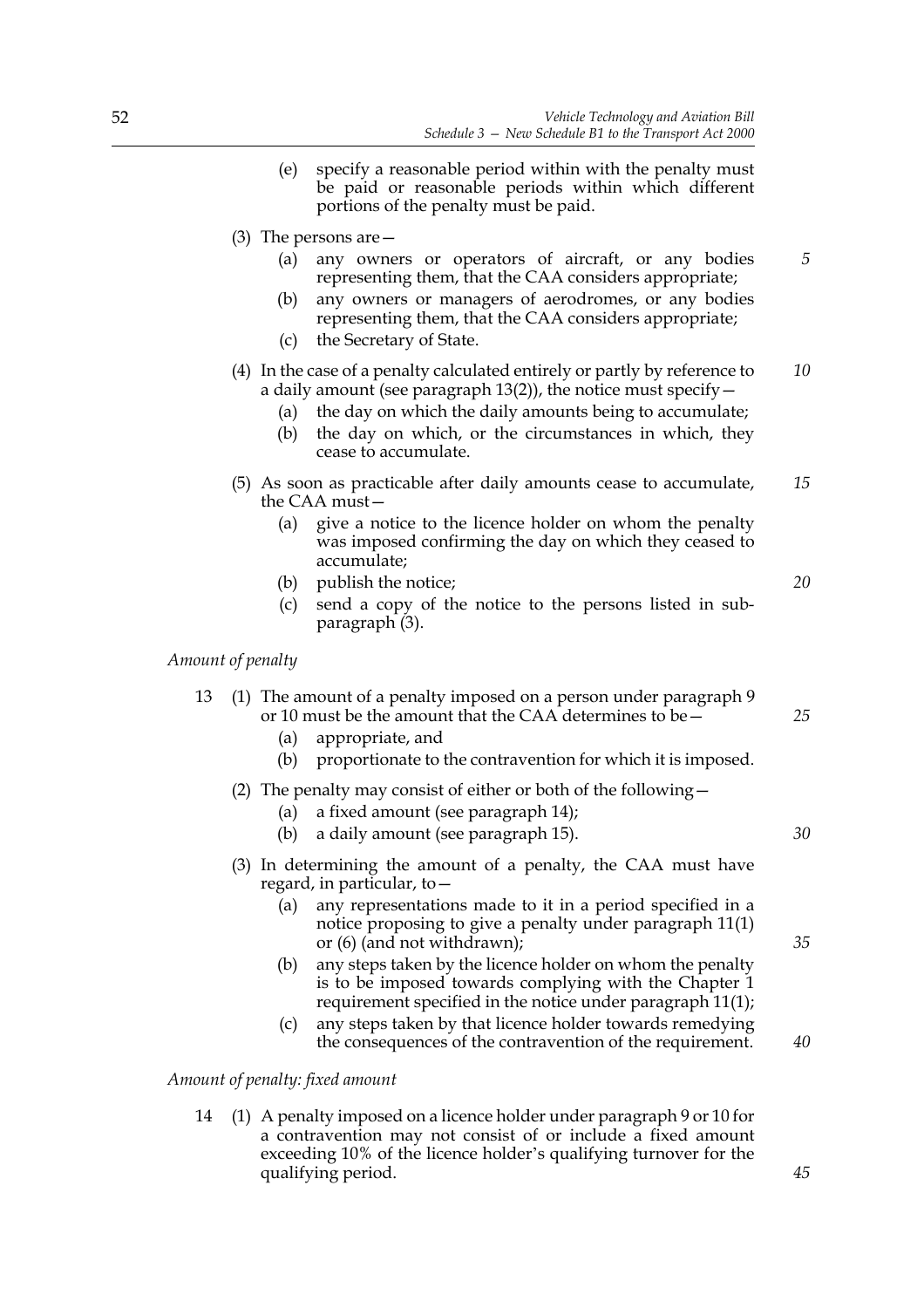(e) specify a reasonable period within with the penalty must be paid or reasonable periods within which different portions of the penalty must be paid.

(3) The persons are—

(a) any owners or operators of aircraft, or any bodies representing them, that the CAA considers appropriate;

(b) any owners or managers of aerodromes, or any bodies representing them, that the CAA considers appropriate;

(c) the Secretary of State.

(4) In the case of a penalty calculated entirely or partly by reference to a daily amount (see paragraph 13(2)), the notice must specify—

(a) the day on which the daily amounts being to accumulate;

(b) the day on which, or the circumstances in which, they cease to accumulate.

(5) As soon as practicable after daily amounts cease to accumulate, the CAA must—

(a) give a notice to the licence holder on whom the penalty was imposed confirming the day on which they ceased to accumulate;

(b) publish the notice;

(c) send a copy of the notice to the persons listed in sub-paragraph (3).

*Amount of penalty*

13 (1) The amount of a penalty imposed on a person under paragraph 9 or 10 must be the amount that the CAA determines to be—

(a) appropriate, and

(b) proportionate to the contravention for which it is imposed.

(2) The penalty may consist of either or both of the following—

(a) a fixed amount (see paragraph 14);

(b) a daily amount (see paragraph 15).

(3) In determining the amount of a penalty, the CAA must have regard, in particular, to—

(a) any representations made to it in a period specified in a notice proposing to give a penalty under paragraph 11(1) or (6) (and not withdrawn);

(b) any steps taken by the licence holder on whom the penalty is to be imposed towards complying with the Chapter 1 requirement specified in the notice under paragraph 11(1);

(c) any steps taken by that licence holder towards remedying the consequences of the contravention of the requirement.

*Amount of penalty: fixed amount*

14 (1) A penalty imposed on a licence holder under paragraph 9 or 10 for a contravention may not consist of or include a fixed amount exceeding 10% of the licence holder's qualifying turnover for the qualifying period.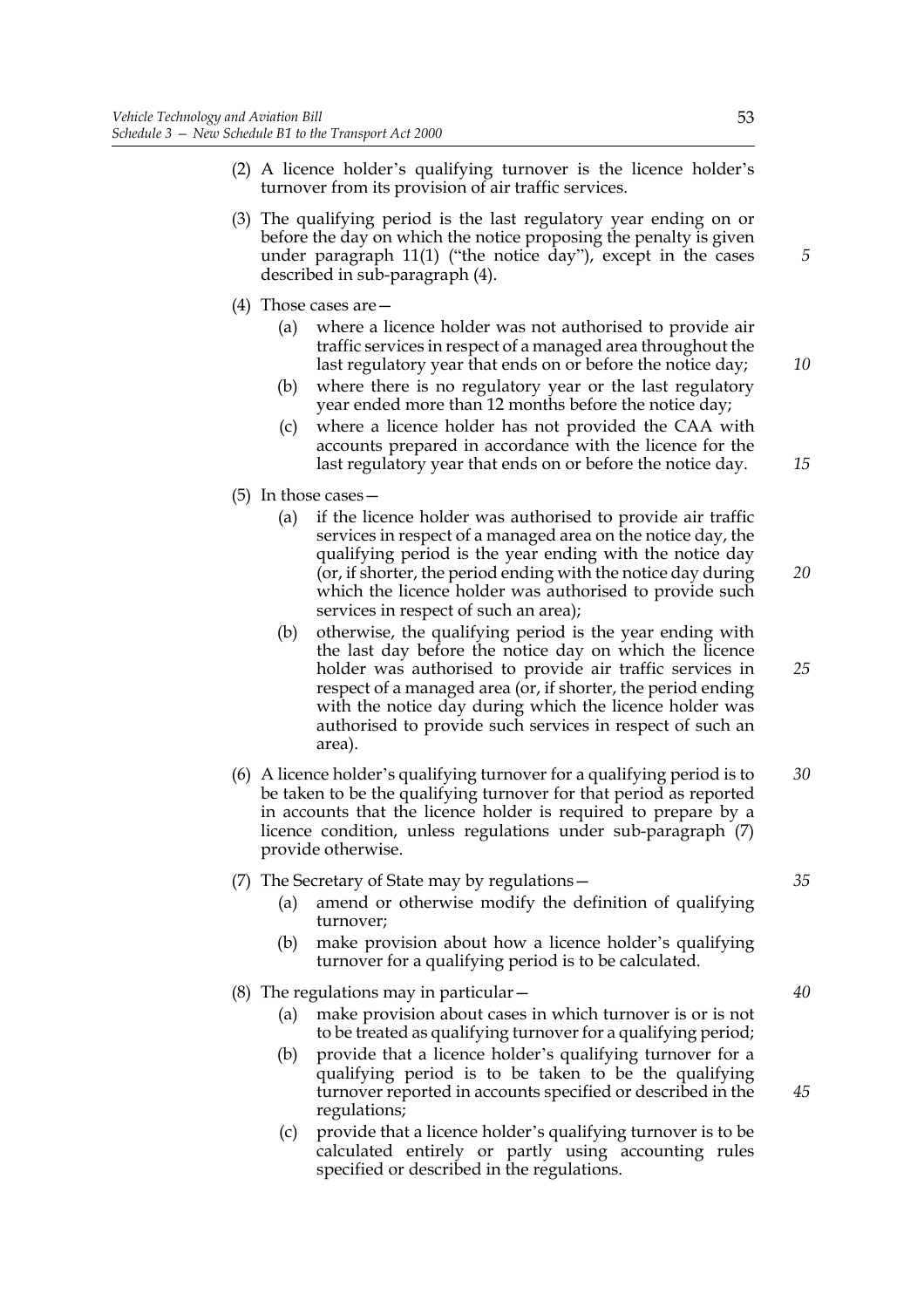(2) A licence holder's qualifying turnover is the licence holder's turnover from its provision of air traffic services.

(3) The qualifying period is the last regulatory year ending on or before the day on which the notice proposing the penalty is given under paragraph 11(1) ("the notice day"), except in the cases described in sub-paragraph (4).

(4) Those cases are—

(a) where a licence holder was not authorised to provide air traffic services in respect of a managed area throughout the last regulatory year that ends on or before the notice day;

(b) where there is no regulatory year or the last regulatory year ended more than 12 months before the notice day;

(c) where a licence holder has not provided the CAA with accounts prepared in accordance with the licence for the last regulatory year that ends on or before the notice day.

(5) In those cases—

(a) if the licence holder was authorised to provide air traffic services in respect of a managed area on the notice day, the qualifying period is the year ending with the notice day (or, if shorter, the period ending with the notice day during which the licence holder was authorised to provide such services in respect of such an area);

(b) otherwise, the qualifying period is the year ending with the last day before the notice day on which the licence holder was authorised to provide air traffic services in respect of a managed area (or, if shorter, the period ending with the notice day during which the licence holder was authorised to provide such services in respect of such an area).

(6) A licence holder's qualifying turnover for a qualifying period is to be taken to be the qualifying turnover for that period as reported in accounts that the licence holder is required to prepare by a licence condition, unless regulations under sub-paragraph (7) provide otherwise.

(7) The Secretary of State may by regulations—

(a) amend or otherwise modify the definition of qualifying turnover;

(b) make provision about how a licence holder's qualifying turnover for a qualifying period is to be calculated.

(8) The regulations may in particular—

(a) make provision about cases in which turnover is or is not to be treated as qualifying turnover for a qualifying period;

(b) provide that a licence holder's qualifying turnover for a qualifying period is to be taken to be the qualifying turnover reported in accounts specified or described in the regulations;

(c) provide that a licence holder's qualifying turnover is to be calculated entirely or partly using accounting rules specified or described in the regulations.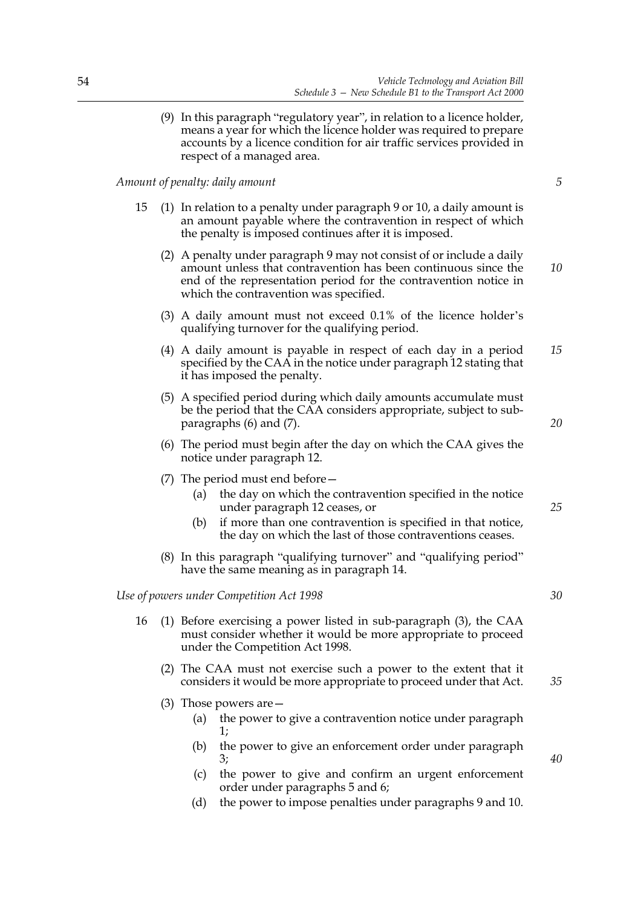(9) In this paragraph "regulatory year", in relation to a licence holder, means a year for which the licence holder was required to prepare accounts by a licence condition for air traffic services provided in respect of a managed area.

*Amount of penalty: daily amount*

15 (1) In relation to a penalty under paragraph 9 or 10, a daily amount is an amount payable where the contravention in respect of which the penalty is imposed continues after it is imposed.

(2) A penalty under paragraph 9 may not consist of or include a daily amount unless that contravention has been continuous since the end of the representation period for the contravention notice in which the contravention was specified.

(3) A daily amount must not exceed 0.1% of the licence holder's qualifying turnover for the qualifying period.

(4) A daily amount is payable in respect of each day in a period specified by the CAA in the notice under paragraph 12 stating that it has imposed the penalty.

(5) A specified period during which daily amounts accumulate must be the period that the CAA considers appropriate, subject to sub-paragraphs (6) and (7).

(6) The period must begin after the day on which the CAA gives the notice under paragraph 12.

(7) The period must end before—

- (a) the day on which the contravention specified in the notice under paragraph 12 ceases, or
- (b) if more than one contravention is specified in that notice, the day on which the last of those contraventions ceases.

(8) In this paragraph "qualifying turnover" and "qualifying period" have the same meaning as in paragraph 14.

*Use of powers under Competition Act 1998*

16 (1) Before exercising a power listed in sub-paragraph (3), the CAA must consider whether it would be more appropriate to proceed under the Competition Act 1998.

(2) The CAA must not exercise such a power to the extent that it considers it would be more appropriate to proceed under that Act.

(3) Those powers are—

- (a) the power to give a contravention notice under paragraph 1;
- (b) the power to give an enforcement order under paragraph 3;
- (c) the power to give and confirm an urgent enforcement order under paragraphs 5 and 6;
- (d) the power to impose penalties under paragraphs 9 and 10.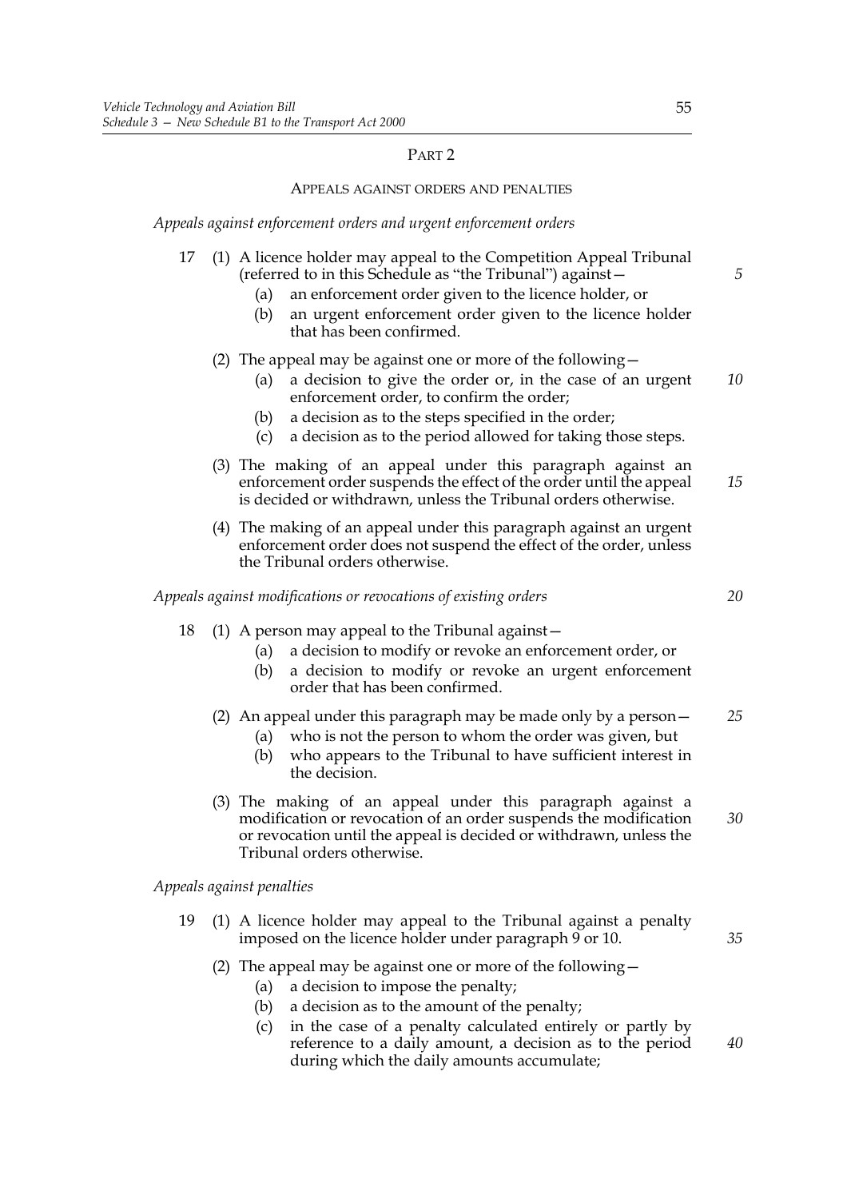## PART 2

### APPEALS AGAINST ORDERS AND PENALTIES

*Appeals against enforcement orders and urgent enforcement orders*

17 (1) A licence holder may appeal to the Competition Appeal Tribunal (referred to in this Schedule as "the Tribunal") against—

(a) an enforcement order given to the licence holder, or

(b) an urgent enforcement order given to the licence holder that has been confirmed.

(2) The appeal may be against one or more of the following—

(a) a decision to give the order or, in the case of an urgent enforcement order, to confirm the order;

(b) a decision as to the steps specified in the order;

(c) a decision as to the period allowed for taking those steps.

(3) The making of an appeal under this paragraph against an enforcement order suspends the effect of the order until the appeal is decided or withdrawn, unless the Tribunal orders otherwise.

(4) The making of an appeal under this paragraph against an urgent enforcement order does not suspend the effect of the order, unless the Tribunal orders otherwise.

*Appeals against modifications or revocations of existing orders*

18 (1) A person may appeal to the Tribunal against—

(a) a decision to modify or revoke an enforcement order, or

(b) a decision to modify or revoke an urgent enforcement order that has been confirmed.

(2) An appeal under this paragraph may be made only by a person—

(a) who is not the person to whom the order was given, but

(b) who appears to the Tribunal to have sufficient interest in the decision.

(3) The making of an appeal under this paragraph against a modification or revocation of an order suspends the modification or revocation until the appeal is decided or withdrawn, unless the Tribunal orders otherwise.

*Appeals against penalties*

19 (1) A licence holder may appeal to the Tribunal against a penalty imposed on the licence holder under paragraph 9 or 10.

(2) The appeal may be against one or more of the following—

(a) a decision to impose the penalty;

(b) a decision as to the amount of the penalty;

(c) in the case of a penalty calculated entirely or partly by reference to a daily amount, a decision as to the period during which the daily amounts accumulate;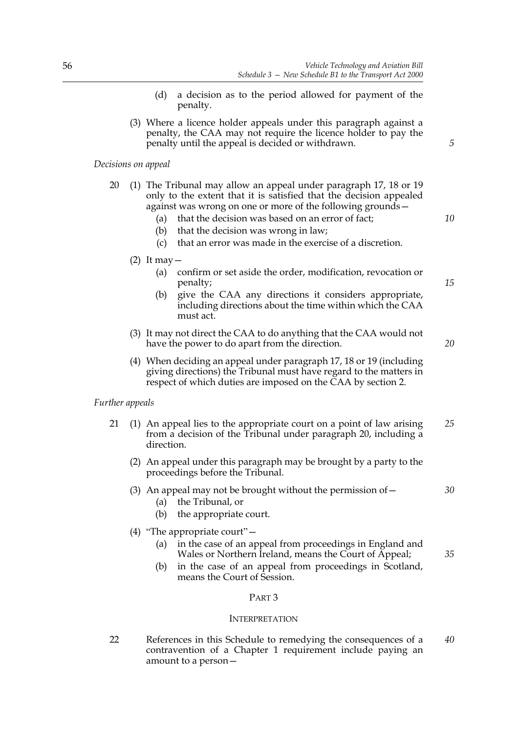(d) a decision as to the period allowed for payment of the penalty.

(3) Where a licence holder appeals under this paragraph against a penalty, the CAA may not require the licence holder to pay the penalty until the appeal is decided or withdrawn.

*Decisions on appeal*

20 (1) The Tribunal may allow an appeal under paragraph 17, 18 or 19 only to the extent that it is satisfied that the decision appealed against was wrong on one or more of the following grounds—

(a) that the decision was based on an error of fact;

(b) that the decision was wrong in law;

(c) that an error was made in the exercise of a discretion.

(2) It may—

(a) confirm or set aside the order, modification, revocation or penalty;

(b) give the CAA any directions it considers appropriate, including directions about the time within which the CAA must act.

(3) It may not direct the CAA to do anything that the CAA would not have the power to do apart from the direction.

(4) When deciding an appeal under paragraph 17, 18 or 19 (including giving directions) the Tribunal must have regard to the matters in respect of which duties are imposed on the CAA by section 2.

*Further appeals*

21 (1) An appeal lies to the appropriate court on a point of law arising from a decision of the Tribunal under paragraph 20, including a direction.

(2) An appeal under this paragraph may be brought by a party to the proceedings before the Tribunal.

(3) An appeal may not be brought without the permission of—

(a) the Tribunal, or

(b) the appropriate court.

(4) "The appropriate court"—

(a) in the case of an appeal from proceedings in England and Wales or Northern Ireland, means the Court of Appeal;

(b) in the case of an appeal from proceedings in Scotland, means the Court of Session.

PART 3

INTERPRETATION

22 References in this Schedule to remedying the consequences of a contravention of a Chapter 1 requirement include paying an amount to a person—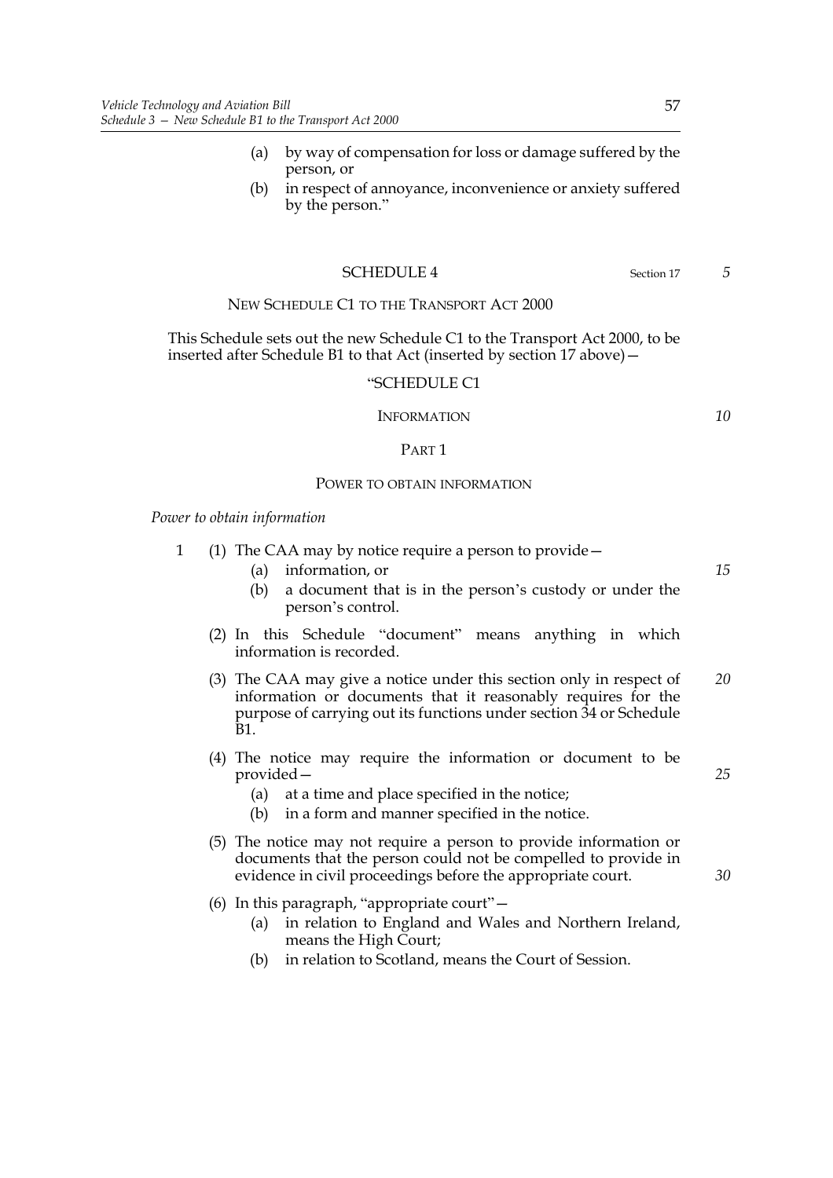(a) by way of compensation for loss or damage suffered by the person, or

(b) in respect of annoyance, inconvenience or anxiety suffered by the person."

## SCHEDULE 4

Section 17

NEW SCHEDULE C1 TO THE TRANSPORT ACT 2000

This Schedule sets out the new Schedule C1 to the Transport Act 2000, to be inserted after Schedule B1 to that Act (inserted by section 17 above)—

"SCHEDULE C1

INFORMATION

PART 1

POWER TO OBTAIN INFORMATION

*Power to obtain information*

1 (1) The CAA may by notice require a person to provide—

(a) information, or

(b) a document that is in the person's custody or under the person's control.

(2) In this Schedule "document" means anything in which information is recorded.

(3) The CAA may give a notice under this section only in respect of information or documents that it reasonably requires for the purpose of carrying out its functions under section 34 or Schedule B1.

(4) The notice may require the information or document to be provided—

(a) at a time and place specified in the notice;

(b) in a form and manner specified in the notice.

(5) The notice may not require a person to provide information or documents that the person could not be compelled to provide in evidence in civil proceedings before the appropriate court.

(6) In this paragraph, "appropriate court"—

(a) in relation to England and Wales and Northern Ireland, means the High Court;

(b) in relation to Scotland, means the Court of Session.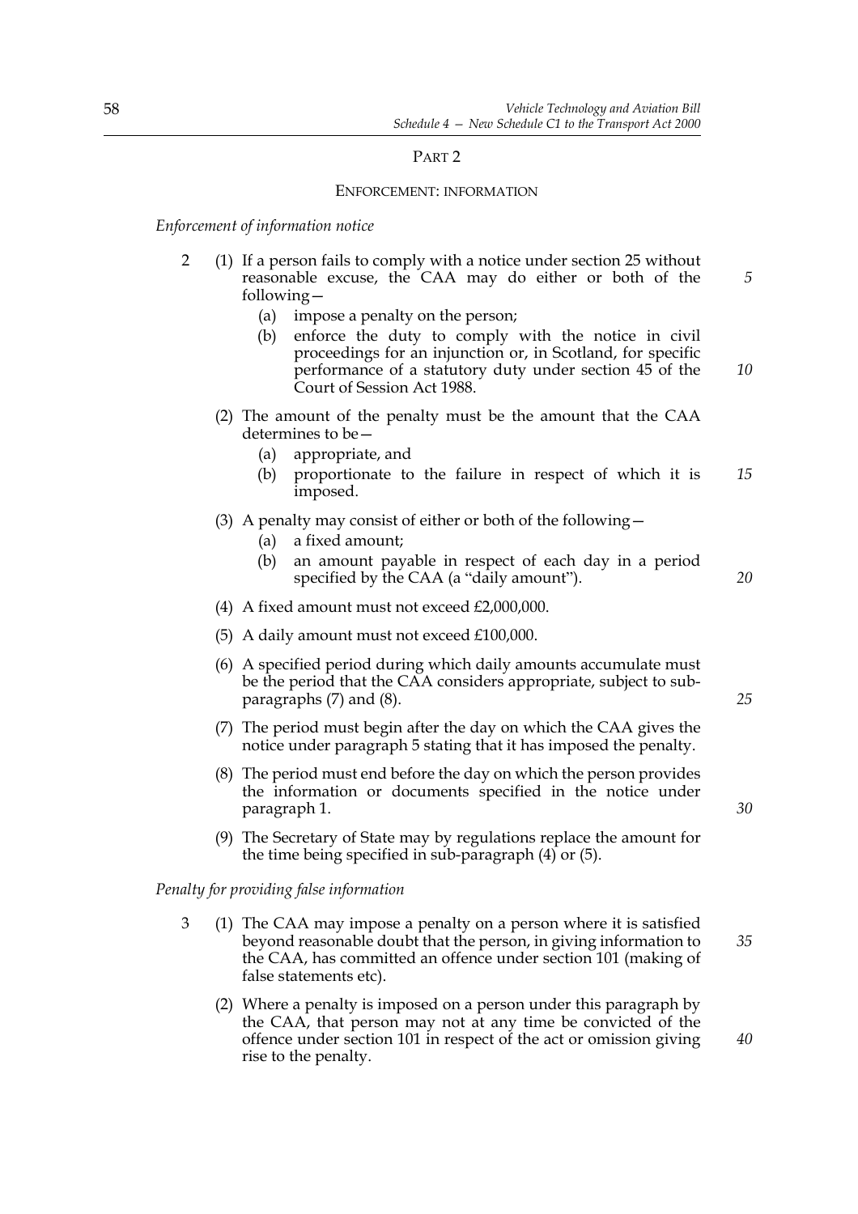## PART 2

### ENFORCEMENT: INFORMATION

*Enforcement of information notice*

2 (1) If a person fails to comply with a notice under section 25 without reasonable excuse, the CAA may do either or both of the following—

(a) impose a penalty on the person;

(b) enforce the duty to comply with the notice in civil proceedings for an injunction or, in Scotland, for specific performance of a statutory duty under section 45 of the Court of Session Act 1988.

(2) The amount of the penalty must be the amount that the CAA determines to be—

(a) appropriate, and

(b) proportionate to the failure in respect of which it is imposed.

(3) A penalty may consist of either or both of the following—

(a) a fixed amount;

(b) an amount payable in respect of each day in a period specified by the CAA (a "daily amount").

(4) A fixed amount must not exceed £2,000,000.

(5) A daily amount must not exceed £100,000.

(6) A specified period during which daily amounts accumulate must be the period that the CAA considers appropriate, subject to sub-paragraphs (7) and (8).

(7) The period must begin after the day on which the CAA gives the notice under paragraph 5 stating that it has imposed the penalty.

(8) The period must end before the day on which the person provides the information or documents specified in the notice under paragraph 1.

(9) The Secretary of State may by regulations replace the amount for the time being specified in sub-paragraph (4) or (5).

*Penalty for providing false information*

3 (1) The CAA may impose a penalty on a person where it is satisfied beyond reasonable doubt that the person, in giving information to the CAA, has committed an offence under section 101 (making of false statements etc).

(2) Where a penalty is imposed on a person under this paragraph by the CAA, that person may not at any time be convicted of the offence under section 101 in respect of the act or omission giving rise to the penalty.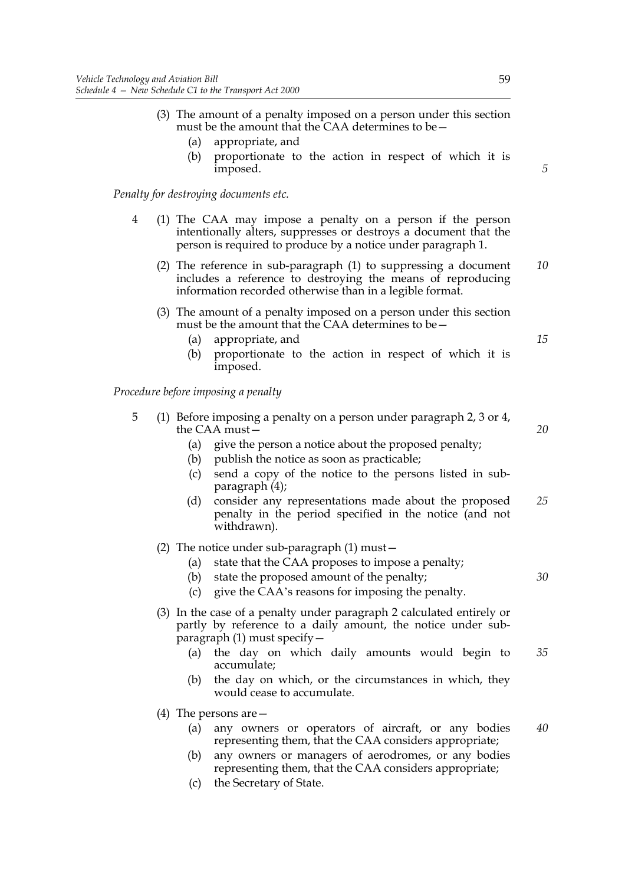(3) The amount of a penalty imposed on a person under this section must be the amount that the CAA determines to be—

(a) appropriate, and

(b) proportionate to the action in respect of which it is imposed.

*Penalty for destroying documents etc.*

4 (1) The CAA may impose a penalty on a person if the person intentionally alters, suppresses or destroys a document that the person is required to produce by a notice under paragraph 1.

(2) The reference in sub-paragraph (1) to suppressing a document includes a reference to destroying the means of reproducing information recorded otherwise than in a legible format.

(3) The amount of a penalty imposed on a person under this section must be the amount that the CAA determines to be—

(a) appropriate, and

(b) proportionate to the action in respect of which it is imposed.

*Procedure before imposing a penalty*

5 (1) Before imposing a penalty on a person under paragraph 2, 3 or 4, the CAA must—

(a) give the person a notice about the proposed penalty;

(b) publish the notice as soon as practicable;

(c) send a copy of the notice to the persons listed in sub-paragraph (4);

(d) consider any representations made about the proposed penalty in the period specified in the notice (and not withdrawn).

(2) The notice under sub-paragraph (1) must—

(a) state that the CAA proposes to impose a penalty;

(b) state the proposed amount of the penalty;

(c) give the CAA's reasons for imposing the penalty.

(3) In the case of a penalty under paragraph 2 calculated entirely or partly by reference to a daily amount, the notice under sub-paragraph (1) must specify—

(a) the day on which daily amounts would begin to accumulate;

(b) the day on which, or the circumstances in which, they would cease to accumulate.

(4) The persons are—

(a) any owners or operators of aircraft, or any bodies representing them, that the CAA considers appropriate;

(b) any owners or managers of aerodromes, or any bodies representing them, that the CAA considers appropriate;

(c) the Secretary of State.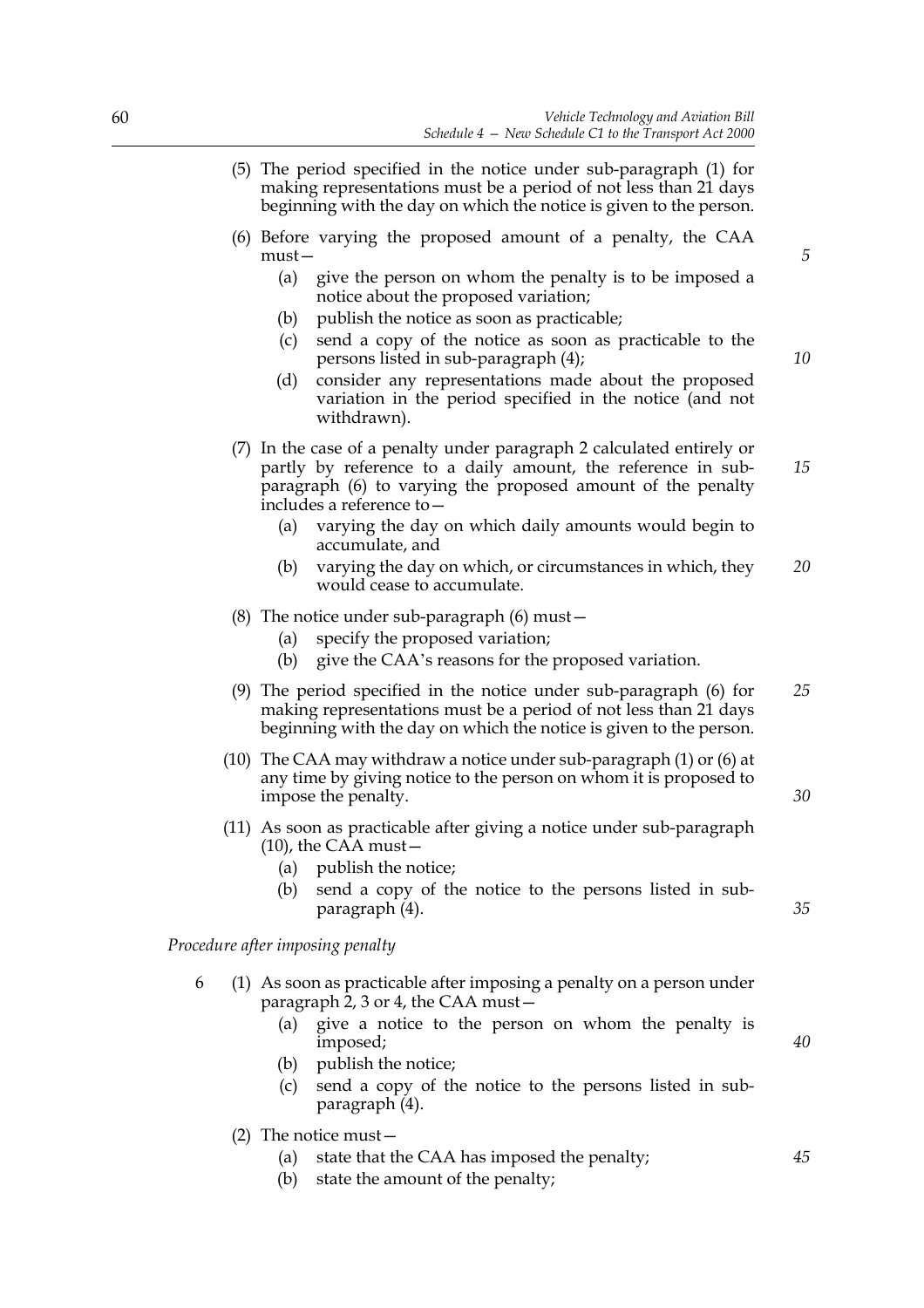(5) The period specified in the notice under sub-paragraph (1) for making representations must be a period of not less than 21 days beginning with the day on which the notice is given to the person.

(6) Before varying the proposed amount of a penalty, the CAA must—

- (a) give the person on whom the penalty is to be imposed a notice about the proposed variation;
- (b) publish the notice as soon as practicable;
- (c) send a copy of the notice as soon as practicable to the persons listed in sub-paragraph (4);
- (d) consider any representations made about the proposed variation in the period specified in the notice (and not withdrawn).

(7) In the case of a penalty under paragraph 2 calculated entirely or partly by reference to a daily amount, the reference in sub-paragraph (6) to varying the proposed amount of the penalty includes a reference to—

- (a) varying the day on which daily amounts would begin to accumulate, and
- (b) varying the day on which, or circumstances in which, they would cease to accumulate.

(8) The notice under sub-paragraph (6) must—

- (a) specify the proposed variation;
- (b) give the CAA's reasons for the proposed variation.

(9) The period specified in the notice under sub-paragraph (6) for making representations must be a period of not less than 21 days beginning with the day on which the notice is given to the person.

(10) The CAA may withdraw a notice under sub-paragraph (1) or (6) at any time by giving notice to the person on whom it is proposed to impose the penalty.

(11) As soon as practicable after giving a notice under sub-paragraph (10), the CAA must—

- (a) publish the notice;
- (b) send a copy of the notice to the persons listed in sub-paragraph (4).

*Procedure after imposing penalty*

6 (1) As soon as practicable after imposing a penalty on a person under paragraph 2, 3 or 4, the CAA must—

- (a) give a notice to the person on whom the penalty is imposed;
- (b) publish the notice;
- (c) send a copy of the notice to the persons listed in sub-paragraph (4).

(2) The notice must—

- (a) state that the CAA has imposed the penalty;
- (b) state the amount of the penalty;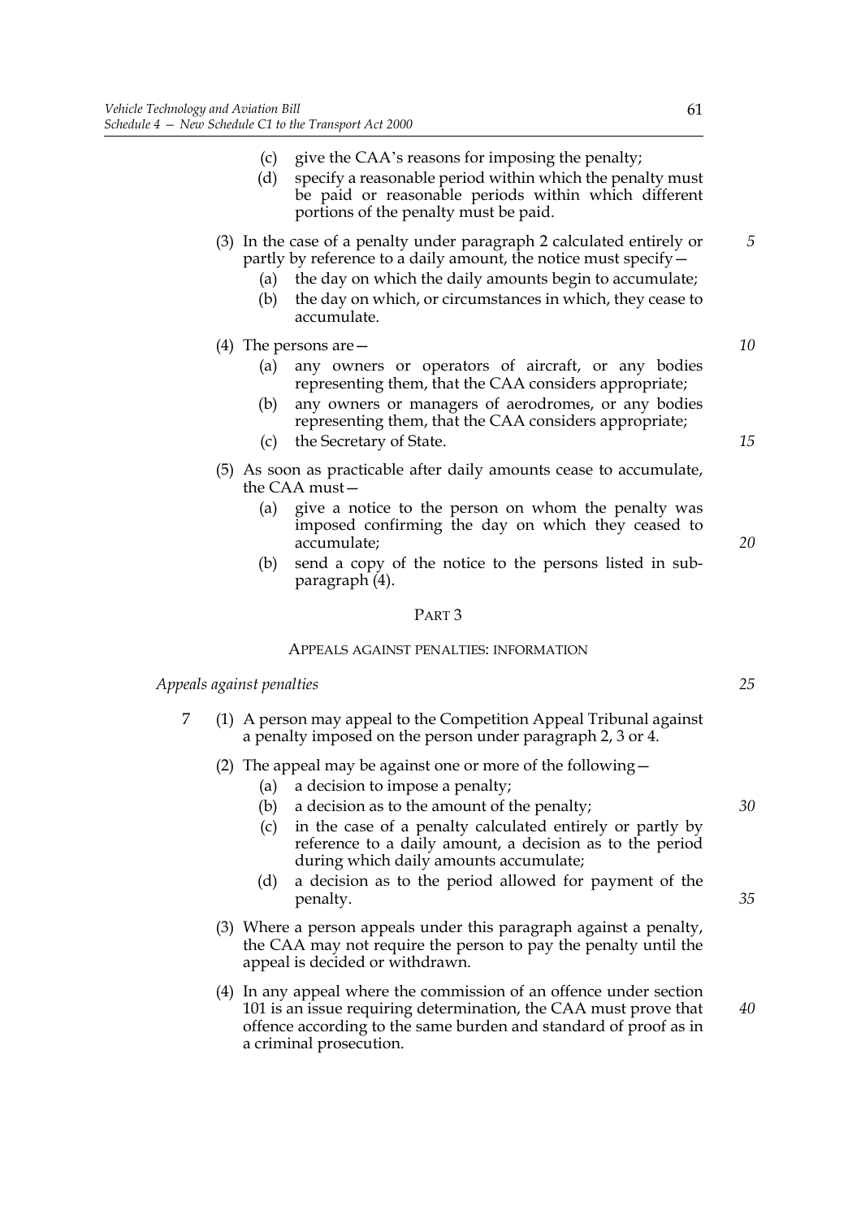(c) give the CAA's reasons for imposing the penalty;

(d) specify a reasonable period within which the penalty must be paid or reasonable periods within which different portions of the penalty must be paid.

(3) In the case of a penalty under paragraph 2 calculated entirely or partly by reference to a daily amount, the notice must specify—

(a) the day on which the daily amounts begin to accumulate;

(b) the day on which, or circumstances in which, they cease to accumulate.

(4) The persons are—

(a) any owners or operators of aircraft, or any bodies representing them, that the CAA considers appropriate;

(b) any owners or managers of aerodromes, or any bodies representing them, that the CAA considers appropriate;

(c) the Secretary of State.

(5) As soon as practicable after daily amounts cease to accumulate, the CAA must—

(a) give a notice to the person on whom the penalty was imposed confirming the day on which they ceased to accumulate;

(b) send a copy of the notice to the persons listed in sub-paragraph (4).

## PART 3

### APPEALS AGAINST PENALTIES: INFORMATION

*Appeals against penalties*

7 (1) A person may appeal to the Competition Appeal Tribunal against a penalty imposed on the person under paragraph 2, 3 or 4.

(2) The appeal may be against one or more of the following—

(a) a decision to impose a penalty;

(b) a decision as to the amount of the penalty;

(c) in the case of a penalty calculated entirely or partly by reference to a daily amount, a decision as to the period during which daily amounts accumulate;

(d) a decision as to the period allowed for payment of the penalty.

(3) Where a person appeals under this paragraph against a penalty, the CAA may not require the person to pay the penalty until the appeal is decided or withdrawn.

(4) In any appeal where the commission of an offence under section 101 is an issue requiring determination, the CAA must prove that offence according to the same burden and standard of proof as in a criminal prosecution.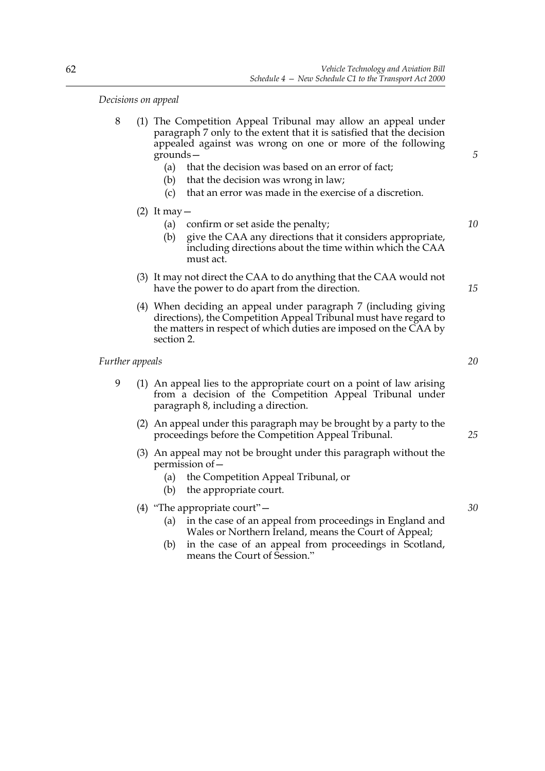*Decisions on appeal*

8 (1) The Competition Appeal Tribunal may allow an appeal under paragraph 7 only to the extent that it is satisfied that the decision appealed against was wrong on one or more of the following grounds—

(a) that the decision was based on an error of fact;

(b) that the decision was wrong in law;

(c) that an error was made in the exercise of a discretion.

(2) It may—

(a) confirm or set aside the penalty;

(b) give the CAA any directions that it considers appropriate, including directions about the time within which the CAA must act.

(3) It may not direct the CAA to do anything that the CAA would not have the power to do apart from the direction.

(4) When deciding an appeal under paragraph 7 (including giving directions), the Competition Appeal Tribunal must have regard to the matters in respect of which duties are imposed on the CAA by section 2.

*Further appeals*

9 (1) An appeal lies to the appropriate court on a point of law arising from a decision of the Competition Appeal Tribunal under paragraph 8, including a direction.

(2) An appeal under this paragraph may be brought by a party to the proceedings before the Competition Appeal Tribunal.

(3) An appeal may not be brought under this paragraph without the permission of—

(a) the Competition Appeal Tribunal, or

(b) the appropriate court.

(4) "The appropriate court"—

(a) in the case of an appeal from proceedings in England and Wales or Northern Ireland, means the Court of Appeal;

(b) in the case of an appeal from proceedings in Scotland, means the Court of Session."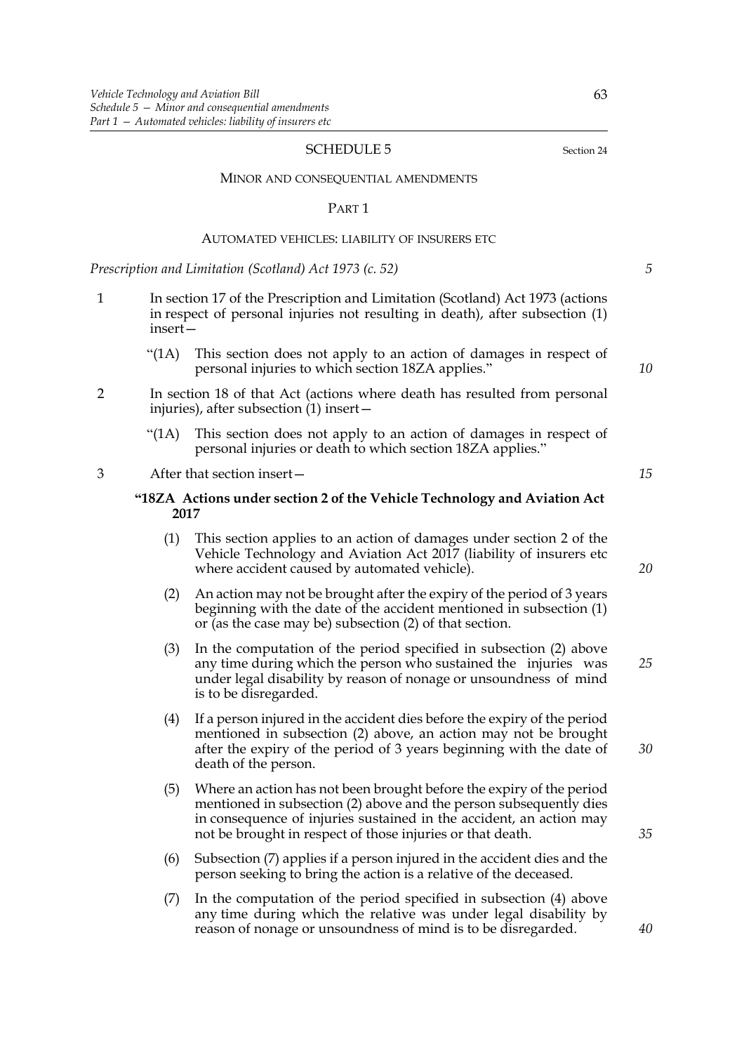## SCHEDULE 5

Section 24

### MINOR AND CONSEQUENTIAL AMENDMENTS

### PART 1

### AUTOMATED VEHICLES: LIABILITY OF INSURERS ETC

*Prescription and Limitation (Scotland) Act 1973 (c. 52)*

1 In section 17 of the Prescription and Limitation (Scotland) Act 1973 (actions in respect of personal injuries not resulting in death), after subsection (1) insert—

"(1A) This section does not apply to an action of damages in respect of personal injuries to which section 18ZA applies."

2 In section 18 of that Act (actions where death has resulted from personal injuries), after subsection (1) insert—

"(1A) This section does not apply to an action of damages in respect of personal injuries or death to which section 18ZA applies."

3 After that section insert—

**"18ZA Actions under section 2 of the Vehicle Technology and Aviation Act 2017**

(1) This section applies to an action of damages under section 2 of the Vehicle Technology and Aviation Act 2017 (liability of insurers etc where accident caused by automated vehicle).

(2) An action may not be brought after the expiry of the period of 3 years beginning with the date of the accident mentioned in subsection (1) or (as the case may be) subsection (2) of that section.

(3) In the computation of the period specified in subsection (2) above any time during which the person who sustained the injuries was under legal disability by reason of nonage or unsoundness of mind is to be disregarded.

(4) If a person injured in the accident dies before the expiry of the period mentioned in subsection (2) above, an action may not be brought after the expiry of the period of 3 years beginning with the date of death of the person.

(5) Where an action has not been brought before the expiry of the period mentioned in subsection (2) above and the person subsequently dies in consequence of injuries sustained in the accident, an action may not be brought in respect of those injuries or that death.

(6) Subsection (7) applies if a person injured in the accident dies and the person seeking to bring the action is a relative of the deceased.

(7) In the computation of the period specified in subsection (4) above any time during which the relative was under legal disability by reason of nonage or unsoundness of mind is to be disregarded.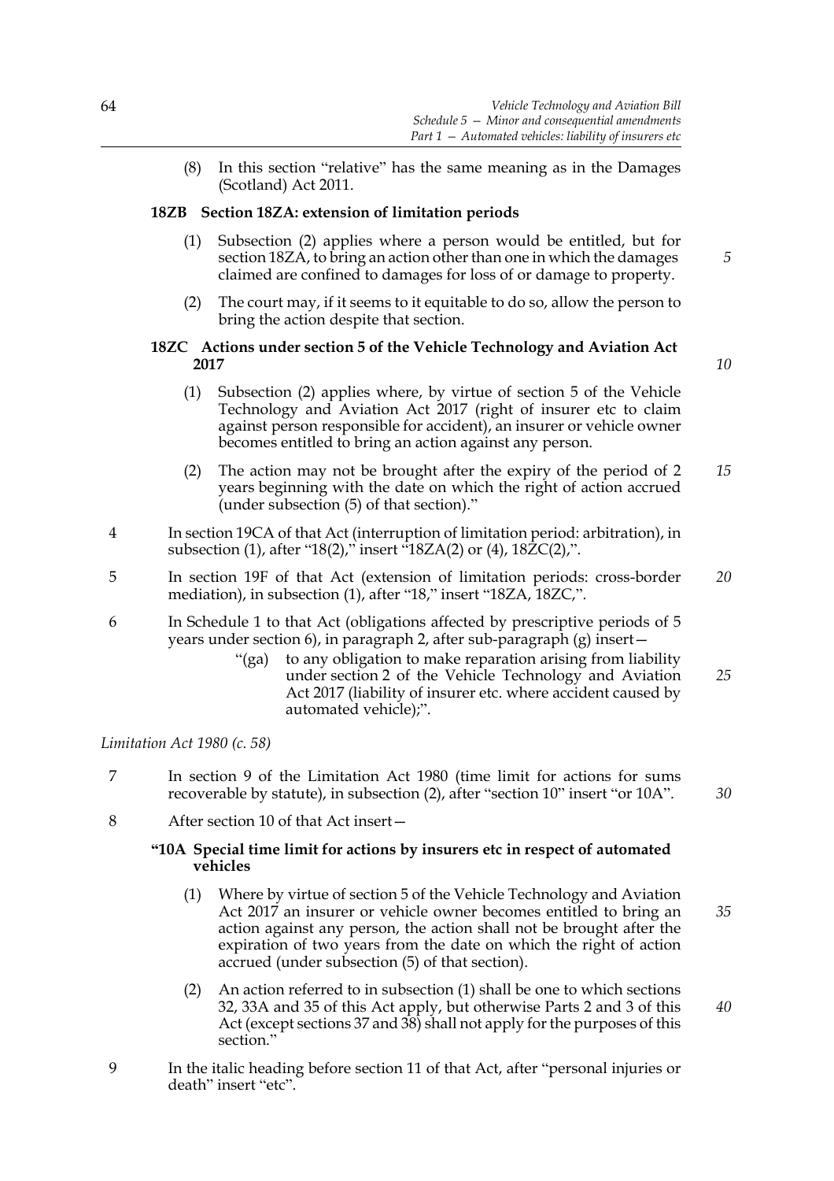(8) In this section "relative" has the same meaning as in the Damages (Scotland) Act 2011.

**18ZB Section 18ZA: extension of limitation periods**

(1) Subsection (2) applies where a person would be entitled, but for section 18ZA, to bring an action other than one in which the damages claimed are confined to damages for loss of or damage to property.

(2) The court may, if it seems to it equitable to do so, allow the person to bring the action despite that section.

**18ZC Actions under section 5 of the Vehicle Technology and Aviation Act 2017**

(1) Subsection (2) applies where, by virtue of section 5 of the Vehicle Technology and Aviation Act 2017 (right of insurer etc to claim against person responsible for accident), an insurer or vehicle owner becomes entitled to bring an action against any person.

(2) The action may not be brought after the expiry of the period of 2 years beginning with the date on which the right of action accrued (under subsection (5) of that section)."

4 In section 19CA of that Act (interruption of limitation period: arbitration), in subsection (1), after "18(2)," insert "18ZA(2) or (4), 18ZC(2),".

5 In section 19F of that Act (extension of limitation periods: cross-border mediation), in subsection (1), after "18," insert "18ZA, 18ZC,".

6 In Schedule 1 to that Act (obligations affected by prescriptive periods of 5 years under section 6), in paragraph 2, after sub-paragraph (g) insert—

"(ga) to any obligation to make reparation arising from liability under section 2 of the Vehicle Technology and Aviation Act 2017 (liability of insurer etc. where accident caused by automated vehicle);".

*Limitation Act 1980 (c. 58)*

7 In section 9 of the Limitation Act 1980 (time limit for actions for sums recoverable by statute), in subsection (2), after "section 10" insert "or 10A".

8 After section 10 of that Act insert—

**"10A Special time limit for actions by insurers etc in respect of automated vehicles**

(1) Where by virtue of section 5 of the Vehicle Technology and Aviation Act 2017 an insurer or vehicle owner becomes entitled to bring an action against any person, the action shall not be brought after the expiration of two years from the date on which the right of action accrued (under subsection (5) of that section).

(2) An action referred to in subsection (1) shall be one to which sections 32, 33A and 35 of this Act apply, but otherwise Parts 2 and 3 of this Act (except sections 37 and 38) shall not apply for the purposes of this section."

9 In the italic heading before section 11 of that Act, after "personal injuries or death" insert "etc".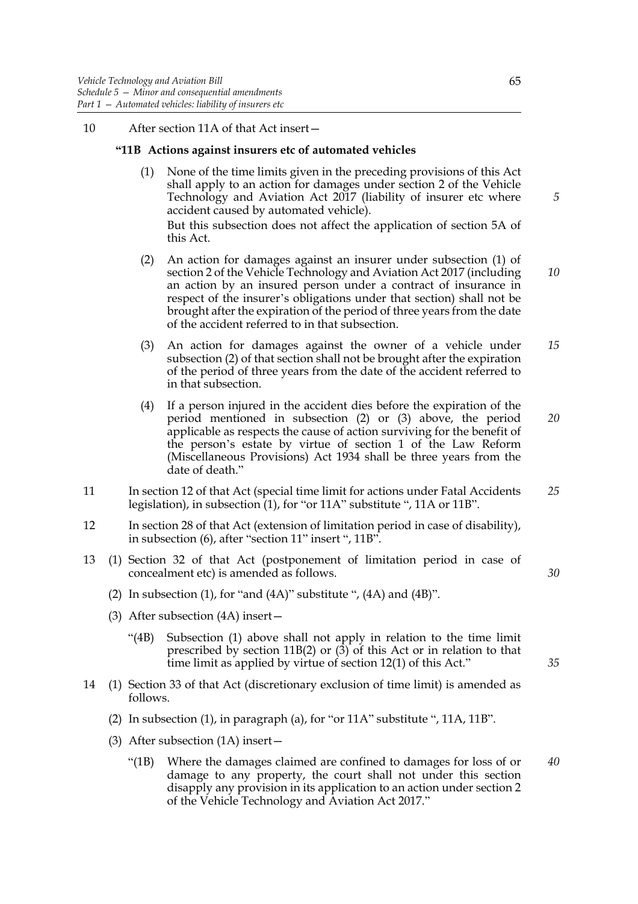10 After section 11A of that Act insert—

**"11B Actions against insurers etc of automated vehicles**

(1) None of the time limits given in the preceding provisions of this Act shall apply to an action for damages under section 2 of the Vehicle Technology and Aviation Act 2017 (liability of insurer etc where accident caused by automated vehicle).

But this subsection does not affect the application of section 5A of this Act.

(2) An action for damages against an insurer under subsection (1) of section 2 of the Vehicle Technology and Aviation Act 2017 (including an action by an insured person under a contract of insurance in respect of the insurer's obligations under that section) shall not be brought after the expiration of the period of three years from the date of the accident referred to in that subsection.

(3) An action for damages against the owner of a vehicle under subsection (2) of that section shall not be brought after the expiration of the period of three years from the date of the accident referred to in that subsection.

(4) If a person injured in the accident dies before the expiration of the period mentioned in subsection (2) or (3) above, the period applicable as respects the cause of action surviving for the benefit of the person's estate by virtue of section 1 of the Law Reform (Miscellaneous Provisions) Act 1934 shall be three years from the date of death."

11 In section 12 of that Act (special time limit for actions under Fatal Accidents legislation), in subsection (1), for "or 11A" substitute ", 11A or 11B".

12 In section 28 of that Act (extension of limitation period in case of disability), in subsection (6), after "section 11" insert ", 11B".

13 (1) Section 32 of that Act (postponement of limitation period in case of concealment etc) is amended as follows.

(2) In subsection (1), for "and (4A)" substitute ", (4A) and (4B)".

(3) After subsection (4A) insert—

"(4B) Subsection (1) above shall not apply in relation to the time limit prescribed by section 11B(2) or (3) of this Act or in relation to that time limit as applied by virtue of section 12(1) of this Act."

14 (1) Section 33 of that Act (discretionary exclusion of time limit) is amended as follows.

(2) In subsection (1), in paragraph (a), for "or 11A" substitute ", 11A, 11B".

(3) After subsection (1A) insert—

"(1B) Where the damages claimed are confined to damages for loss of or damage to any property, the court shall not under this section disapply any provision in its application to an action under section 2 of the Vehicle Technology and Aviation Act 2017."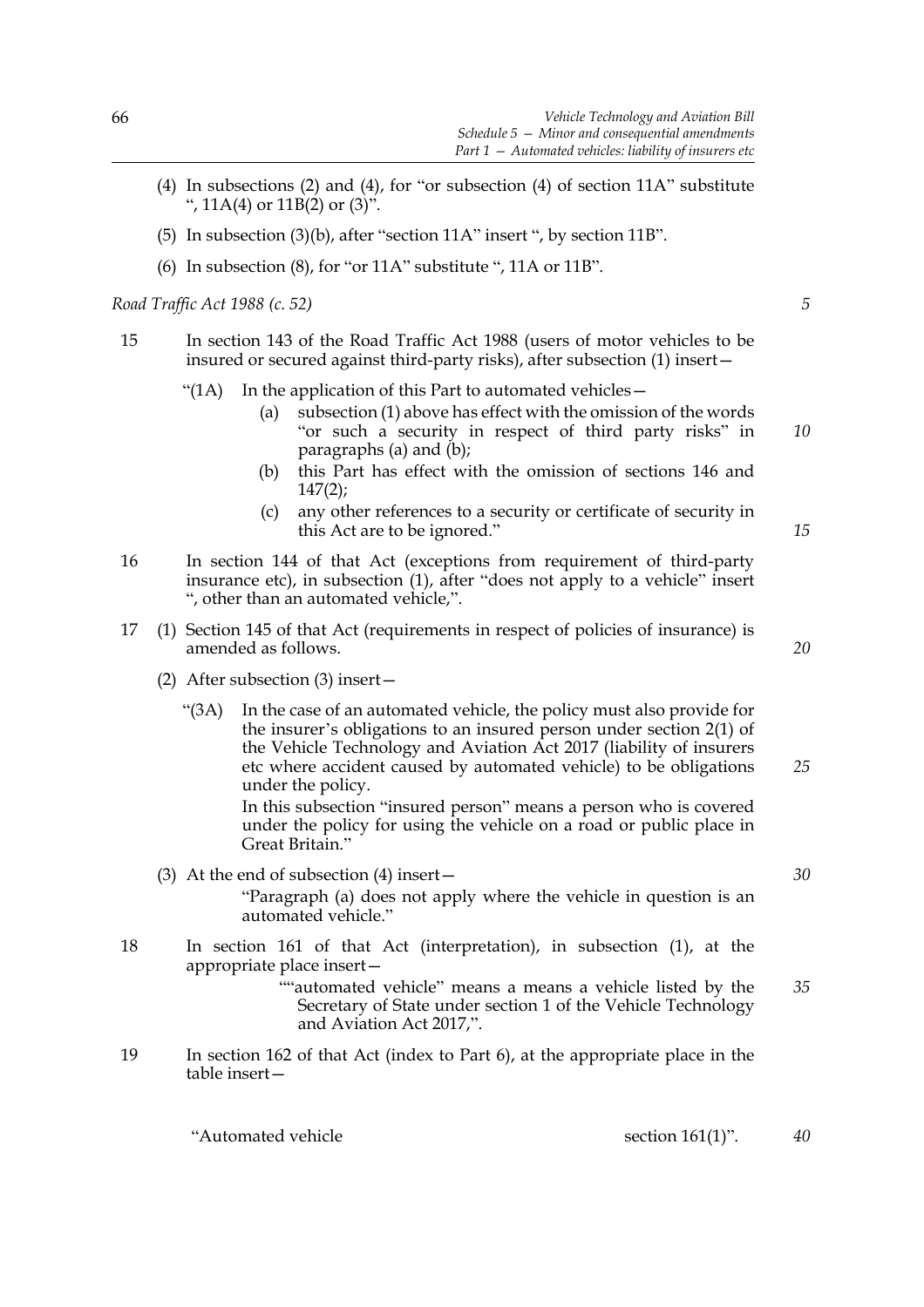(4) In subsections (2) and (4), for "or subsection (4) of section 11A" substitute ", 11A(4) or 11B(2) or (3)".

(5) In subsection (3)(b), after "section 11A" insert ", by section 11B".

(6) In subsection (8), for "or 11A" substitute ", 11A or 11B".

*Road Traffic Act 1988 (c. 52)*

15 In section 143 of the Road Traffic Act 1988 (users of motor vehicles to be insured or secured against third-party risks), after subsection (1) insert—

"(1A) In the application of this Part to automated vehicles—

(a) subsection (1) above has effect with the omission of the words "or such a security in respect of third party risks" in paragraphs (a) and (b);

(b) this Part has effect with the omission of sections 146 and 147(2);

(c) any other references to a security or certificate of security in this Act are to be ignored."

16 In section 144 of that Act (exceptions from requirement of third-party insurance etc), in subsection (1), after "does not apply to a vehicle" insert ", other than an automated vehicle,".

17 (1) Section 145 of that Act (requirements in respect of policies of insurance) is amended as follows.

(2) After subsection (3) insert—

"(3A) In the case of an automated vehicle, the policy must also provide for the insurer's obligations to an insured person under section 2(1) of the Vehicle Technology and Aviation Act 2017 (liability of insurers etc where accident caused by automated vehicle) to be obligations under the policy.

In this subsection "insured person" means a person who is covered under the policy for using the vehicle on a road or public place in Great Britain."

(3) At the end of subsection (4) insert—

"Paragraph (a) does not apply where the vehicle in question is an automated vehicle."

18 In section 161 of that Act (interpretation), in subsection (1), at the appropriate place insert—

""automated vehicle" means a means a vehicle listed by the Secretary of State under section 1 of the Vehicle Technology and Aviation Act 2017,".

19 In section 162 of that Act (index to Part 6), at the appropriate place in the table insert—

| | |
|---|---|
| "Automated vehicle | section 161(1)". |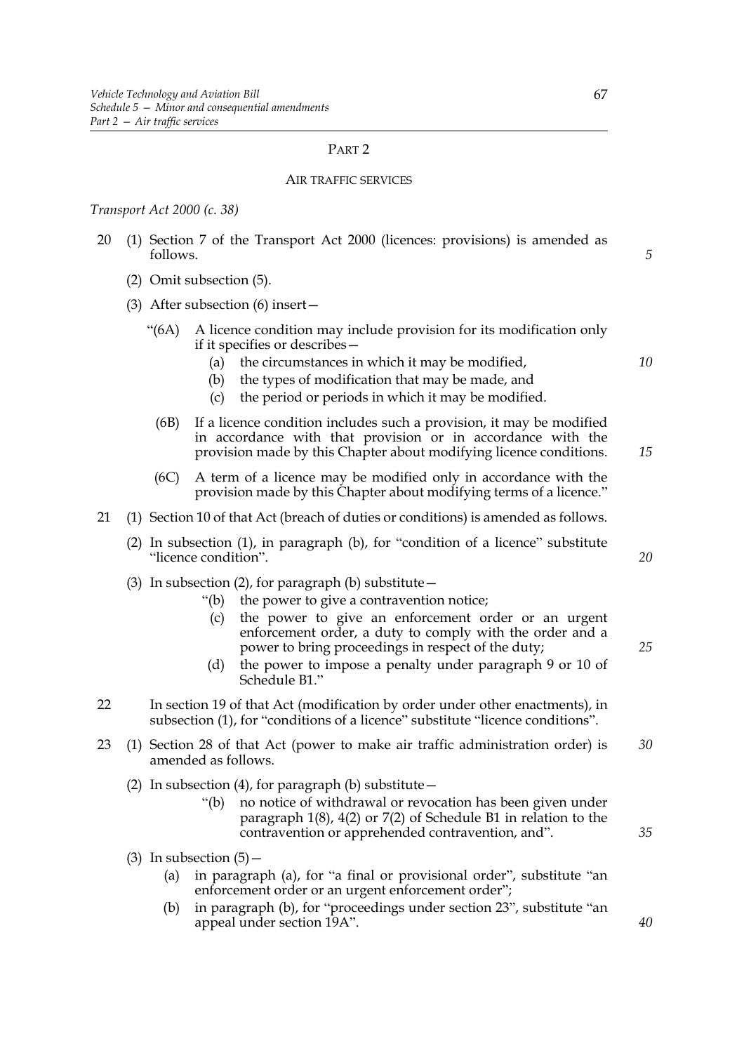## PART 2

### AIR TRAFFIC SERVICES

*Transport Act 2000 (c. 38)*

20 (1) Section 7 of the Transport Act 2000 (licences: provisions) is amended as follows.

(2) Omit subsection (5).

(3) After subsection (6) insert—

"(6A) A licence condition may include provision for its modification only if it specifies or describes—

(a) the circumstances in which it may be modified,

(b) the types of modification that may be made, and

(c) the period or periods in which it may be modified.

(6B) If a licence condition includes such a provision, it may be modified in accordance with that provision or in accordance with the provision made by this Chapter about modifying licence conditions.

(6C) A term of a licence may be modified only in accordance with the provision made by this Chapter about modifying terms of a licence."

21 (1) Section 10 of that Act (breach of duties or conditions) is amended as follows.

(2) In subsection (1), in paragraph (b), for "condition of a licence" substitute "licence condition".

(3) In subsection (2), for paragraph (b) substitute—

"(b) the power to give a contravention notice;

(c) the power to give an enforcement order or an urgent enforcement order, a duty to comply with the order and a power to bring proceedings in respect of the duty;

(d) the power to impose a penalty under paragraph 9 or 10 of Schedule B1."

22 In section 19 of that Act (modification by order under other enactments), in subsection (1), for "conditions of a licence" substitute "licence conditions".

23 (1) Section 28 of that Act (power to make air traffic administration order) is amended as follows.

(2) In subsection (4), for paragraph (b) substitute—

"(b) no notice of withdrawal or revocation has been given under paragraph 1(8), 4(2) or 7(2) of Schedule B1 in relation to the contravention or apprehended contravention, and".

(3) In subsection (5)—

(a) in paragraph (a), for "a final or provisional order", substitute "an enforcement order or an urgent enforcement order";

(b) in paragraph (b), for "proceedings under section 23", substitute "an appeal under section 19A".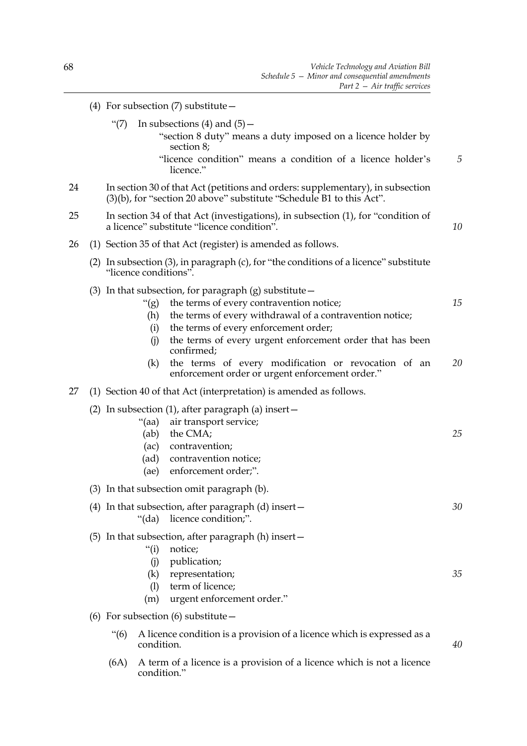(4) For subsection (7) substitute—

"(7) In subsections (4) and (5)—

"section 8 duty" means a duty imposed on a licence holder by section 8;

"licence condition" means a condition of a licence holder's licence."

24 In section 30 of that Act (petitions and orders: supplementary), in subsection (3)(b), for "section 20 above" substitute "Schedule B1 to this Act".

25 In section 34 of that Act (investigations), in subsection (1), for "condition of a licence" substitute "licence condition".

26 (1) Section 35 of that Act (register) is amended as follows.

(2) In subsection (3), in paragraph (c), for "the conditions of a licence" substitute "licence conditions".

(3) In that subsection, for paragraph (g) substitute—

"(g) the terms of every contravention notice;

(h) the terms of every withdrawal of a contravention notice;

(i) the terms of every enforcement order;

(j) the terms of every urgent enforcement order that has been confirmed;

(k) the terms of every modification or revocation of an enforcement order or urgent enforcement order."

27 (1) Section 40 of that Act (interpretation) is amended as follows.

(2) In subsection (1), after paragraph (a) insert—

"(aa) air transport service;

(ab) the CMA;

(ac) contravention;

(ad) contravention notice;

(ae) enforcement order;".

(3) In that subsection omit paragraph (b).

(4) In that subsection, after paragraph (d) insert—

"(da) licence condition;".

(5) In that subsection, after paragraph (h) insert—

"(i) notice;

(j) publication;

(k) representation;

(l) term of licence;

(m) urgent enforcement order."

(6) For subsection (6) substitute—

"(6) A licence condition is a provision of a licence which is expressed as a condition.

(6A) A term of a licence is a provision of a licence which is not a licence condition."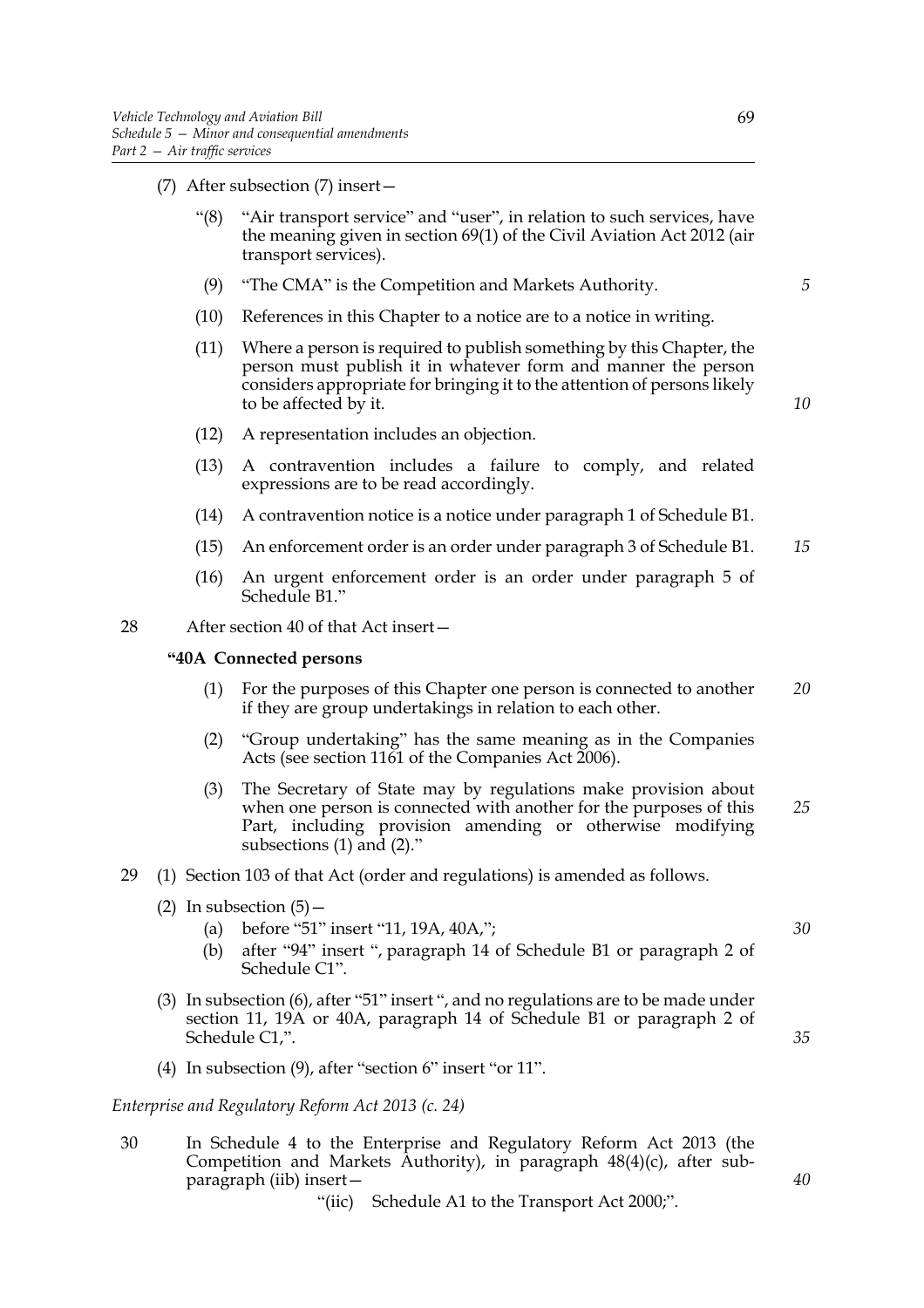(7) After subsection (7) insert—

"(8) "Air transport service" and "user", in relation to such services, have the meaning given in section 69(1) of the Civil Aviation Act 2012 (air transport services).

(9) "The CMA" is the Competition and Markets Authority.

(10) References in this Chapter to a notice are to a notice in writing.

(11) Where a person is required to publish something by this Chapter, the person must publish it in whatever form and manner the person considers appropriate for bringing it to the attention of persons likely to be affected by it.

(12) A representation includes an objection.

(13) A contravention includes a failure to comply, and related expressions are to be read accordingly.

(14) A contravention notice is a notice under paragraph 1 of Schedule B1.

(15) An enforcement order is an order under paragraph 3 of Schedule B1.

(16) An urgent enforcement order is an order under paragraph 5 of Schedule B1."

28 After section 40 of that Act insert—

**"40A Connected persons**

(1) For the purposes of this Chapter one person is connected to another if they are group undertakings in relation to each other.

(2) "Group undertaking" has the same meaning as in the Companies Acts (see section 1161 of the Companies Act 2006).

(3) The Secretary of State may by regulations make provision about when one person is connected with another for the purposes of this Part, including provision amending or otherwise modifying subsections (1) and (2)."

29 (1) Section 103 of that Act (order and regulations) is amended as follows.

(2) In subsection (5)—

(a) before "51" insert "11, 19A, 40A,";

(b) after "94" insert ", paragraph 14 of Schedule B1 or paragraph 2 of Schedule C1".

(3) In subsection (6), after "51" insert ", and no regulations are to be made under section 11, 19A or 40A, paragraph 14 of Schedule B1 or paragraph 2 of Schedule C1,".

(4) In subsection (9), after "section 6" insert "or 11".

*Enterprise and Regulatory Reform Act 2013 (c. 24)*

30 In Schedule 4 to the Enterprise and Regulatory Reform Act 2013 (the Competition and Markets Authority), in paragraph 48(4)(c), after sub-paragraph (iib) insert—

"(iic) Schedule A1 to the Transport Act 2000;".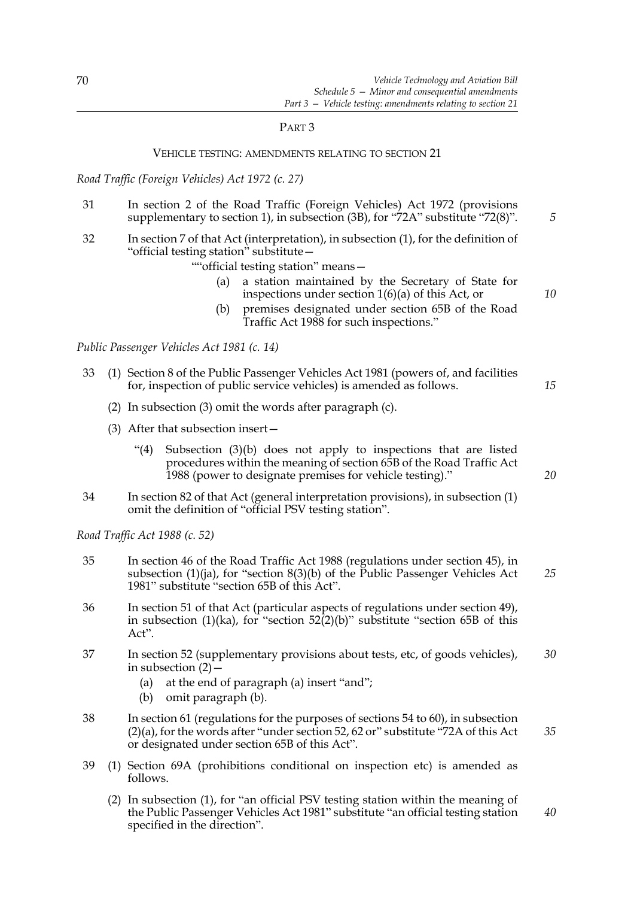## PART 3

### VEHICLE TESTING: AMENDMENTS RELATING TO SECTION 21

*Road Traffic (Foreign Vehicles) Act 1972 (c. 27)*

31 In section 2 of the Road Traffic (Foreign Vehicles) Act 1972 (provisions supplementary to section 1), in subsection (3B), for "72A" substitute "72(8)".

32 In section 7 of that Act (interpretation), in subsection (1), for the definition of "official testing station" substitute—

""official testing station" means—

(a) a station maintained by the Secretary of State for inspections under section 1(6)(a) of this Act, or

(b) premises designated under section 65B of the Road Traffic Act 1988 for such inspections."

*Public Passenger Vehicles Act 1981 (c. 14)*

33 (1) Section 8 of the Public Passenger Vehicles Act 1981 (powers of, and facilities for, inspection of public service vehicles) is amended as follows.

(2) In subsection (3) omit the words after paragraph (c).

(3) After that subsection insert—

"(4) Subsection (3)(b) does not apply to inspections that are listed procedures within the meaning of section 65B of the Road Traffic Act 1988 (power to designate premises for vehicle testing)."

34 In section 82 of that Act (general interpretation provisions), in subsection (1) omit the definition of "official PSV testing station".

*Road Traffic Act 1988 (c. 52)*

35 In section 46 of the Road Traffic Act 1988 (regulations under section 45), in subsection (1)(ja), for "section 8(3)(b) of the Public Passenger Vehicles Act 1981" substitute "section 65B of this Act".

36 In section 51 of that Act (particular aspects of regulations under section 49), in subsection (1)(ka), for "section 52(2)(b)" substitute "section 65B of this Act".

37 In section 52 (supplementary provisions about tests, etc, of goods vehicles), in subsection (2)—

(a) at the end of paragraph (a) insert "and";

(b) omit paragraph (b).

38 In section 61 (regulations for the purposes of sections 54 to 60), in subsection (2)(a), for the words after "under section 52, 62 or" substitute "72A of this Act or designated under section 65B of this Act".

39 (1) Section 69A (prohibitions conditional on inspection etc) is amended as follows.

(2) In subsection (1), for "an official PSV testing station within the meaning of the Public Passenger Vehicles Act 1981" substitute "an official testing station specified in the direction".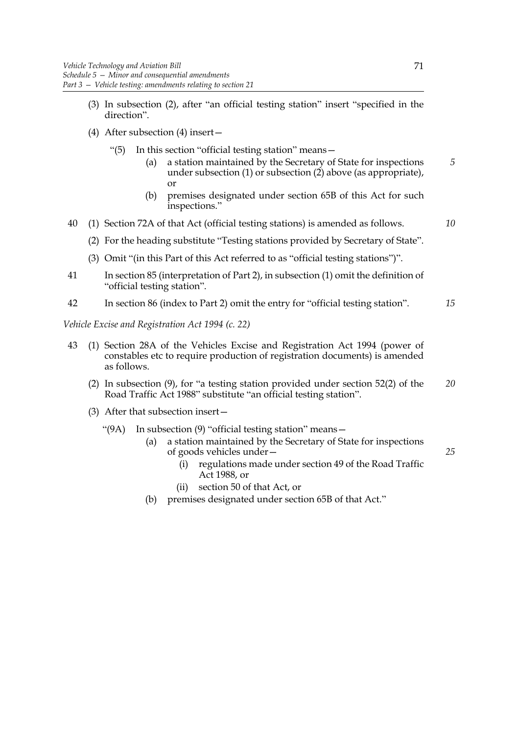(3) In subsection (2), after "an official testing station" insert "specified in the direction".

(4) After subsection (4) insert—

"(5) In this section "official testing station" means—

(a) a station maintained by the Secretary of State for inspections under subsection (1) or subsection (2) above (as appropriate), or

(b) premises designated under section 65B of this Act for such inspections."

40 (1) Section 72A of that Act (official testing stations) is amended as follows.

(2) For the heading substitute "Testing stations provided by Secretary of State".

(3) Omit "(in this Part of this Act referred to as "official testing stations")".

41 In section 85 (interpretation of Part 2), in subsection (1) omit the definition of "official testing station".

42 In section 86 (index to Part 2) omit the entry for "official testing station".

*Vehicle Excise and Registration Act 1994 (c. 22)*

43 (1) Section 28A of the Vehicles Excise and Registration Act 1994 (power of constables etc to require production of registration documents) is amended as follows.

(2) In subsection (9), for "a testing station provided under section 52(2) of the Road Traffic Act 1988" substitute "an official testing station".

(3) After that subsection insert—

"(9A) In subsection (9) "official testing station" means—

(a) a station maintained by the Secretary of State for inspections of goods vehicles under—

(i) regulations made under section 49 of the Road Traffic Act 1988, or

(ii) section 50 of that Act, or

(b) premises designated under section 65B of that Act."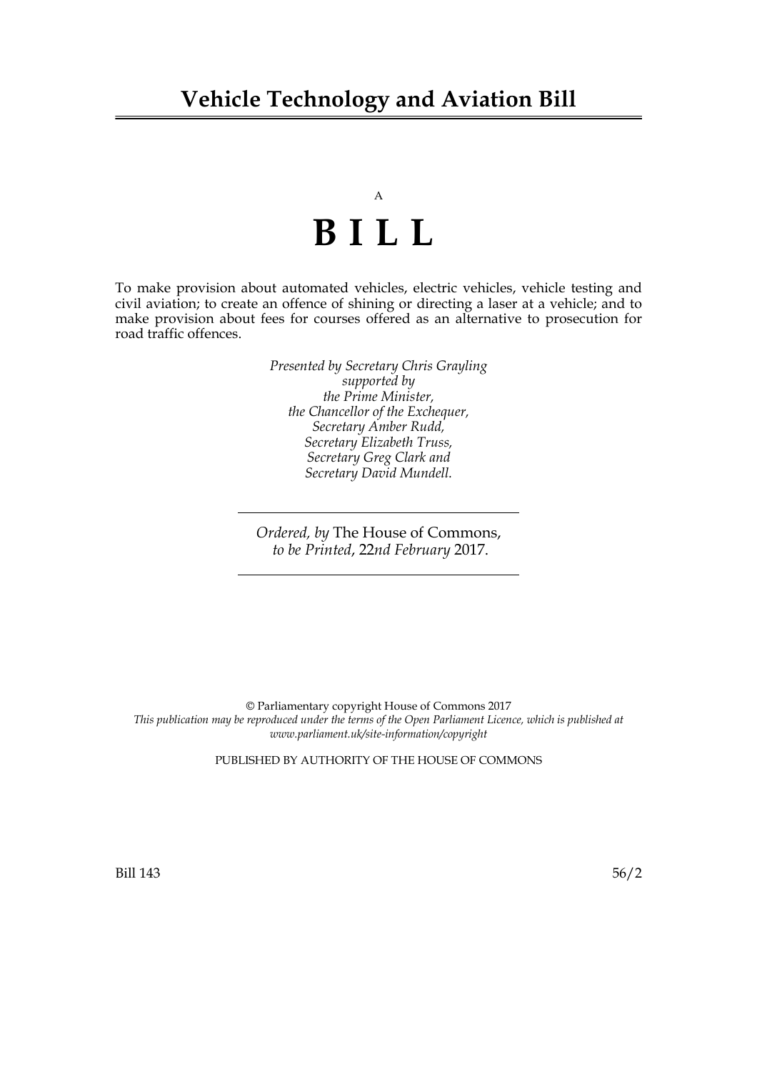# Vehicle Technology and Aviation Bill

A

# B I L L

To make provision about automated vehicles, electric vehicles, vehicle testing and civil aviation; to create an offence of shining or directing a laser at a vehicle; and to make provision about fees for courses offered as an alternative to prosecution for road traffic offences.

*Presented by Secretary Chris Grayling*
*supported by*
*the Prime Minister,*
*the Chancellor of the Exchequer,*
*Secretary Amber Rudd,*
*Secretary Elizabeth Truss,*
*Secretary Greg Clark and*
*Secretary David Mundell.*

*Ordered, by* The House of Commons, *to be Printed*, 22*nd February* 2017.

© Parliamentary copyright House of Commons 2017
*This publication may be reproduced under the terms of the Open Parliament Licence, which is published at www.parliament.uk/site-information/copyright*

PUBLISHED BY AUTHORITY OF THE HOUSE OF COMMONS

Bill 143 56/2